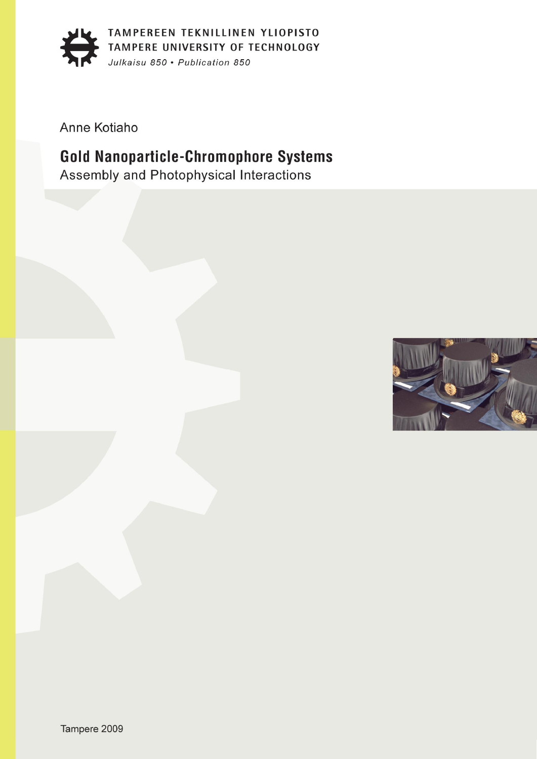TAMPEREEN TEKNILLINEN YLIOPISTO
TAMPERE UNIVERSITY OF TECHNOLOGY
*Julkaisu 850 • Publication 850*

Anne Kotiaho

# Gold Nanoparticle-Chromophore Systems

Assembly and Photophysical Interactions

Tampere 2009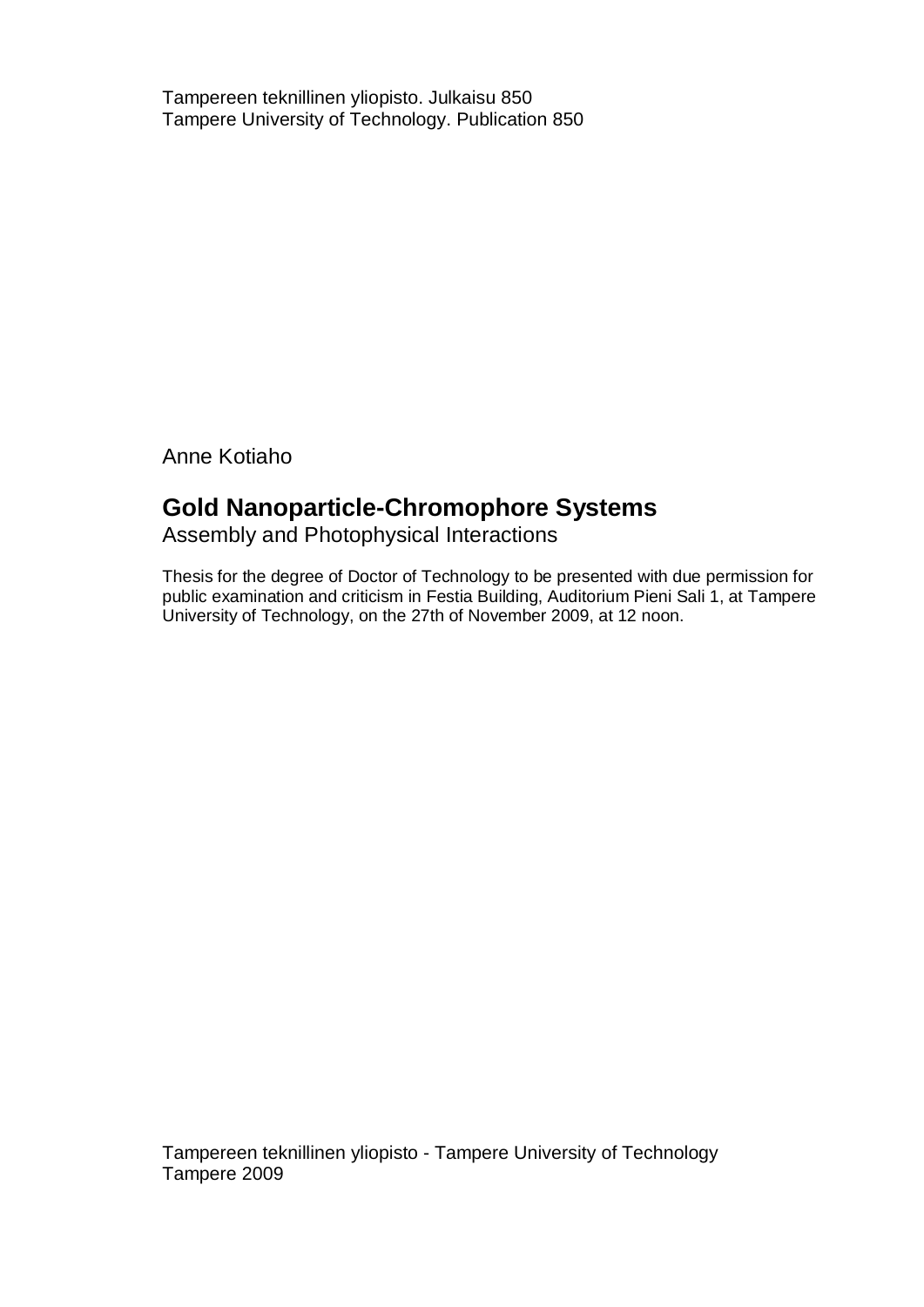Tampereen teknillinen yliopisto. Julkaisu 850
Tampere University of Technology. Publication 850

Anne Kotiaho

# Gold Nanoparticle-Chromophore Systems

Assembly and Photophysical Interactions

Thesis for the degree of Doctor of Technology to be presented with due permission for public examination and criticism in Festia Building, Auditorium Pieni Sali 1, at Tampere University of Technology, on the 27th of November 2009, at 12 noon.

Tampereen teknillinen yliopisto - Tampere University of Technology
Tampere 2009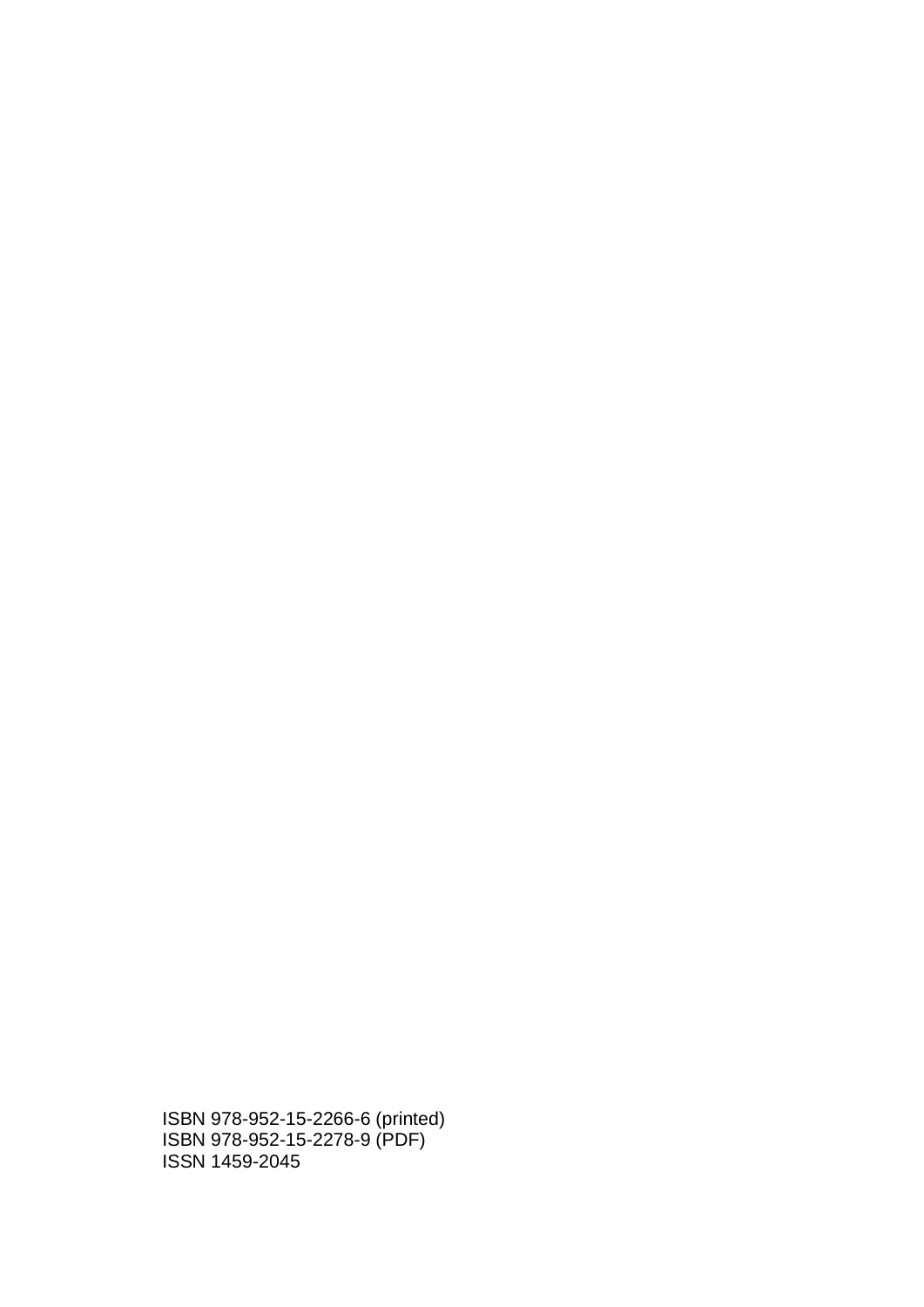ISBN 978-952-15-2266-6 (printed)
ISBN 978-952-15-2278-9 (PDF)
ISSN 1459-2045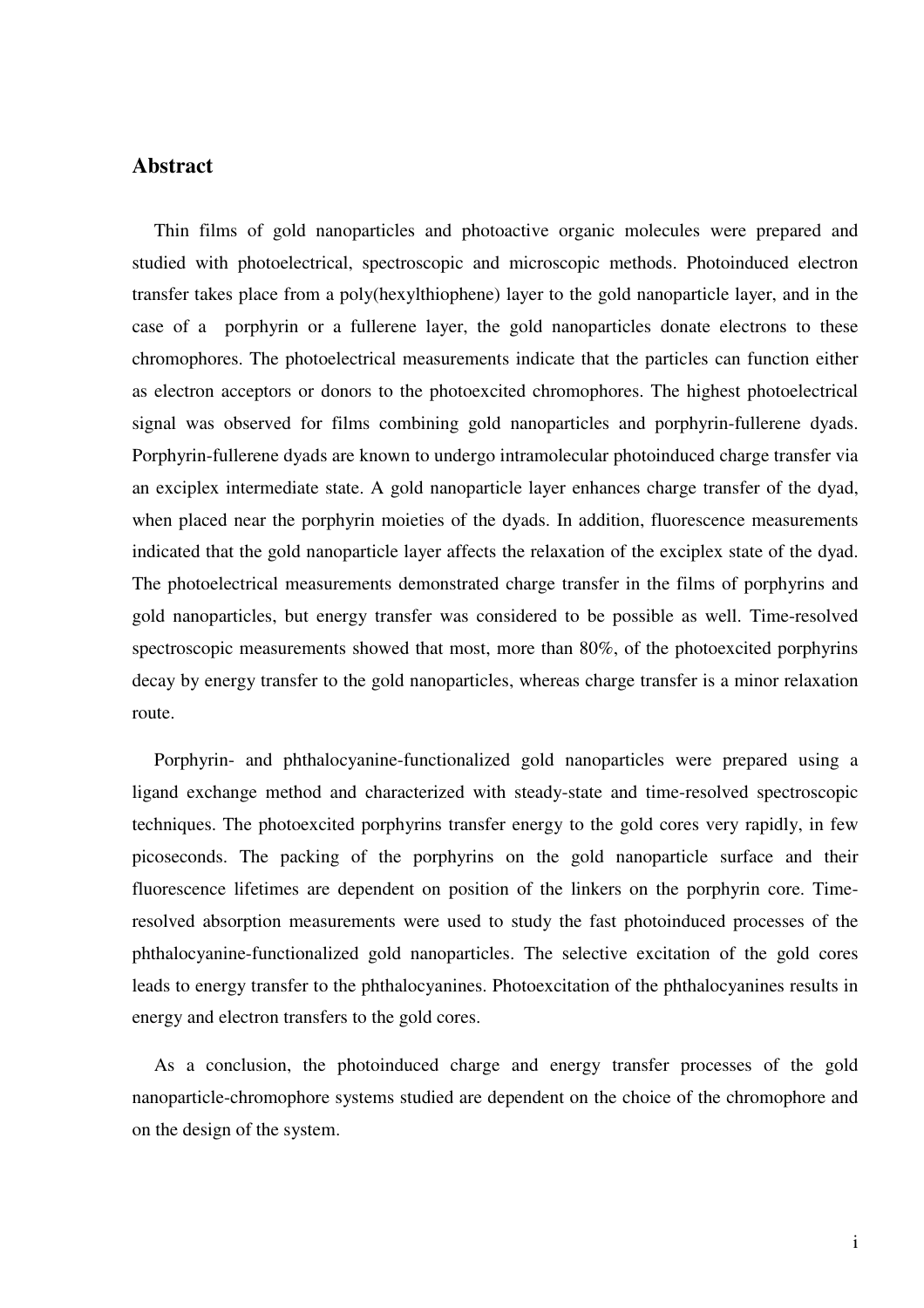## Abstract

Thin films of gold nanoparticles and photoactive organic molecules were prepared and studied with photoelectrical, spectroscopic and microscopic methods. Photoinduced electron transfer takes place from a poly(hexylthiophene) layer to the gold nanoparticle layer, and in the case of a porphyrin or a fullerene layer, the gold nanoparticles donate electrons to these chromophores. The photoelectrical measurements indicate that the particles can function either as electron acceptors or donors to the photoexcited chromophores. The highest photoelectrical signal was observed for films combining gold nanoparticles and porphyrin-fullerene dyads. Porphyrin-fullerene dyads are known to undergo intramolecular photoinduced charge transfer via an exciplex intermediate state. A gold nanoparticle layer enhances charge transfer of the dyad, when placed near the porphyrin moieties of the dyads. In addition, fluorescence measurements indicated that the gold nanoparticle layer affects the relaxation of the exciplex state of the dyad. The photoelectrical measurements demonstrated charge transfer in the films of porphyrins and gold nanoparticles, but energy transfer was considered to be possible as well. Time-resolved spectroscopic measurements showed that most, more than 80%, of the photoexcited porphyrins decay by energy transfer to the gold nanoparticles, whereas charge transfer is a minor relaxation route.

Porphyrin- and phthalocyanine-functionalized gold nanoparticles were prepared using a ligand exchange method and characterized with steady-state and time-resolved spectroscopic techniques. The photoexcited porphyrins transfer energy to the gold cores very rapidly, in few picoseconds. The packing of the porphyrins on the gold nanoparticle surface and their fluorescence lifetimes are dependent on position of the linkers on the porphyrin core. Time-resolved absorption measurements were used to study the fast photoinduced processes of the phthalocyanine-functionalized gold nanoparticles. The selective excitation of the gold cores leads to energy transfer to the phthalocyanines. Photoexcitation of the phthalocyanines results in energy and electron transfers to the gold cores.

As a conclusion, the photoinduced charge and energy transfer processes of the gold nanoparticle-chromophore systems studied are dependent on the choice of the chromophore and on the design of the system.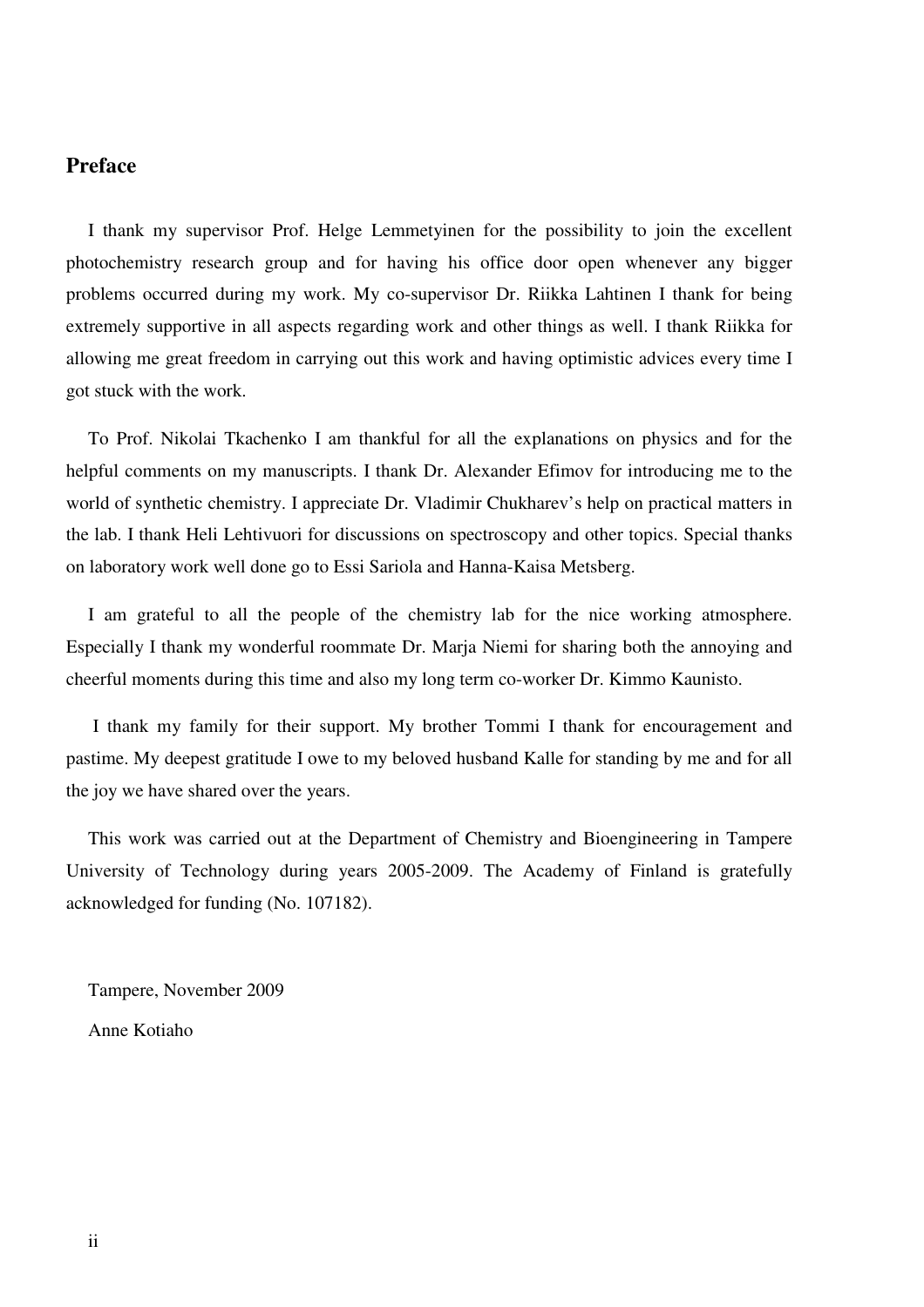## Preface

I thank my supervisor Prof. Helge Lemmetyinen for the possibility to join the excellent photochemistry research group and for having his office door open whenever any bigger problems occurred during my work. My co-supervisor Dr. Riikka Lahtinen I thank for being extremely supportive in all aspects regarding work and other things as well. I thank Riikka for allowing me great freedom in carrying out this work and having optimistic advices every time I got stuck with the work.

To Prof. Nikolai Tkachenko I am thankful for all the explanations on physics and for the helpful comments on my manuscripts. I thank Dr. Alexander Efimov for introducing me to the world of synthetic chemistry. I appreciate Dr. Vladimir Chukharev's help on practical matters in the lab. I thank Heli Lehtivuori for discussions on spectroscopy and other topics. Special thanks on laboratory work well done go to Essi Sariola and Hanna-Kaisa Metsberg.

I am grateful to all the people of the chemistry lab for the nice working atmosphere. Especially I thank my wonderful roommate Dr. Marja Niemi for sharing both the annoying and cheerful moments during this time and also my long term co-worker Dr. Kimmo Kaunisto.

I thank my family for their support. My brother Tommi I thank for encouragement and pastime. My deepest gratitude I owe to my beloved husband Kalle for standing by me and for all the joy we have shared over the years.

This work was carried out at the Department of Chemistry and Bioengineering in Tampere University of Technology during years 2005-2009. The Academy of Finland is gratefully acknowledged for funding (No. 107182).

Tampere, November 2009

Anne Kotiaho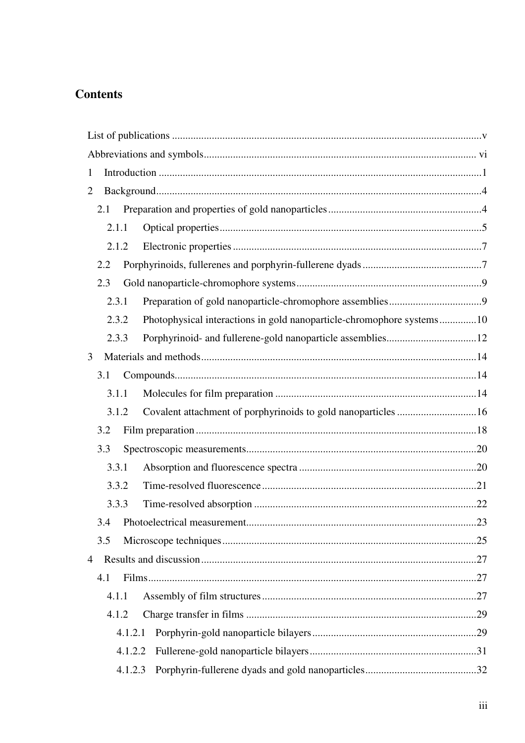## Contents

List of publications ....................................................................................................................v

Abbreviations and symbols...................................................................................................... vi

1 Introduction .........................................................................................................................1

2 Background..........................................................................................................................4

 2.1 Preparation and properties of gold nanoparticles ..........................................................4

  2.1.1 Optical properties ..................................................................................................5

  2.1.2 Electronic properties .............................................................................................7

 2.2 Porphyrinoids, fullerenes and porphyrin-fullerene dyads .............................................7

 2.3 Gold nanoparticle-chromophore systems .....................................................................9

  2.3.1 Preparation of gold nanoparticle-chromophore assemblies...................................9

  2.3.2 Photophysical interactions in gold nanoparticle-chromophore systems .............10

  2.3.3 Porphyrinoid- and fullerene-gold nanoparticle assemblies..................................12

3 Materials and methods.......................................................................................................14

 3.1 Compounds.................................................................................................................14

  3.1.1 Molecules for film preparation ...........................................................................14

  3.1.2 Covalent attachment of porphyrinoids to gold nanoparticles ..............................16

 3.2 Film preparation .........................................................................................................18

 3.3 Spectroscopic measurements......................................................................................20

  3.3.1 Absorption and fluorescence spectra ...................................................................20

  3.3.2 Time-resolved fluorescence .................................................................................21

  3.3.3 Time-resolved absorption ...................................................................................22

 3.4 Photoelectrical measurement.......................................................................................23

 3.5 Microscope techniques ...............................................................................................25

4 Results and discussion.......................................................................................................27

 4.1 Films...........................................................................................................................27

  4.1.1 Assembly of film structures ................................................................................27

  4.1.2 Charge transfer in films ......................................................................................29

   4.1.2.1 Porphyrin-gold nanoparticle bilayers ..............................................................29

   4.1.2.2 Fullerene-gold nanoparticle bilayers ...............................................................31

   4.1.2.3 Porphyrin-fullerene dyads and gold nanoparticles..........................................32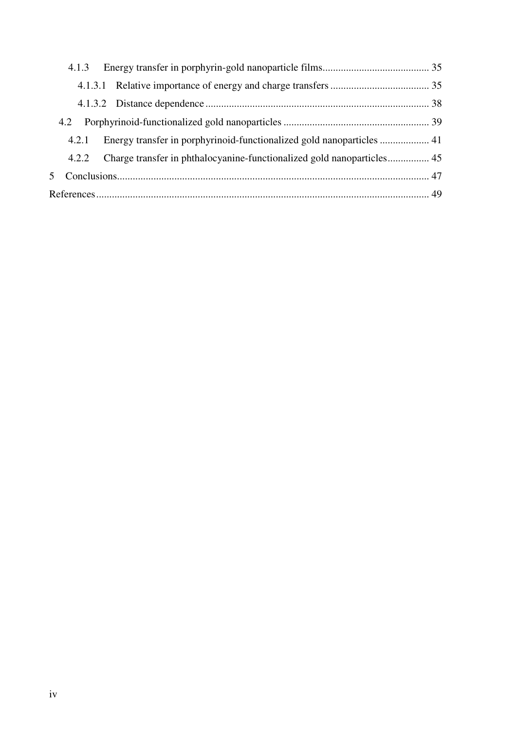4.1.3 Energy transfer in porphyrin-gold nanoparticle films .......................................... 35

4.1.3.1 Relative importance of energy and charge transfers ...................................... 35

4.1.3.2 Distance dependence ...................................................................................... 38

4.2 Porphyrinoid-functionalized gold nanoparticles ........................................................ 39

4.2.1 Energy transfer in porphyrinoid-functionalized gold nanoparticles ................... 41

4.2.2 Charge transfer in phthalocyanine-functionalized gold nanoparticles ................ 45

5 Conclusions ....................................................................................................................... 47

References ............................................................................................................................. 49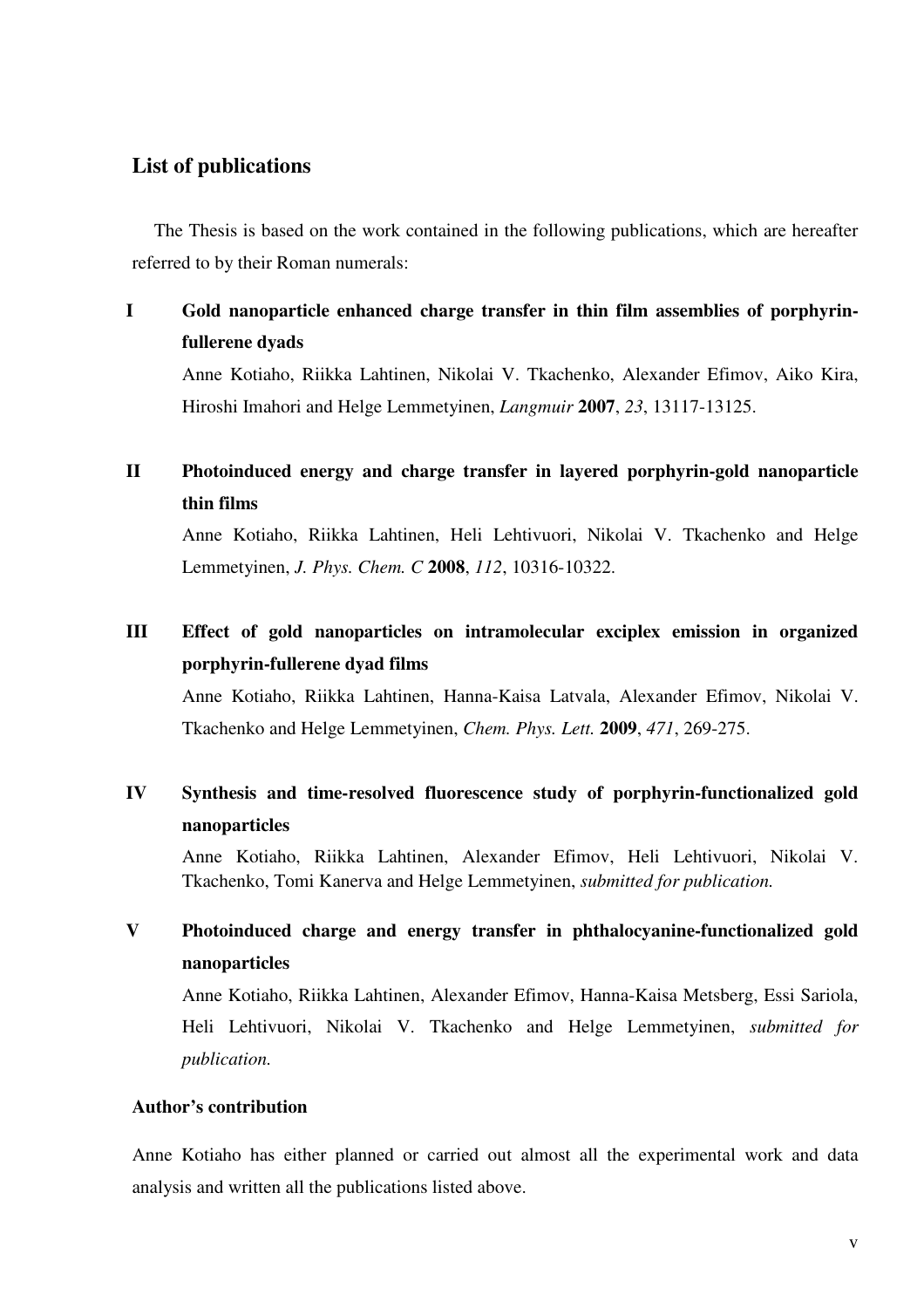## List of publications

The Thesis is based on the work contained in the following publications, which are hereafter referred to by their Roman numerals:

**I** **Gold nanoparticle enhanced charge transfer in thin film assemblies of porphyrin-fullerene dyads**
Anne Kotiaho, Riikka Lahtinen, Nikolai V. Tkachenko, Alexander Efimov, Aiko Kira, Hiroshi Imahori and Helge Lemmetyinen, *Langmuir* **2007**, *23*, 13117-13125.

**II** **Photoinduced energy and charge transfer in layered porphyrin-gold nanoparticle thin films**
Anne Kotiaho, Riikka Lahtinen, Heli Lehtivuori, Nikolai V. Tkachenko and Helge Lemmetyinen, *J. Phys. Chem. C* **2008**, *112*, 10316-10322.

**III** **Effect of gold nanoparticles on intramolecular exciplex emission in organized porphyrin-fullerene dyad films**
Anne Kotiaho, Riikka Lahtinen, Hanna-Kaisa Latvala, Alexander Efimov, Nikolai V. Tkachenko and Helge Lemmetyinen, *Chem. Phys. Lett.* **2009**, *471*, 269-275.

**IV** **Synthesis and time-resolved fluorescence study of porphyrin-functionalized gold nanoparticles**
Anne Kotiaho, Riikka Lahtinen, Alexander Efimov, Heli Lehtivuori, Nikolai V. Tkachenko, Tomi Kanerva and Helge Lemmetyinen, *submitted for publication.*

**V** **Photoinduced charge and energy transfer in phthalocyanine-functionalized gold nanoparticles**
Anne Kotiaho, Riikka Lahtinen, Alexander Efimov, Hanna-Kaisa Metsberg, Essi Sariola, Heli Lehtivuori, Nikolai V. Tkachenko and Helge Lemmetyinen, *submitted for publication.*

### Author's contribution

Anne Kotiaho has either planned or carried out almost all the experimental work and data analysis and written all the publications listed above.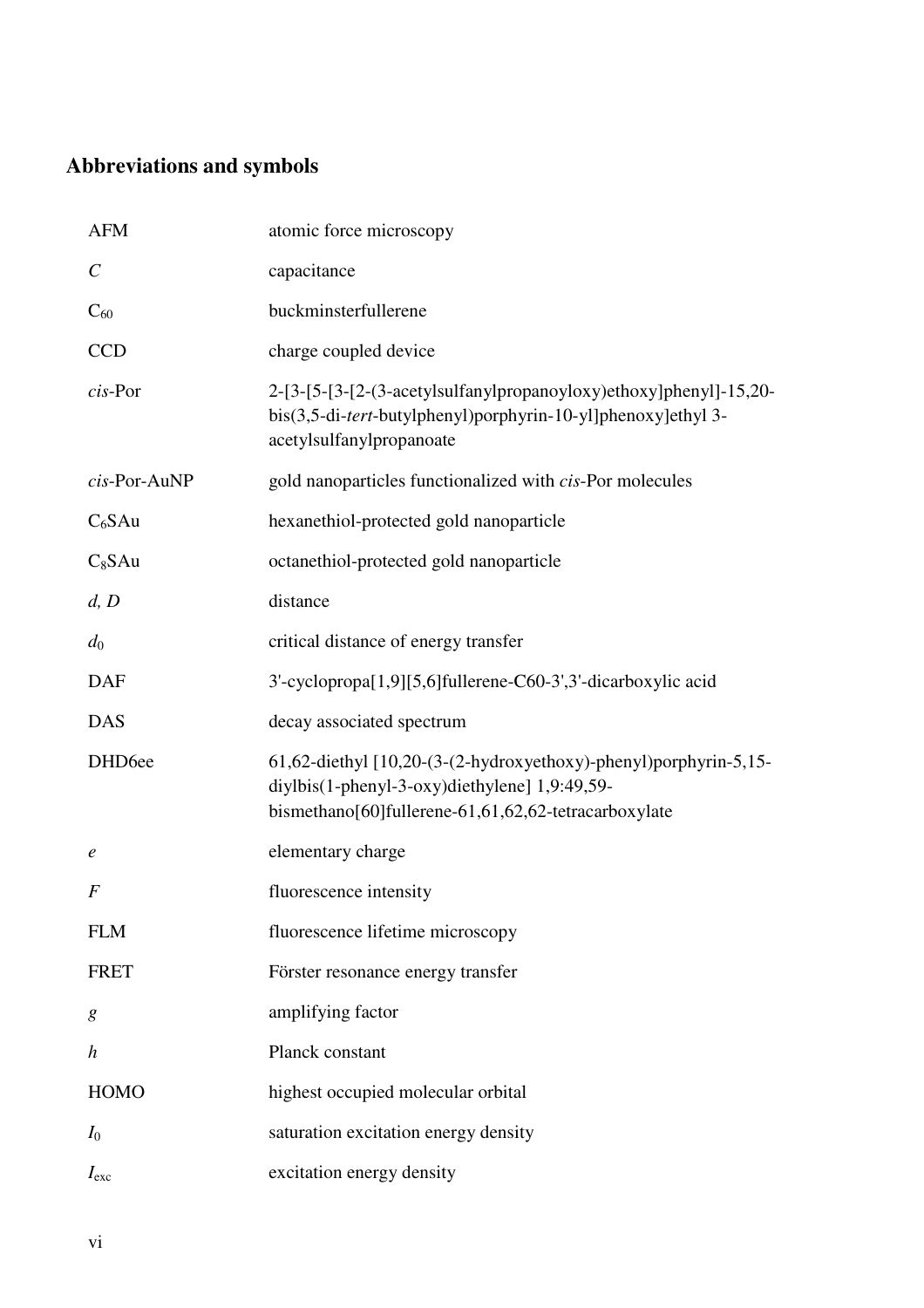## Abbreviations and symbols

| | |
|---|---|
| AFM | atomic force microscopy |
| $C$ | capacitance |
| $C_{60}$ | buckminsterfullerene |
| CCD | charge coupled device |
| *cis*-Por | 2-[3-[5-[3-[2-(3-acetylsulfanylpropanoyloxy)ethoxy]phenyl]-15,20-bis(3,5-di-*tert*-butylphenyl)porphyrin-10-yl]phenoxy]ethyl 3-acetylsulfanylpropanoate |
| *cis*-Por-AuNP | gold nanoparticles functionalized with *cis*-Por molecules |
| $C_6SAu$ | hexanethiol-protected gold nanoparticle |
| $C_8SAu$ | octanethiol-protected gold nanoparticle |
| $d$, $D$ | distance |
| $d_0$ | critical distance of energy transfer |
| DAF | 3'-cyclopropa[1,9][5,6]fullerene-C60-3',3'-dicarboxylic acid |
| DAS | decay associated spectrum |
| DHD6ee | 61,62-diethyl [10,20-(3-(2-hydroxyethoxy)-phenyl)porphyrin-5,15-diylbis(1-phenyl-3-oxy)diethylene] 1,9:49,59-bismethano[60]fullerene-61,61,62,62-tetracarboxylate |
| $e$ | elementary charge |
| $F$ | fluorescence intensity |
| FLM | fluorescence lifetime microscopy |
| FRET | Förster resonance energy transfer |
| $g$ | amplifying factor |
| $h$ | Planck constant |
| HOMO | highest occupied molecular orbital |
| $I_0$ | saturation excitation energy density |
| $I_{exc}$ | excitation energy density |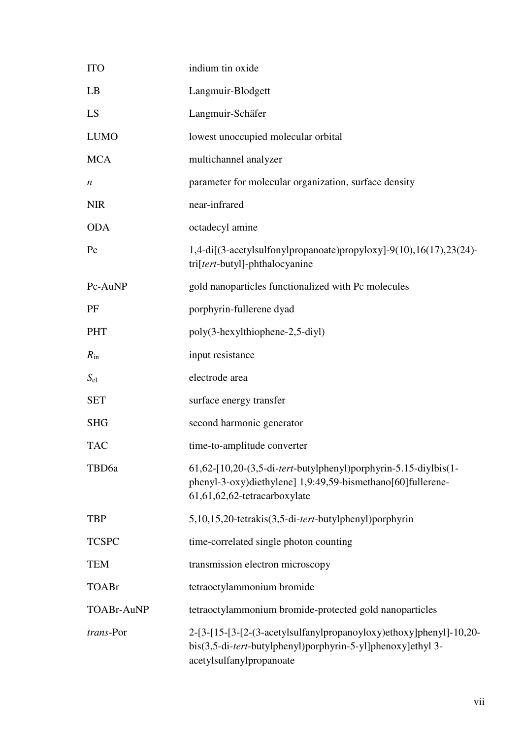| | |
|---|---|
| ITO | indium tin oxide |
| LB | Langmuir-Blodgett |
| LS | Langmuir-Schäfer |
| LUMO | lowest unoccupied molecular orbital |
| MCA | multichannel analyzer |
| $n$ | parameter for molecular organization, surface density |
| NIR | near-infrared |
| ODA | octadecyl amine |
| Pc | 1,4-di[(3-acetylsulfonylpropanoate)propyloxy]-9(10),16(17),23(24)-tri[*tert*-butyl]-phthalocyanine |
| Pc-AuNP | gold nanoparticles functionalized with Pc molecules |
| PF | porphyrin-fullerene dyad |
| PHT | poly(3-hexylthiophene-2,5-diyl) |
| $R_{in}$ | input resistance |
| $S_{el}$ | electrode area |
| SET | surface energy transfer |
| SHG | second harmonic generator |
| TAC | time-to-amplitude converter |
| TBD6a | 61,62-[10,20-(3,5-di-*tert*-butylphenyl)porphyrin-5.15-diylbis(1-phenyl-3-oxy)diethylene] 1,9:49,59-bismethano[60]fullerene-61,61,62,62-tetracarboxylate |
| TBP | 5,10,15,20-tetrakis(3,5-di-*tert*-butylphenyl)porphyrin |
| TCSPC | time-correlated single photon counting |
| TEM | transmission electron microscopy |
| TOABr | tetraoctylammonium bromide |
| TOABr-AuNP | tetraoctylammonium bromide-protected gold nanoparticles |
| *trans*-Por | 2-[3-[15-[3-[2-(3-acetylsulfanylpropanoyloxy)ethoxy]phenyl]-10,20-bis(3,5-di-*tert*-butylphenyl)porphyrin-5-yl]phenoxy]ethyl 3-acetylsulfanylpropanoate |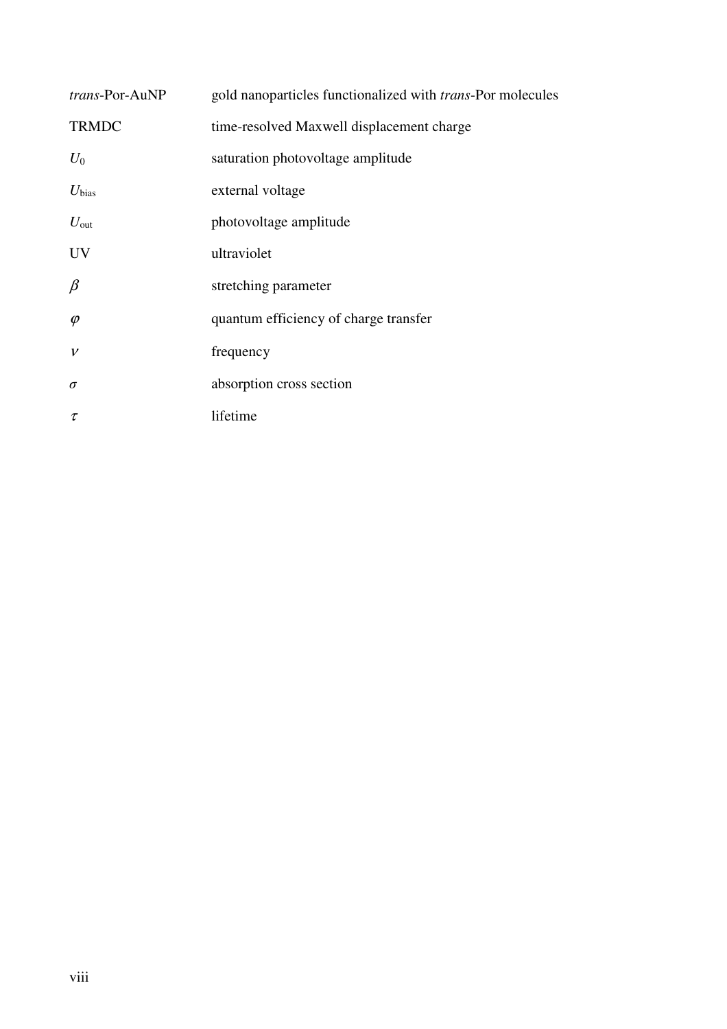| | |
|---|---|
| *trans*-Por-AuNP | gold nanoparticles functionalized with *trans*-Por molecules |
| TRMDC | time-resolved Maxwell displacement charge |
| $U_0$ | saturation photovoltage amplitude |
| $U_{\text{bias}}$ | external voltage |
| $U_{\text{out}}$ | photovoltage amplitude |
| UV | ultraviolet |
| $\beta$ | stretching parameter |
| $\varphi$ | quantum efficiency of charge transfer |
| $\nu$ | frequency |
| $\sigma$ | absorption cross section |
| $\tau$ | lifetime |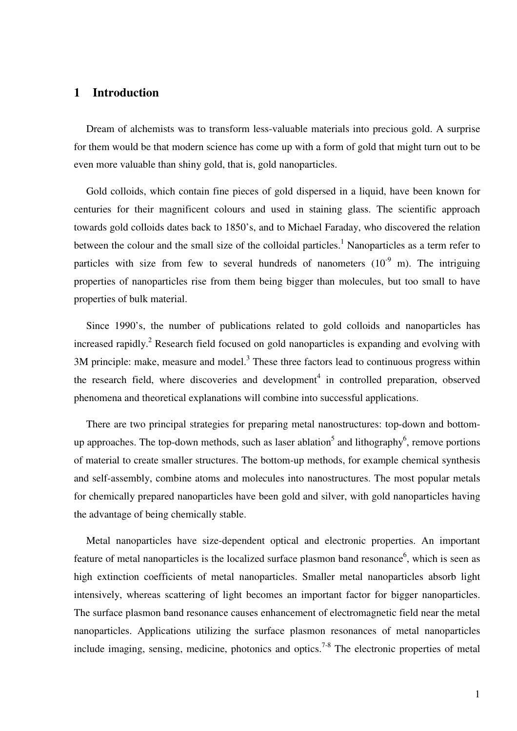# 1 Introduction

Dream of alchemists was to transform less-valuable materials into precious gold. A surprise for them would be that modern science has come up with a form of gold that might turn out to be even more valuable than shiny gold, that is, gold nanoparticles.

Gold colloids, which contain fine pieces of gold dispersed in a liquid, have been known for centuries for their magnificent colours and used in staining glass. The scientific approach towards gold colloids dates back to 1850's, and to Michael Faraday, who discovered the relation between the colour and the small size of the colloidal particles.[1] Nanoparticles as a term refer to particles with size from few to several hundreds of nanometers ($10^{-9}$ m). The intriguing properties of nanoparticles rise from them being bigger than molecules, but too small to have properties of bulk material.

Since 1990's, the number of publications related to gold colloids and nanoparticles has increased rapidly.[2] Research field focused on gold nanoparticles is expanding and evolving with 3M principle: make, measure and model.[3] These three factors lead to continuous progress within the research field, where discoveries and development[4] in controlled preparation, observed phenomena and theoretical explanations will combine into successful applications.

There are two principal strategies for preparing metal nanostructures: top-down and bottom-up approaches. The top-down methods, such as laser ablation[5] and lithography[6], remove portions of material to create smaller structures. The bottom-up methods, for example chemical synthesis and self-assembly, combine atoms and molecules into nanostructures. The most popular metals for chemically prepared nanoparticles have been gold and silver, with gold nanoparticles having the advantage of being chemically stable.

Metal nanoparticles have size-dependent optical and electronic properties. An important feature of metal nanoparticles is the localized surface plasmon band resonance[6], which is seen as high extinction coefficients of metal nanoparticles. Smaller metal nanoparticles absorb light intensively, whereas scattering of light becomes an important factor for bigger nanoparticles. The surface plasmon band resonance causes enhancement of electromagnetic field near the metal nanoparticles. Applications utilizing the surface plasmon resonances of metal nanoparticles include imaging, sensing, medicine, photonics and optics.[7-8] The electronic properties of metal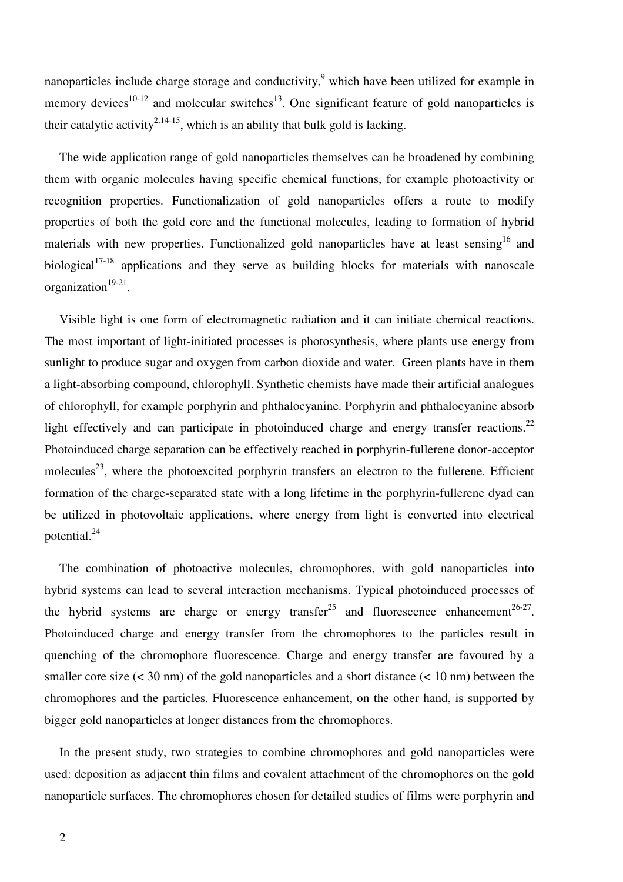nanoparticles include charge storage and conductivity,[9] which have been utilized for example in memory devices[10-12] and molecular switches[13]. One significant feature of gold nanoparticles is their catalytic activity[2,14-15], which is an ability that bulk gold is lacking.

The wide application range of gold nanoparticles themselves can be broadened by combining them with organic molecules having specific chemical functions, for example photoactivity or recognition properties. Functionalization of gold nanoparticles offers a route to modify properties of both the gold core and the functional molecules, leading to formation of hybrid materials with new properties. Functionalized gold nanoparticles have at least sensing[16] and biological[17-18] applications and they serve as building blocks for materials with nanoscale organization[19-21].

Visible light is one form of electromagnetic radiation and it can initiate chemical reactions. The most important of light-initiated processes is photosynthesis, where plants use energy from sunlight to produce sugar and oxygen from carbon dioxide and water. Green plants have in them a light-absorbing compound, chlorophyll. Synthetic chemists have made their artificial analogues of chlorophyll, for example porphyrin and phthalocyanine. Porphyrin and phthalocyanine absorb light effectively and can participate in photoinduced charge and energy transfer reactions.[22] Photoinduced charge separation can be effectively reached in porphyrin-fullerene donor-acceptor molecules[23], where the photoexcited porphyrin transfers an electron to the fullerene. Efficient formation of the charge-separated state with a long lifetime in the porphyrin-fullerene dyad can be utilized in photovoltaic applications, where energy from light is converted into electrical potential.[24]

The combination of photoactive molecules, chromophores, with gold nanoparticles into hybrid systems can lead to several interaction mechanisms. Typical photoinduced processes of the hybrid systems are charge or energy transfer[25] and fluorescence enhancement[26-27]. Photoinduced charge and energy transfer from the chromophores to the particles result in quenching of the chromophore fluorescence. Charge and energy transfer are favoured by a smaller core size (< 30 nm) of the gold nanoparticles and a short distance (< 10 nm) between the chromophores and the particles. Fluorescence enhancement, on the other hand, is supported by bigger gold nanoparticles at longer distances from the chromophores.

In the present study, two strategies to combine chromophores and gold nanoparticles were used: deposition as adjacent thin films and covalent attachment of the chromophores on the gold nanoparticle surfaces. The chromophores chosen for detailed studies of films were porphyrin and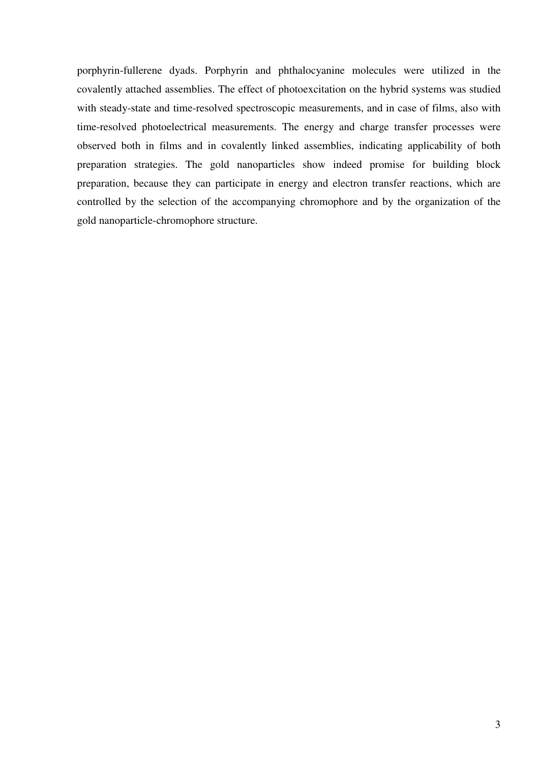porphyrin-fullerene dyads. Porphyrin and phthalocyanine molecules were utilized in the covalently attached assemblies. The effect of photoexcitation on the hybrid systems was studied with steady-state and time-resolved spectroscopic measurements, and in case of films, also with time-resolved photoelectrical measurements. The energy and charge transfer processes were observed both in films and in covalently linked assemblies, indicating applicability of both preparation strategies. The gold nanoparticles show indeed promise for building block preparation, because they can participate in energy and electron transfer reactions, which are controlled by the selection of the accompanying chromophore and by the organization of the gold nanoparticle-chromophore structure.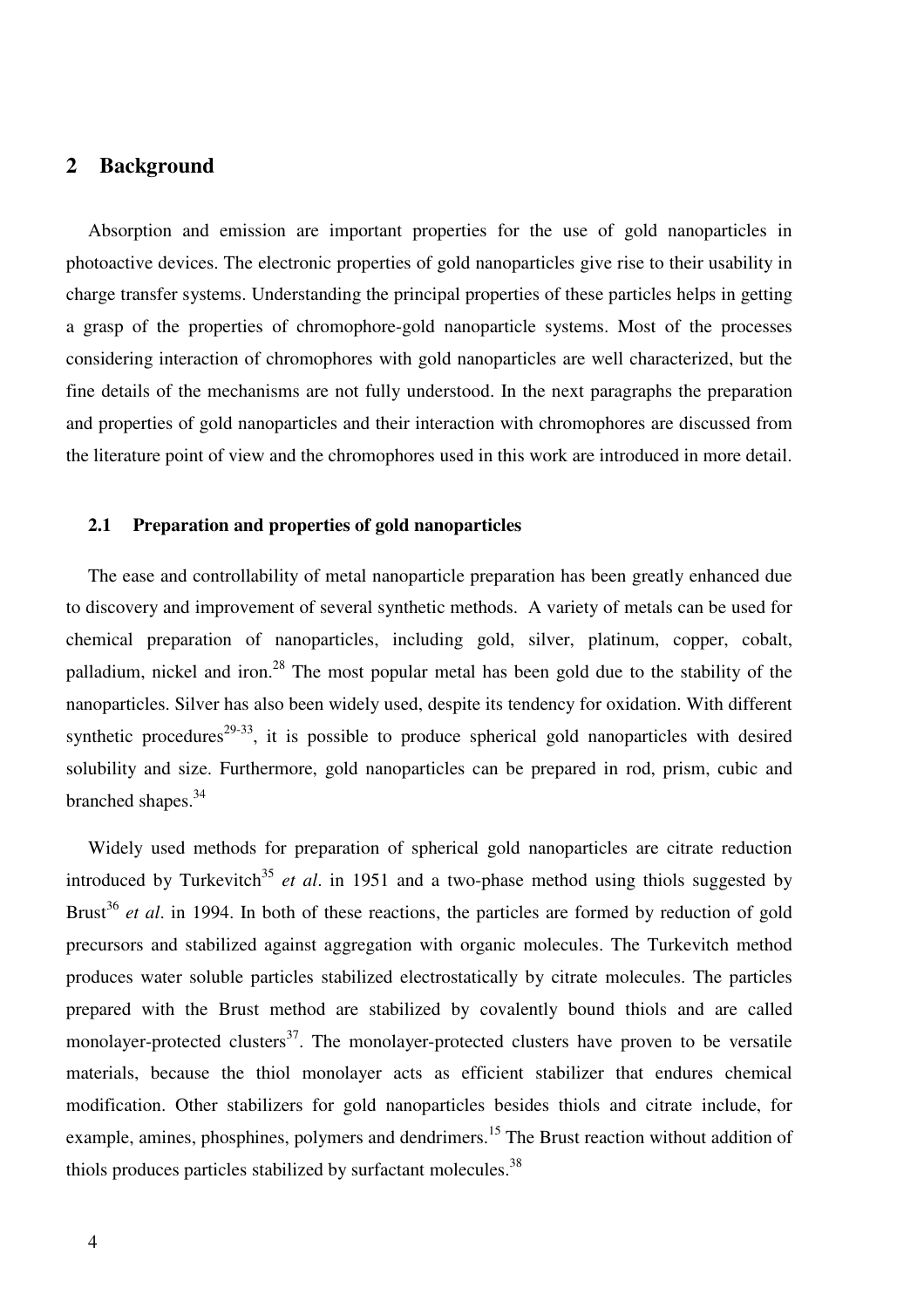# 2 Background

Absorption and emission are important properties for the use of gold nanoparticles in photoactive devices. The electronic properties of gold nanoparticles give rise to their usability in charge transfer systems. Understanding the principal properties of these particles helps in getting a grasp of the properties of chromophore-gold nanoparticle systems. Most of the processes considering interaction of chromophores with gold nanoparticles are well characterized, but the fine details of the mechanisms are not fully understood. In the next paragraphs the preparation and properties of gold nanoparticles and their interaction with chromophores are discussed from the literature point of view and the chromophores used in this work are introduced in more detail.

## 2.1 Preparation and properties of gold nanoparticles

The ease and controllability of metal nanoparticle preparation has been greatly enhanced due to discovery and improvement of several synthetic methods. A variety of metals can be used for chemical preparation of nanoparticles, including gold, silver, platinum, copper, cobalt, palladium, nickel and iron.[28] The most popular metal has been gold due to the stability of the nanoparticles. Silver has also been widely used, despite its tendency for oxidation. With different synthetic procedures[29-33], it is possible to produce spherical gold nanoparticles with desired solubility and size. Furthermore, gold nanoparticles can be prepared in rod, prism, cubic and branched shapes.[34]

Widely used methods for preparation of spherical gold nanoparticles are citrate reduction introduced by Turkevitch[35] *et al*. in 1951 and a two-phase method using thiols suggested by Brust[36] *et al*. in 1994. In both of these reactions, the particles are formed by reduction of gold precursors and stabilized against aggregation with organic molecules. The Turkevitch method produces water soluble particles stabilized electrostatically by citrate molecules. The particles prepared with the Brust method are stabilized by covalently bound thiols and are called monolayer-protected clusters[37]. The monolayer-protected clusters have proven to be versatile materials, because the thiol monolayer acts as efficient stabilizer that endures chemical modification. Other stabilizers for gold nanoparticles besides thiols and citrate include, for example, amines, phosphines, polymers and dendrimers.[15] The Brust reaction without addition of thiols produces particles stabilized by surfactant molecules.[38]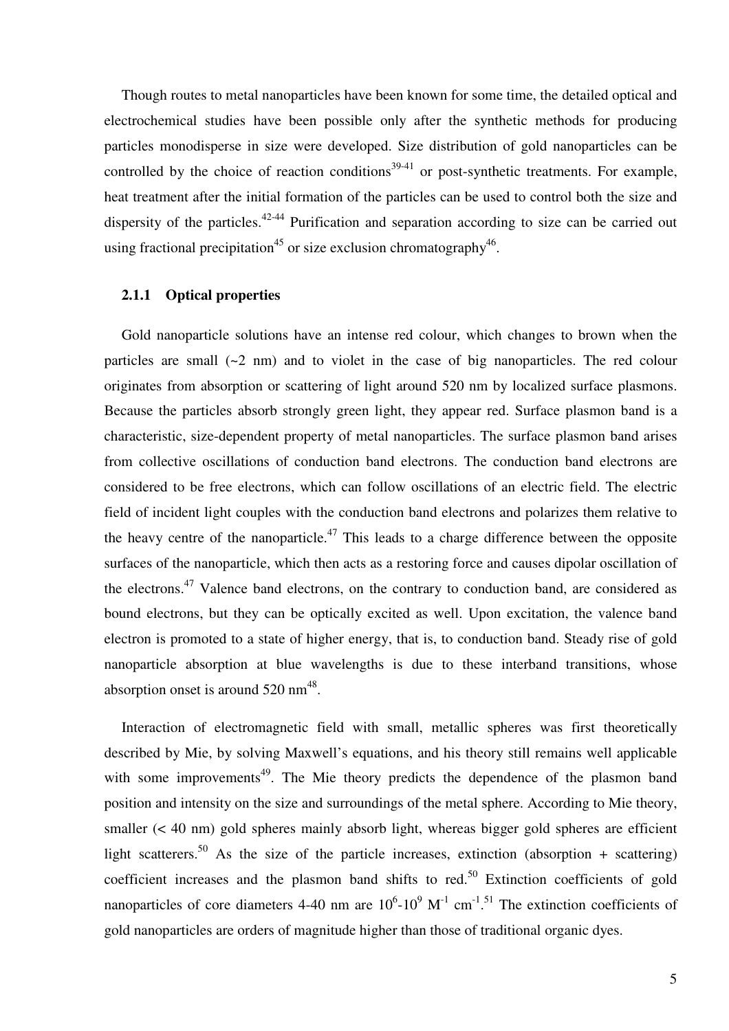Though routes to metal nanoparticles have been known for some time, the detailed optical and electrochemical studies have been possible only after the synthetic methods for producing particles monodisperse in size were developed. Size distribution of gold nanoparticles can be controlled by the choice of reaction conditions[39-41] or post-synthetic treatments. For example, heat treatment after the initial formation of the particles can be used to control both the size and dispersity of the particles.[42-44] Purification and separation according to size can be carried out using fractional precipitation[45] or size exclusion chromatography[46].

### 2.1.1 Optical properties

Gold nanoparticle solutions have an intense red colour, which changes to brown when the particles are small (~2 nm) and to violet in the case of big nanoparticles. The red colour originates from absorption or scattering of light around 520 nm by localized surface plasmons. Because the particles absorb strongly green light, they appear red. Surface plasmon band is a characteristic, size-dependent property of metal nanoparticles. The surface plasmon band arises from collective oscillations of conduction band electrons. The conduction band electrons are considered to be free electrons, which can follow oscillations of an electric field. The electric field of incident light couples with the conduction band electrons and polarizes them relative to the heavy centre of the nanoparticle.[47] This leads to a charge difference between the opposite surfaces of the nanoparticle, which then acts as a restoring force and causes dipolar oscillation of the electrons.[47] Valence band electrons, on the contrary to conduction band, are considered as bound electrons, but they can be optically excited as well. Upon excitation, the valence band electron is promoted to a state of higher energy, that is, to conduction band. Steady rise of gold nanoparticle absorption at blue wavelengths is due to these interband transitions, whose absorption onset is around 520 nm[48].

Interaction of electromagnetic field with small, metallic spheres was first theoretically described by Mie, by solving Maxwell's equations, and his theory still remains well applicable with some improvements[49]. The Mie theory predicts the dependence of the plasmon band position and intensity on the size and surroundings of the metal sphere. According to Mie theory, smaller (< 40 nm) gold spheres mainly absorb light, whereas bigger gold spheres are efficient light scatterers.[50] As the size of the particle increases, extinction (absorption + scattering) coefficient increases and the plasmon band shifts to red.[50] Extinction coefficients of gold nanoparticles of core diameters 4-40 nm are $10^6$-$10^9$ $M^{-1}$ $cm^{-1}$.[51] The extinction coefficients of gold nanoparticles are orders of magnitude higher than those of traditional organic dyes.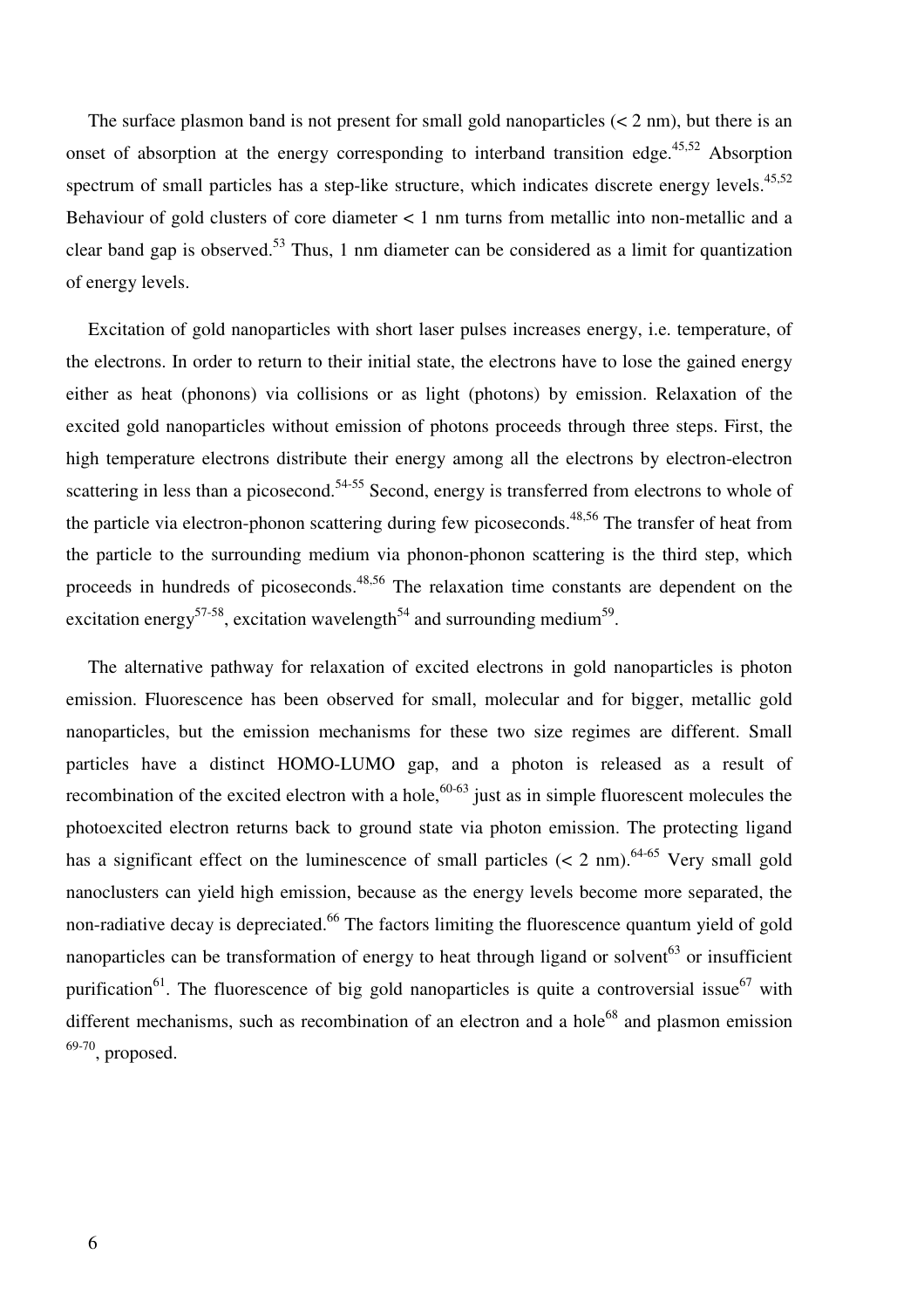The surface plasmon band is not present for small gold nanoparticles (< 2 nm), but there is an onset of absorption at the energy corresponding to interband transition edge.[45,52] Absorption spectrum of small particles has a step-like structure, which indicates discrete energy levels.[45,52] Behaviour of gold clusters of core diameter < 1 nm turns from metallic into non-metallic and a clear band gap is observed.[53] Thus, 1 nm diameter can be considered as a limit for quantization of energy levels.

Excitation of gold nanoparticles with short laser pulses increases energy, i.e. temperature, of the electrons. In order to return to their initial state, the electrons have to lose the gained energy either as heat (phonons) via collisions or as light (photons) by emission. Relaxation of the excited gold nanoparticles without emission of photons proceeds through three steps. First, the high temperature electrons distribute their energy among all the electrons by electron-electron scattering in less than a picosecond.[54-55] Second, energy is transferred from electrons to whole of the particle via electron-phonon scattering during few picoseconds.[48,56] The transfer of heat from the particle to the surrounding medium via phonon-phonon scattering is the third step, which proceeds in hundreds of picoseconds.[48,56] The relaxation time constants are dependent on the excitation energy[57-58], excitation wavelength[54] and surrounding medium[59].

The alternative pathway for relaxation of excited electrons in gold nanoparticles is photon emission. Fluorescence has been observed for small, molecular and for bigger, metallic gold nanoparticles, but the emission mechanisms for these two size regimes are different. Small particles have a distinct HOMO-LUMO gap, and a photon is released as a result of recombination of the excited electron with a hole,[60-63] just as in simple fluorescent molecules the photoexcited electron returns back to ground state via photon emission. The protecting ligand has a significant effect on the luminescence of small particles (< 2 nm).[64-65] Very small gold nanoclusters can yield high emission, because as the energy levels become more separated, the non-radiative decay is depreciated.[66] The factors limiting the fluorescence quantum yield of gold nanoparticles can be transformation of energy to heat through ligand or solvent[63] or insufficient purification[61]. The fluorescence of big gold nanoparticles is quite a controversial issue[67] with different mechanisms, such as recombination of an electron and a hole[68] and plasmon emission [69-70], proposed.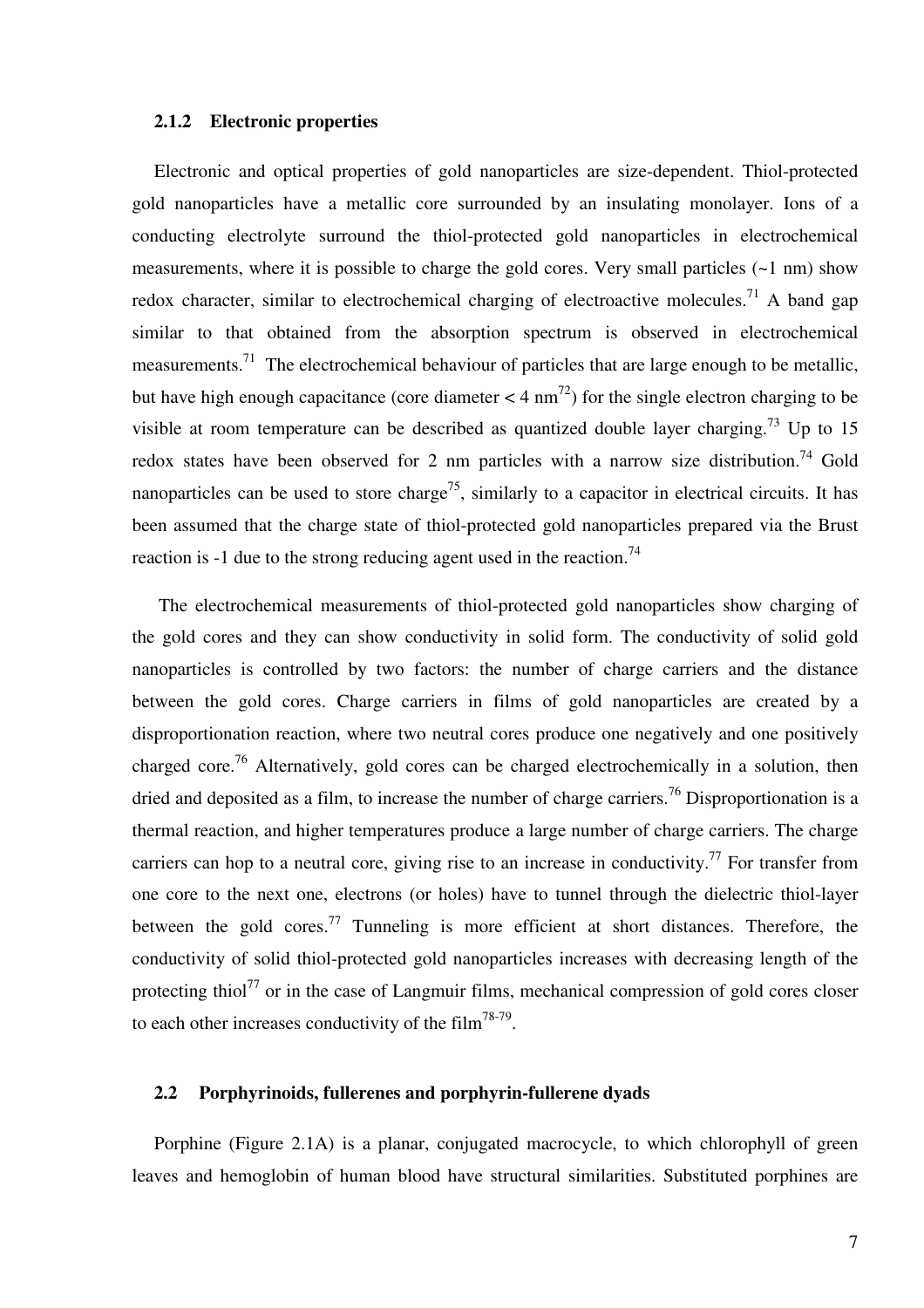### 2.1.2 Electronic properties

Electronic and optical properties of gold nanoparticles are size-dependent. Thiol-protected gold nanoparticles have a metallic core surrounded by an insulating monolayer. Ions of a conducting electrolyte surround the thiol-protected gold nanoparticles in electrochemical measurements, where it is possible to charge the gold cores. Very small particles (~1 nm) show redox character, similar to electrochemical charging of electroactive molecules.[71] A band gap similar to that obtained from the absorption spectrum is observed in electrochemical measurements.[71] The electrochemical behaviour of particles that are large enough to be metallic, but have high enough capacitance (core diameter < 4 nm[72]) for the single electron charging to be visible at room temperature can be described as quantized double layer charging.[73] Up to 15 redox states have been observed for 2 nm particles with a narrow size distribution.[74] Gold nanoparticles can be used to store charge[75], similarly to a capacitor in electrical circuits. It has been assumed that the charge state of thiol-protected gold nanoparticles prepared via the Brust reaction is -1 due to the strong reducing agent used in the reaction.[74]

The electrochemical measurements of thiol-protected gold nanoparticles show charging of the gold cores and they can show conductivity in solid form. The conductivity of solid gold nanoparticles is controlled by two factors: the number of charge carriers and the distance between the gold cores. Charge carriers in films of gold nanoparticles are created by a disproportionation reaction, where two neutral cores produce one negatively and one positively charged core.[76] Alternatively, gold cores can be charged electrochemically in a solution, then dried and deposited as a film, to increase the number of charge carriers.[76] Disproportionation is a thermal reaction, and higher temperatures produce a large number of charge carriers. The charge carriers can hop to a neutral core, giving rise to an increase in conductivity.[77] For transfer from one core to the next one, electrons (or holes) have to tunnel through the dielectric thiol-layer between the gold cores.[77] Tunneling is more efficient at short distances. Therefore, the conductivity of solid thiol-protected gold nanoparticles increases with decreasing length of the protecting thiol[77] or in the case of Langmuir films, mechanical compression of gold cores closer to each other increases conductivity of the film[78-79].

## 2.2 Porphyrinoids, fullerenes and porphyrin-fullerene dyads

Porphine (Figure 2.1A) is a planar, conjugated macrocycle, to which chlorophyll of green leaves and hemoglobin of human blood have structural similarities. Substituted porphines are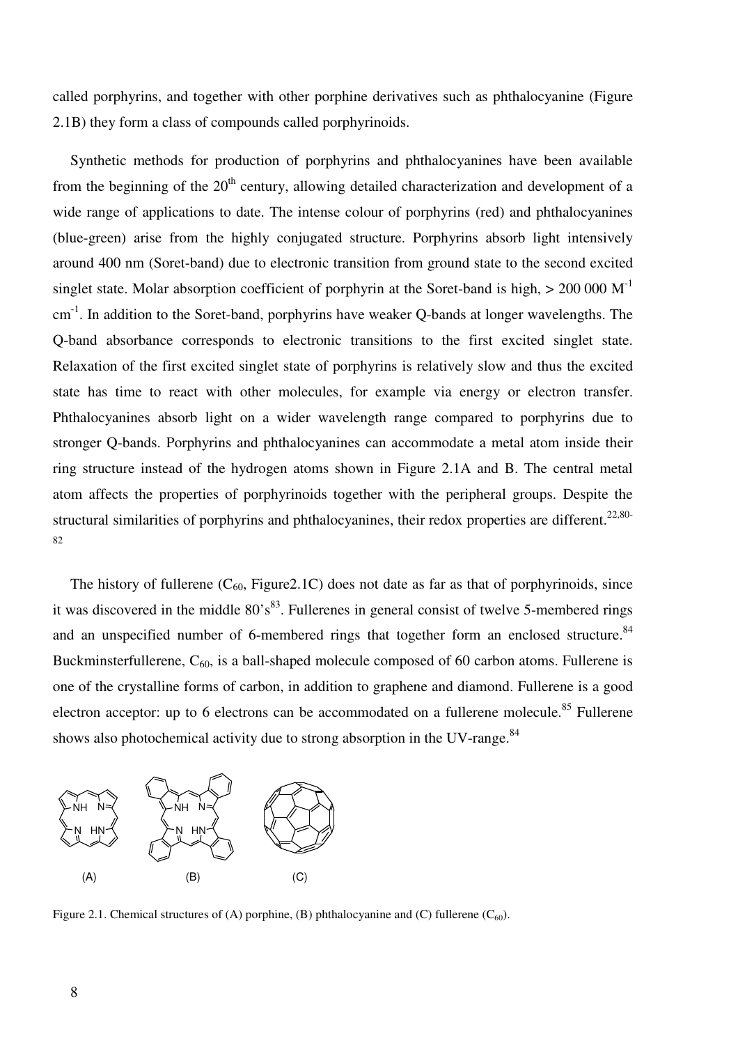called porphyrins, and together with other porphine derivatives such as phthalocyanine (Figure 2.1B) they form a class of compounds called porphyrinoids.

Synthetic methods for production of porphyrins and phthalocyanines have been available from the beginning of the 20th century, allowing detailed characterization and development of a wide range of applications to date. The intense colour of porphyrins (red) and phthalocyanines (blue-green) arise from the highly conjugated structure. Porphyrins absorb light intensively around 400 nm (Soret-band) due to electronic transition from ground state to the second excited singlet state. Molar absorption coefficient of porphyrin at the Soret-band is high, > 200 000 $M^{-1}$ $cm^{-1}$. In addition to the Soret-band, porphyrins have weaker Q-bands at longer wavelengths. The Q-band absorbance corresponds to electronic transitions to the first excited singlet state. Relaxation of the first excited singlet state of porphyrins is relatively slow and thus the excited state has time to react with other molecules, for example via energy or electron transfer. Phthalocyanines absorb light on a wider wavelength range compared to porphyrins due to stronger Q-bands. Porphyrins and phthalocyanines can accommodate a metal atom inside their ring structure instead of the hydrogen atoms shown in Figure 2.1A and B. The central metal atom affects the properties of porphyrinoids together with the peripheral groups. Despite the structural similarities of porphyrins and phthalocyanines, their redox properties are different.[22,80-82]

The history of fullerene ($C_{60}$, Figure2.1C) does not date as far as that of porphyrinoids, since it was discovered in the middle 80's[83]. Fullerenes in general consist of twelve 5-membered rings and an unspecified number of 6-membered rings that together form an enclosed structure.[84] Buckminsterfullerene, $C_{60}$, is a ball-shaped molecule composed of 60 carbon atoms. Fullerene is one of the crystalline forms of carbon, in addition to graphene and diamond. Fullerene is a good electron acceptor: up to 6 electrons can be accommodated on a fullerene molecule.[85] Fullerene shows also photochemical activity due to strong absorption in the UV-range.[84]

NH N
N HN
(A)

NH N
N HN
(B)

(C)

Figure 2.1. Chemical structures of (A) porphine, (B) phthalocyanine and (C) fullerene ($C_{60}$).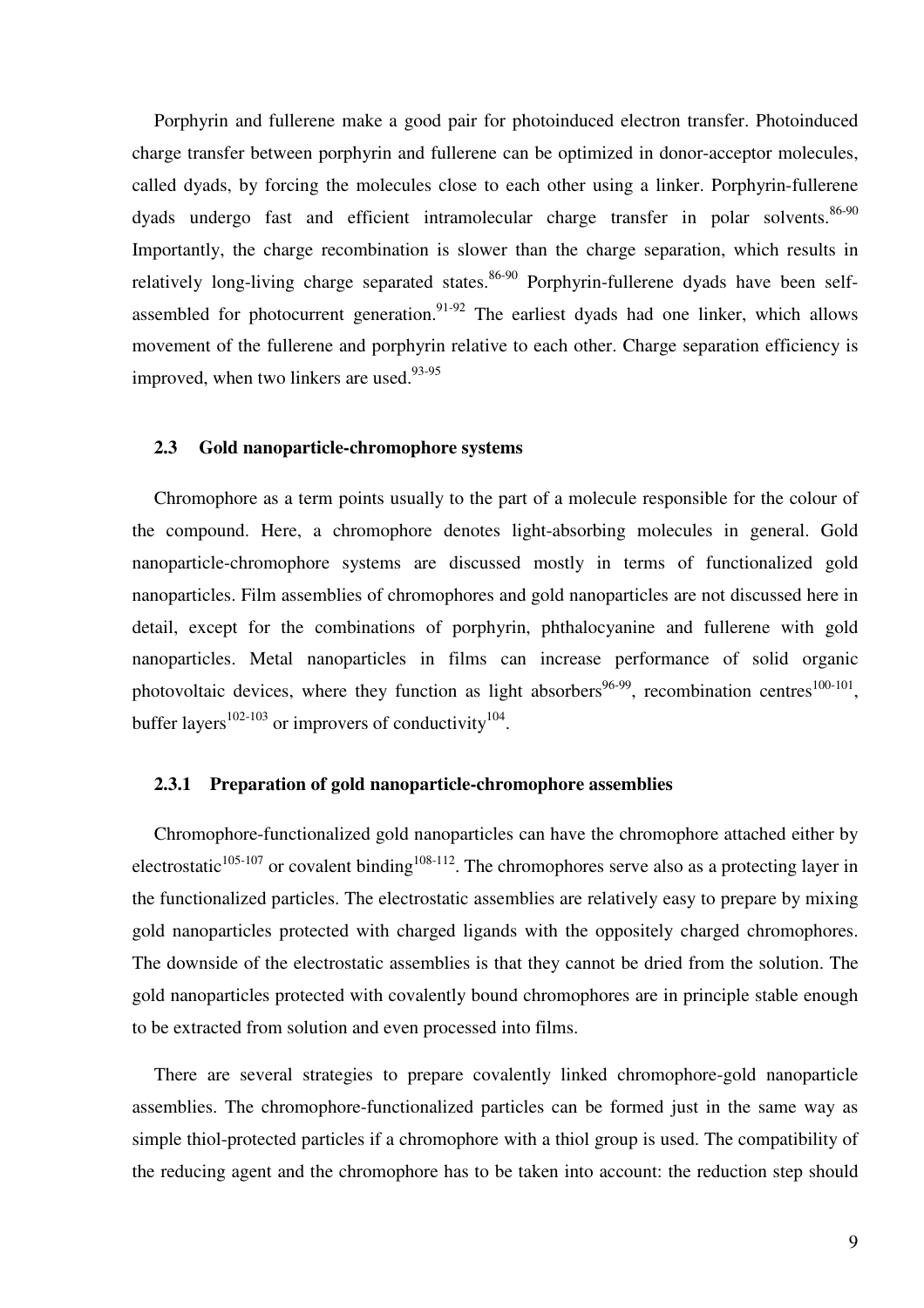Porphyrin and fullerene make a good pair for photoinduced electron transfer. Photoinduced charge transfer between porphyrin and fullerene can be optimized in donor-acceptor molecules, called dyads, by forcing the molecules close to each other using a linker. Porphyrin-fullerene dyads undergo fast and efficient intramolecular charge transfer in polar solvents.[86-90] Importantly, the charge recombination is slower than the charge separation, which results in relatively long-living charge separated states.[86-90] Porphyrin-fullerene dyads have been self-assembled for photocurrent generation.[91-92] The earliest dyads had one linker, which allows movement of the fullerene and porphyrin relative to each other. Charge separation efficiency is improved, when two linkers are used.[93-95]

### 2.3 Gold nanoparticle-chromophore systems

Chromophore as a term points usually to the part of a molecule responsible for the colour of the compound. Here, a chromophore denotes light-absorbing molecules in general. Gold nanoparticle-chromophore systems are discussed mostly in terms of functionalized gold nanoparticles. Film assemblies of chromophores and gold nanoparticles are not discussed here in detail, except for the combinations of porphyrin, phthalocyanine and fullerene with gold nanoparticles. Metal nanoparticles in films can increase performance of solid organic photovoltaic devices, where they function as light absorbers[96-99], recombination centres[100-101], buffer layers[102-103] or improvers of conductivity[104].

#### 2.3.1 Preparation of gold nanoparticle-chromophore assemblies

Chromophore-functionalized gold nanoparticles can have the chromophore attached either by electrostatic[105-107] or covalent binding[108-112]. The chromophores serve also as a protecting layer in the functionalized particles. The electrostatic assemblies are relatively easy to prepare by mixing gold nanoparticles protected with charged ligands with the oppositely charged chromophores. The downside of the electrostatic assemblies is that they cannot be dried from the solution. The gold nanoparticles protected with covalently bound chromophores are in principle stable enough to be extracted from solution and even processed into films.

There are several strategies to prepare covalently linked chromophore-gold nanoparticle assemblies. The chromophore-functionalized particles can be formed just in the same way as simple thiol-protected particles if a chromophore with a thiol group is used. The compatibility of the reducing agent and the chromophore has to be taken into account: the reduction step should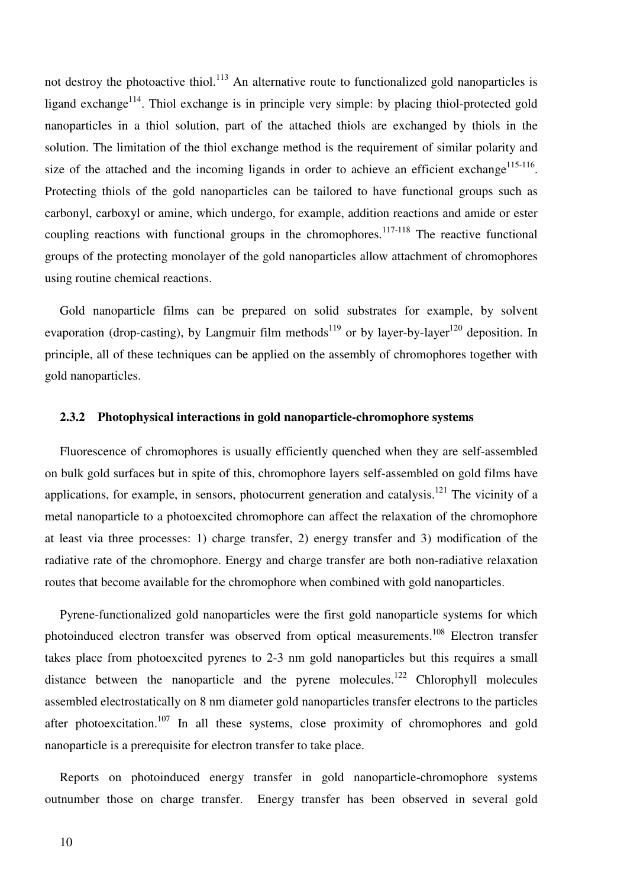not destroy the photoactive thiol.[113] An alternative route to functionalized gold nanoparticles is ligand exchange[114]. Thiol exchange is in principle very simple: by placing thiol-protected gold nanoparticles in a thiol solution, part of the attached thiols are exchanged by thiols in the solution. The limitation of the thiol exchange method is the requirement of similar polarity and size of the attached and the incoming ligands in order to achieve an efficient exchange[115-116]. Protecting thiols of the gold nanoparticles can be tailored to have functional groups such as carbonyl, carboxyl or amine, which undergo, for example, addition reactions and amide or ester coupling reactions with functional groups in the chromophores.[117-118] The reactive functional groups of the protecting monolayer of the gold nanoparticles allow attachment of chromophores using routine chemical reactions.

Gold nanoparticle films can be prepared on solid substrates for example, by solvent evaporation (drop-casting), by Langmuir film methods[119] or by layer-by-layer[120] deposition. In principle, all of these techniques can be applied on the assembly of chromophores together with gold nanoparticles.

### 2.3.2 Photophysical interactions in gold nanoparticle-chromophore systems

Fluorescence of chromophores is usually efficiently quenched when they are self-assembled on bulk gold surfaces but in spite of this, chromophore layers self-assembled on gold films have applications, for example, in sensors, photocurrent generation and catalysis.[121] The vicinity of a metal nanoparticle to a photoexcited chromophore can affect the relaxation of the chromophore at least via three processes: 1) charge transfer, 2) energy transfer and 3) modification of the radiative rate of the chromophore. Energy and charge transfer are both non-radiative relaxation routes that become available for the chromophore when combined with gold nanoparticles.

Pyrene-functionalized gold nanoparticles were the first gold nanoparticle systems for which photoinduced electron transfer was observed from optical measurements.[108] Electron transfer takes place from photoexcited pyrenes to 2-3 nm gold nanoparticles but this requires a small distance between the nanoparticle and the pyrene molecules.[122] Chlorophyll molecules assembled electrostatically on 8 nm diameter gold nanoparticles transfer electrons to the particles after photoexcitation.[107] In all these systems, close proximity of chromophores and gold nanoparticle is a prerequisite for electron transfer to take place.

Reports on photoinduced energy transfer in gold nanoparticle-chromophore systems outnumber those on charge transfer. Energy transfer has been observed in several gold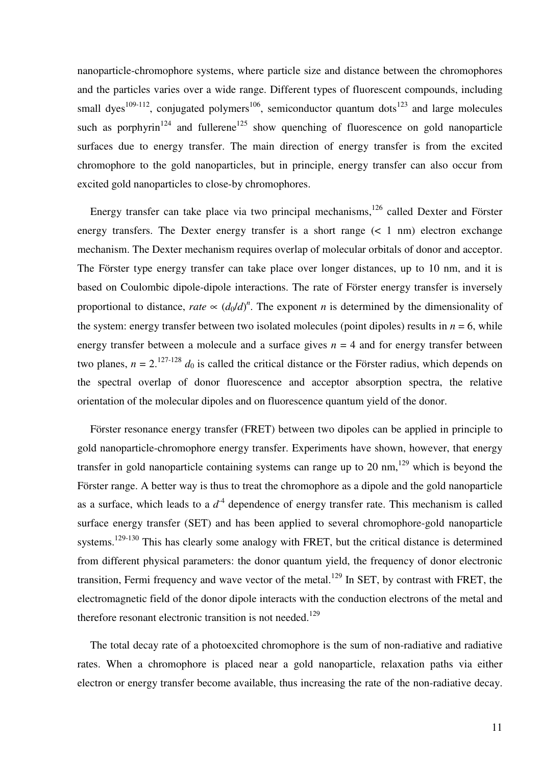nanoparticle-chromophore systems, where particle size and distance between the chromophores and the particles varies over a wide range. Different types of fluorescent compounds, including small dyes[109-112], conjugated polymers[106], semiconductor quantum dots[123] and large molecules such as porphyrin[124] and fullerene[125] show quenching of fluorescence on gold nanoparticle surfaces due to energy transfer. The main direction of energy transfer is from the excited chromophore to the gold nanoparticles, but in principle, energy transfer can also occur from excited gold nanoparticles to close-by chromophores.

Energy transfer can take place via two principal mechanisms,[126] called Dexter and Förster energy transfers. The Dexter energy transfer is a short range (< 1 nm) electron exchange mechanism. The Dexter mechanism requires overlap of molecular orbitals of donor and acceptor. The Förster type energy transfer can take place over longer distances, up to 10 nm, and it is based on Coulombic dipole-dipole interactions. The rate of Förster energy transfer is inversely proportional to distance, $rate \propto (d_0/d)^n$. The exponent $n$ is determined by the dimensionality of the system: energy transfer between two isolated molecules (point dipoles) results in $n = 6$, while energy transfer between a molecule and a surface gives $n = 4$ and for energy transfer between two planes, $n = 2$.[127-128] $d_0$ is called the critical distance or the Förster radius, which depends on the spectral overlap of donor fluorescence and acceptor absorption spectra, the relative orientation of the molecular dipoles and on fluorescence quantum yield of the donor.

Förster resonance energy transfer (FRET) between two dipoles can be applied in principle to gold nanoparticle-chromophore energy transfer. Experiments have shown, however, that energy transfer in gold nanoparticle containing systems can range up to 20 nm,[129] which is beyond the Förster range. A better way is thus to treat the chromophore as a dipole and the gold nanoparticle as a surface, which leads to a $d^{-4}$ dependence of energy transfer rate. This mechanism is called surface energy transfer (SET) and has been applied to several chromophore-gold nanoparticle systems.[129-130] This has clearly some analogy with FRET, but the critical distance is determined from different physical parameters: the donor quantum yield, the frequency of donor electronic transition, Fermi frequency and wave vector of the metal.[129] In SET, by contrast with FRET, the electromagnetic field of the donor dipole interacts with the conduction electrons of the metal and therefore resonant electronic transition is not needed.[129]

The total decay rate of a photoexcited chromophore is the sum of non-radiative and radiative rates. When a chromophore is placed near a gold nanoparticle, relaxation paths via either electron or energy transfer become available, thus increasing the rate of the non-radiative decay.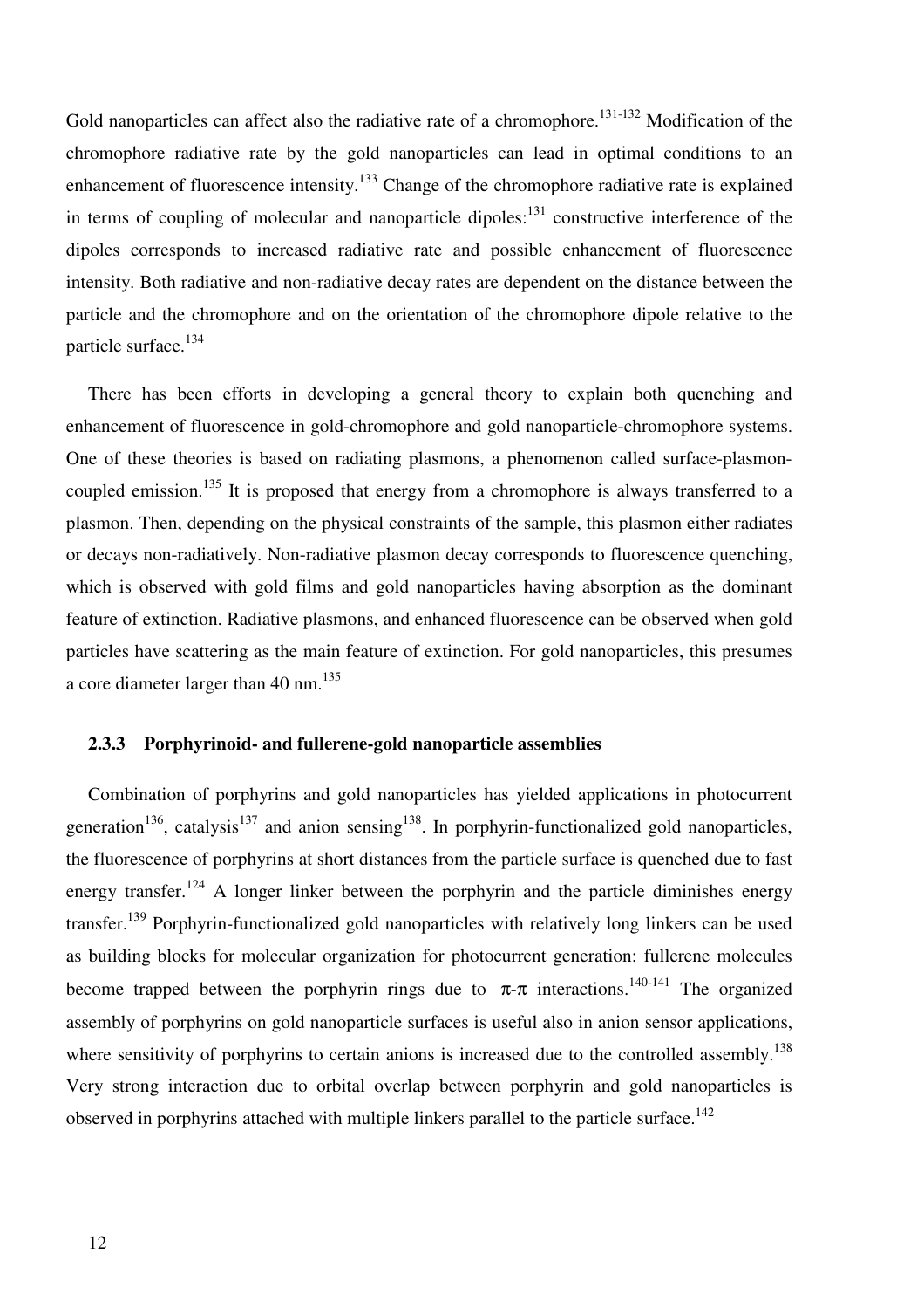Gold nanoparticles can affect also the radiative rate of a chromophore.[131-132] Modification of the chromophore radiative rate by the gold nanoparticles can lead in optimal conditions to an enhancement of fluorescence intensity.[133] Change of the chromophore radiative rate is explained in terms of coupling of molecular and nanoparticle dipoles:[131] constructive interference of the dipoles corresponds to increased radiative rate and possible enhancement of fluorescence intensity. Both radiative and non-radiative decay rates are dependent on the distance between the particle and the chromophore and on the orientation of the chromophore dipole relative to the particle surface.[134]

There has been efforts in developing a general theory to explain both quenching and enhancement of fluorescence in gold-chromophore and gold nanoparticle-chromophore systems. One of these theories is based on radiating plasmons, a phenomenon called surface-plasmon-coupled emission.[135] It is proposed that energy from a chromophore is always transferred to a plasmon. Then, depending on the physical constraints of the sample, this plasmon either radiates or decays non-radiatively. Non-radiative plasmon decay corresponds to fluorescence quenching, which is observed with gold films and gold nanoparticles having absorption as the dominant feature of extinction. Radiative plasmons, and enhanced fluorescence can be observed when gold particles have scattering as the main feature of extinction. For gold nanoparticles, this presumes a core diameter larger than 40 nm.[135]

### 2.3.3 Porphyrinoid- and fullerene-gold nanoparticle assemblies

Combination of porphyrins and gold nanoparticles has yielded applications in photocurrent generation[136], catalysis[137] and anion sensing[138]. In porphyrin-functionalized gold nanoparticles, the fluorescence of porphyrins at short distances from the particle surface is quenched due to fast energy transfer.[124] A longer linker between the porphyrin and the particle diminishes energy transfer.[139] Porphyrin-functionalized gold nanoparticles with relatively long linkers can be used as building blocks for molecular organization for photocurrent generation: fullerene molecules become trapped between the porphyrin rings due to $\pi$-$\pi$ interactions.[140-141] The organized assembly of porphyrins on gold nanoparticle surfaces is useful also in anion sensor applications, where sensitivity of porphyrins to certain anions is increased due to the controlled assembly.[138] Very strong interaction due to orbital overlap between porphyrin and gold nanoparticles is observed in porphyrins attached with multiple linkers parallel to the particle surface.[142]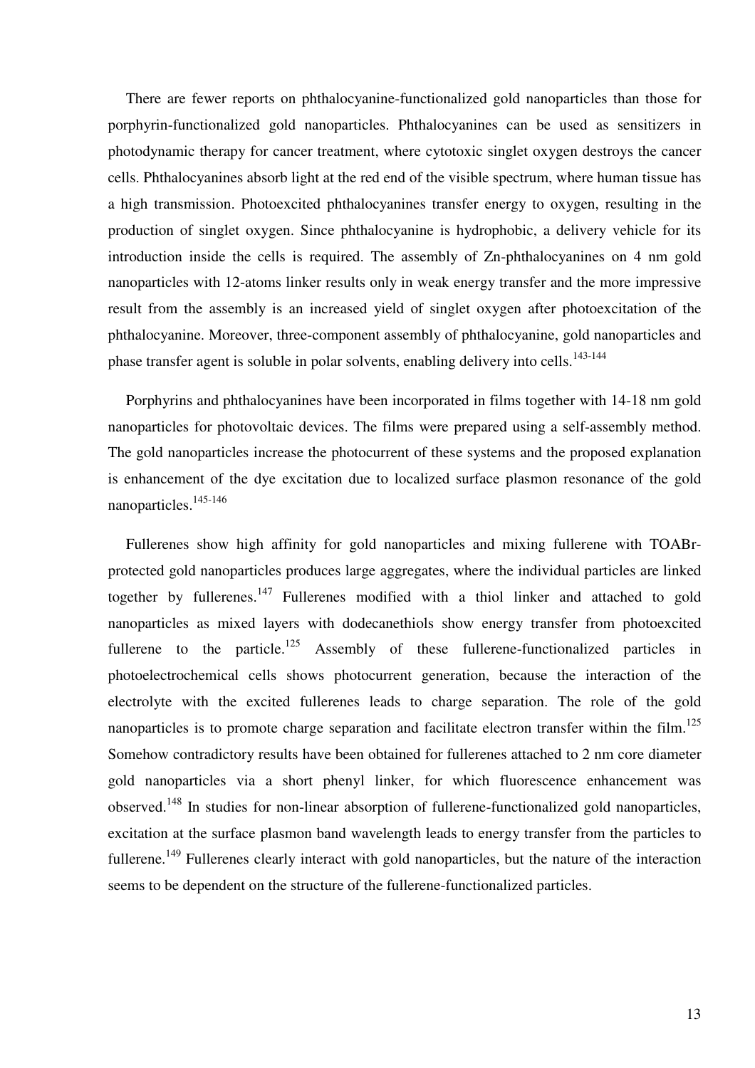There are fewer reports on phthalocyanine-functionalized gold nanoparticles than those for porphyrin-functionalized gold nanoparticles. Phthalocyanines can be used as sensitizers in photodynamic therapy for cancer treatment, where cytotoxic singlet oxygen destroys the cancer cells. Phthalocyanines absorb light at the red end of the visible spectrum, where human tissue has a high transmission. Photoexcited phthalocyanines transfer energy to oxygen, resulting in the production of singlet oxygen. Since phthalocyanine is hydrophobic, a delivery vehicle for its introduction inside the cells is required. The assembly of Zn-phthalocyanines on 4 nm gold nanoparticles with 12-atoms linker results only in weak energy transfer and the more impressive result from the assembly is an increased yield of singlet oxygen after photoexcitation of the phthalocyanine. Moreover, three-component assembly of phthalocyanine, gold nanoparticles and phase transfer agent is soluble in polar solvents, enabling delivery into cells.[143-144]

Porphyrins and phthalocyanines have been incorporated in films together with 14-18 nm gold nanoparticles for photovoltaic devices. The films were prepared using a self-assembly method. The gold nanoparticles increase the photocurrent of these systems and the proposed explanation is enhancement of the dye excitation due to localized surface plasmon resonance of the gold nanoparticles.[145-146]

Fullerenes show high affinity for gold nanoparticles and mixing fullerene with TOABr-protected gold nanoparticles produces large aggregates, where the individual particles are linked together by fullerenes.[147] Fullerenes modified with a thiol linker and attached to gold nanoparticles as mixed layers with dodecanethiols show energy transfer from photoexcited fullerene to the particle.[125] Assembly of these fullerene-functionalized particles in photoelectrochemical cells shows photocurrent generation, because the interaction of the electrolyte with the excited fullerenes leads to charge separation. The role of the gold nanoparticles is to promote charge separation and facilitate electron transfer within the film.[125] Somehow contradictory results have been obtained for fullerenes attached to 2 nm core diameter gold nanoparticles via a short phenyl linker, for which fluorescence enhancement was observed.[148] In studies for non-linear absorption of fullerene-functionalized gold nanoparticles, excitation at the surface plasmon band wavelength leads to energy transfer from the particles to fullerene.[149] Fullerenes clearly interact with gold nanoparticles, but the nature of the interaction seems to be dependent on the structure of the fullerene-functionalized particles.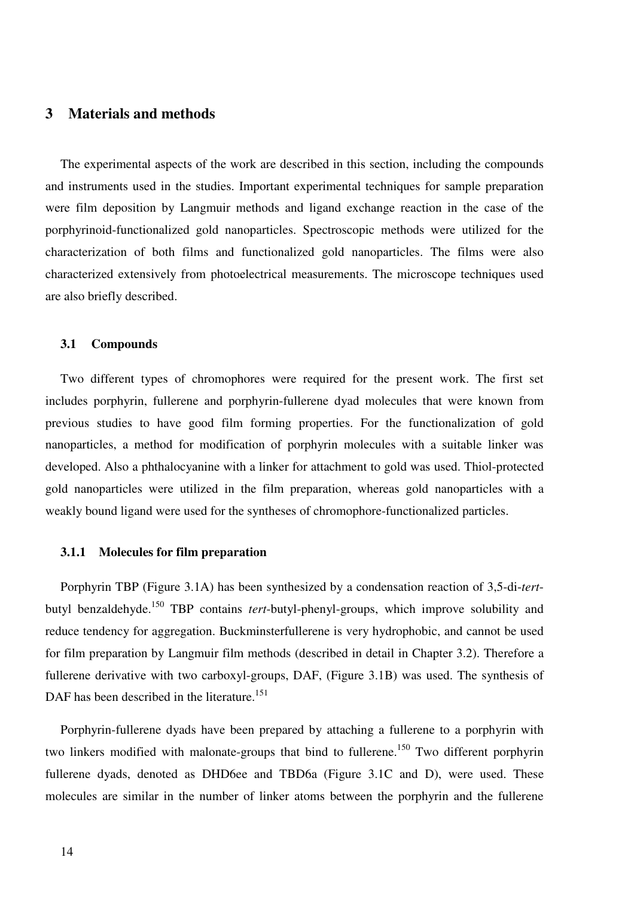# 3 Materials and methods

The experimental aspects of the work are described in this section, including the compounds and instruments used in the studies. Important experimental techniques for sample preparation were film deposition by Langmuir methods and ligand exchange reaction in the case of the porphyrinoid-functionalized gold nanoparticles. Spectroscopic methods were utilized for the characterization of both films and functionalized gold nanoparticles. The films were also characterized extensively from photoelectrical measurements. The microscope techniques used are also briefly described.

## 3.1 Compounds

Two different types of chromophores were required for the present work. The first set includes porphyrin, fullerene and porphyrin-fullerene dyad molecules that were known from previous studies to have good film forming properties. For the functionalization of gold nanoparticles, a method for modification of porphyrin molecules with a suitable linker was developed. Also a phthalocyanine with a linker for attachment to gold was used. Thiol-protected gold nanoparticles were utilized in the film preparation, whereas gold nanoparticles with a weakly bound ligand were used for the syntheses of chromophore-functionalized particles.

### 3.1.1 Molecules for film preparation

Porphyrin TBP (Figure 3.1A) has been synthesized by a condensation reaction of 3,5-di-*tert*-butyl benzaldehyde.[150] TBP contains *tert*-butyl-phenyl-groups, which improve solubility and reduce tendency for aggregation. Buckminsterfullerene is very hydrophobic, and cannot be used for film preparation by Langmuir film methods (described in detail in Chapter 3.2). Therefore a fullerene derivative with two carboxyl-groups, DAF, (Figure 3.1B) was used. The synthesis of DAF has been described in the literature.[151]

Porphyrin-fullerene dyads have been prepared by attaching a fullerene to a porphyrin with two linkers modified with malonate-groups that bind to fullerene.[150] Two different porphyrin fullerene dyads, denoted as DHD6ee and TBD6a (Figure 3.1C and D), were used. These molecules are similar in the number of linker atoms between the porphyrin and the fullerene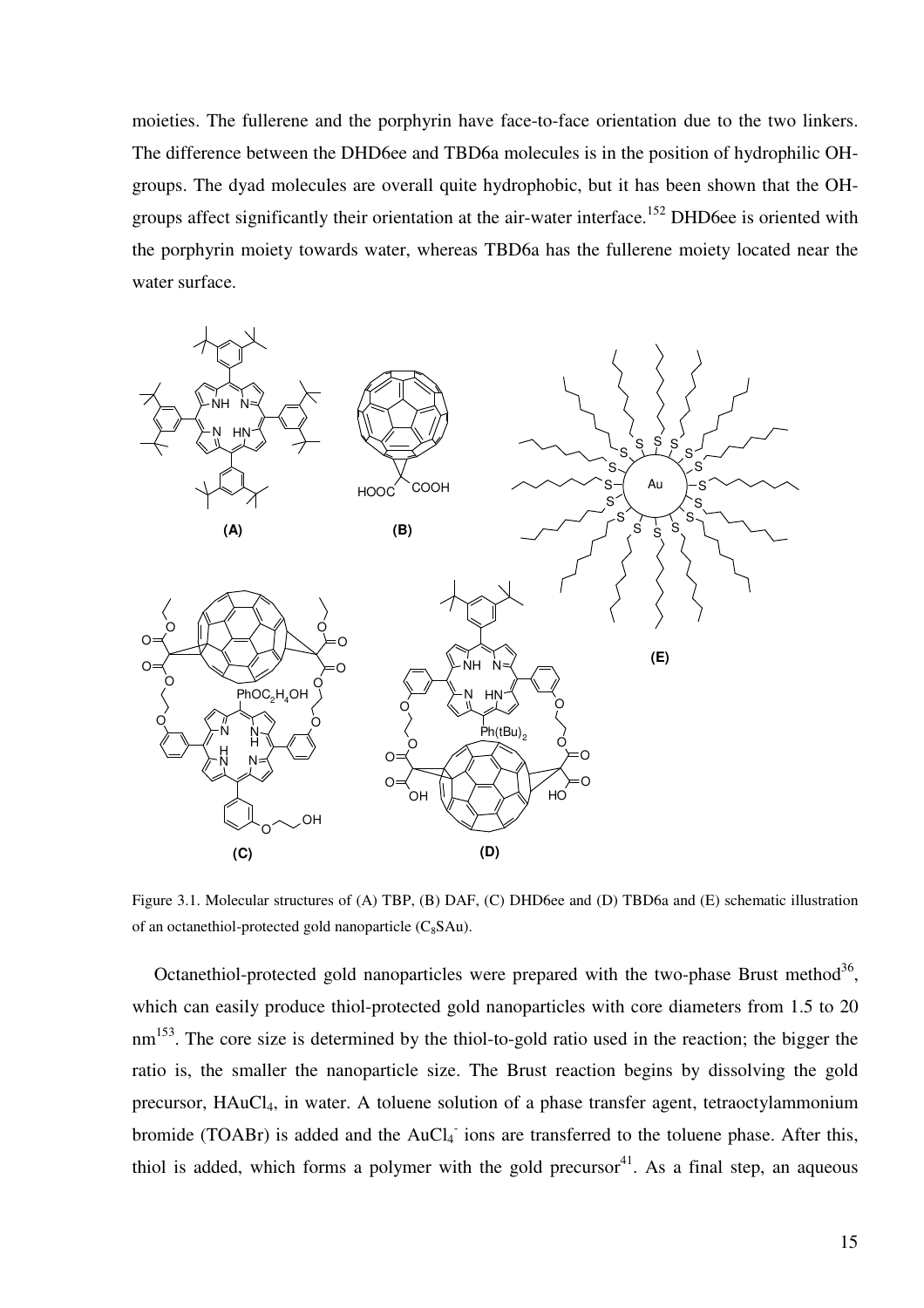moieties. The fullerene and the porphyrin have face-to-face orientation due to the two linkers. The difference between the DHD6ee and TBD6a molecules is in the position of hydrophilic OH-groups. The dyad molecules are overall quite hydrophobic, but it has been shown that the OH-groups affect significantly their orientation at the air-water interface.[152] DHD6ee is oriented with the porphyrin moiety towards water, whereas TBD6a has the fullerene moiety located near the water surface.

Figure 3.1. Molecular structures of (A) TBP, (B) DAF, (C) DHD6ee and (D) TBD6a and (E) schematic illustration of an octanethiol-protected gold nanoparticle ($C_8SAu$).

Octanethiol-protected gold nanoparticles were prepared with the two-phase Brust method[36], which can easily produce thiol-protected gold nanoparticles with core diameters from 1.5 to 20 nm[153]. The core size is determined by the thiol-to-gold ratio used in the reaction; the bigger the ratio is, the smaller the nanoparticle size. The Brust reaction begins by dissolving the gold precursor, $HAuCl_4$, in water. A toluene solution of a phase transfer agent, tetraoctylammonium bromide (TOABr) is added and the $AuCl_4^-$ ions are transferred to the toluene phase. After this, thiol is added, which forms a polymer with the gold precursor[41]. As a final step, an aqueous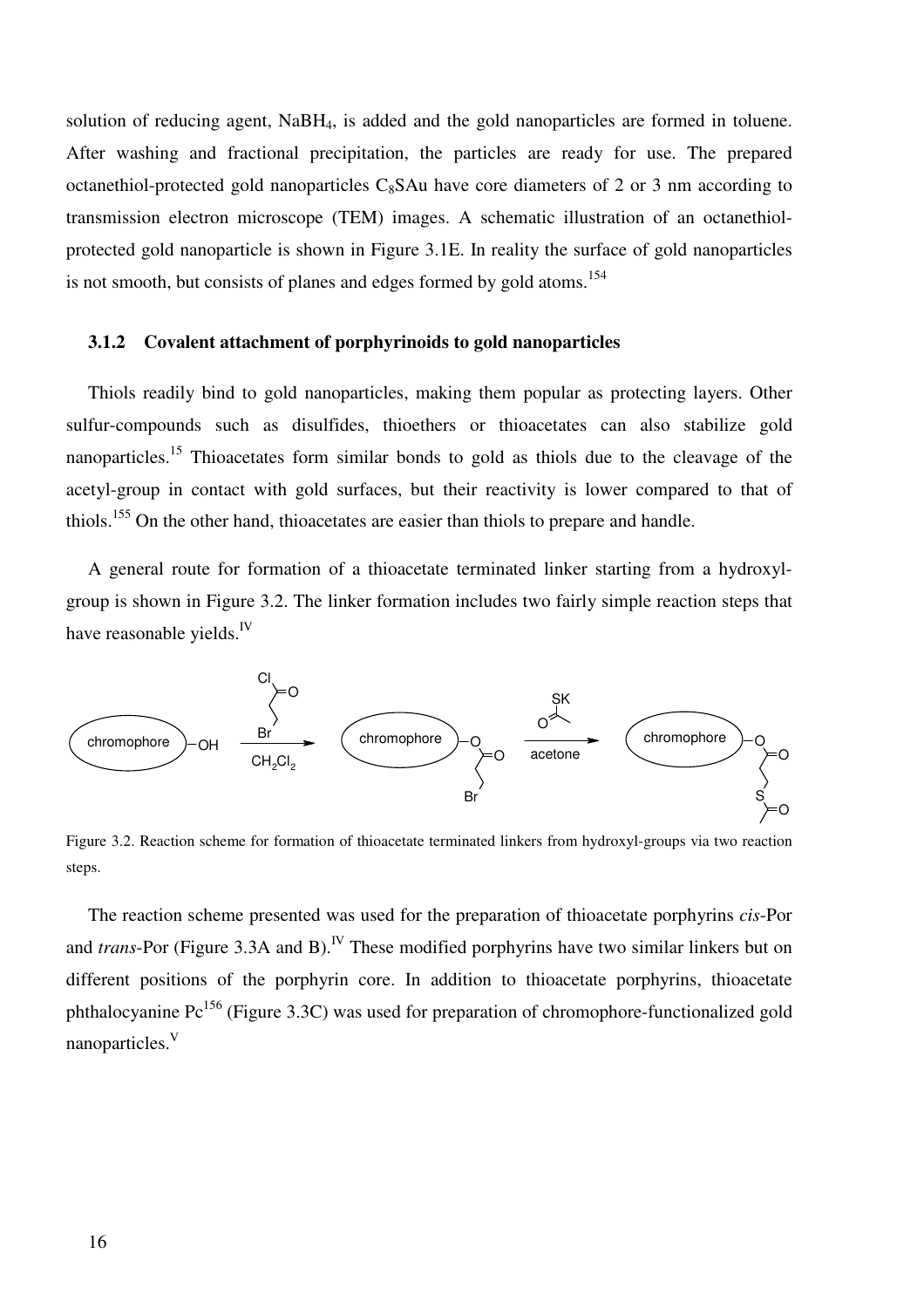solution of reducing agent, $NaBH_4$, is added and the gold nanoparticles are formed in toluene. After washing and fractional precipitation, the particles are ready for use. The prepared octanethiol-protected gold nanoparticles $C_8SAu$ have core diameters of 2 or 3 nm according to transmission electron microscope (TEM) images. A schematic illustration of an octanethiol-protected gold nanoparticle is shown in Figure 3.1E. In reality the surface of gold nanoparticles is not smooth, but consists of planes and edges formed by gold atoms.[154]

### 3.1.2 Covalent attachment of porphyrinoids to gold nanoparticles

Thiols readily bind to gold nanoparticles, making them popular as protecting layers. Other sulfur-compounds such as disulfides, thioethers or thioacetates can also stabilize gold nanoparticles.[15] Thioacetates form similar bonds to gold as thiols due to the cleavage of the acetyl-group in contact with gold surfaces, but their reactivity is lower compared to that of thiols.[155] On the other hand, thioacetates are easier than thiols to prepare and handle.

A general route for formation of a thioacetate terminated linker starting from a hydroxyl-group is shown in Figure 3.2. The linker formation includes two fairly simple reaction steps that have reasonable yields.[IV]

chromophore –OH
Cl
O
Br
$CH_2Cl_2$
chromophore –O
O
Br
SK
O
acetone
chromophore –O
O
S
O

Figure 3.2. Reaction scheme for formation of thioacetate terminated linkers from hydroxyl-groups via two reaction steps.

The reaction scheme presented was used for the preparation of thioacetate porphyrins *cis*-Por and *trans*-Por (Figure 3.3A and B).[IV] These modified porphyrins have two similar linkers but on different positions of the porphyrin core. In addition to thioacetate porphyrins, thioacetate phthalocyanine Pc[156] (Figure 3.3C) was used for preparation of chromophore-functionalized gold nanoparticles.[V]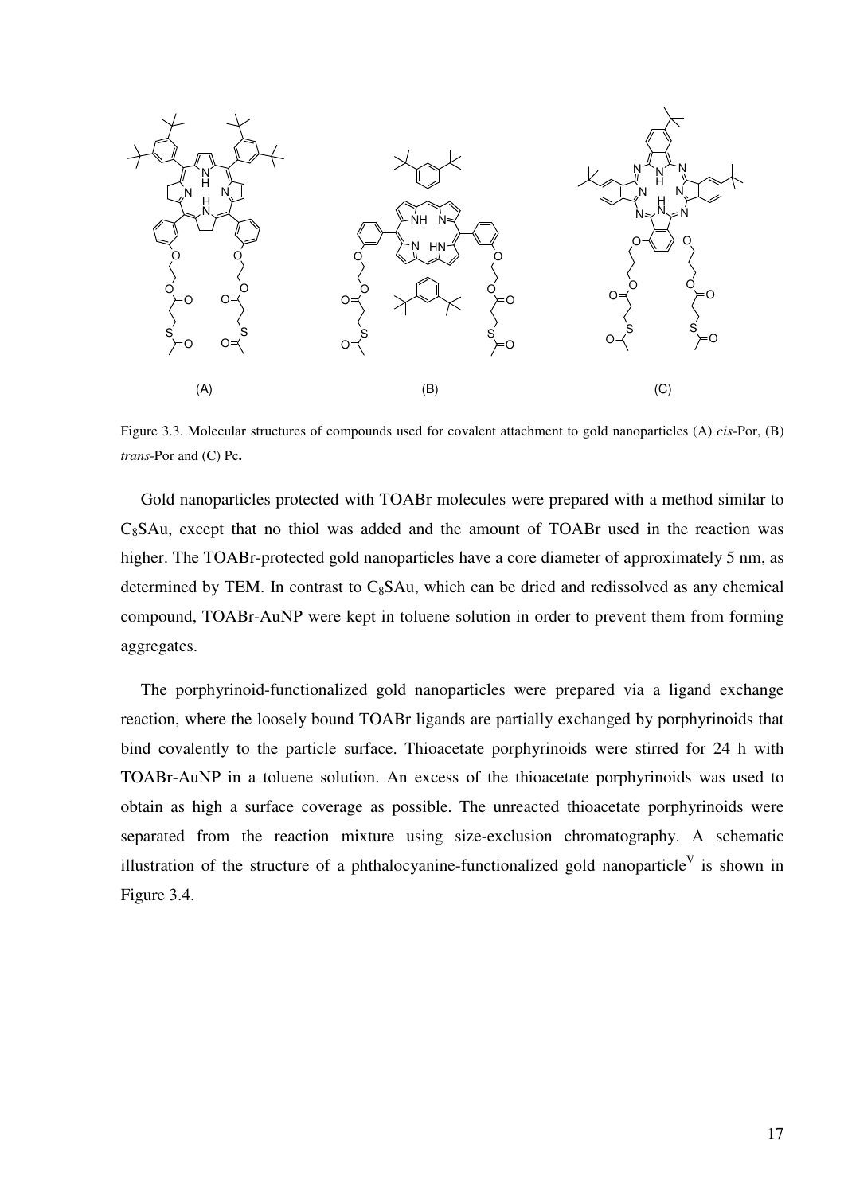(A)

(B)

(C)

Figure 3.3. Molecular structures of compounds used for covalent attachment to gold nanoparticles (A) *cis*-Por, (B) *trans*-Por and (C) Pc**.**

Gold nanoparticles protected with TOABr molecules were prepared with a method similar to $C_8$SAu, except that no thiol was added and the amount of TOABr used in the reaction was higher. The TOABr-protected gold nanoparticles have a core diameter of approximately 5 nm, as determined by TEM. In contrast to $C_8$SAu, which can be dried and redissolved as any chemical compound, TOABr-AuNP were kept in toluene solution in order to prevent them from forming aggregates.

The porphyrinoid-functionalized gold nanoparticles were prepared via a ligand exchange reaction, where the loosely bound TOABr ligands are partially exchanged by porphyrinoids that bind covalently to the particle surface. Thioacetate porphyrinoids were stirred for 24 h with TOABr-AuNP in a toluene solution. An excess of the thioacetate porphyrinoids was used to obtain as high a surface coverage as possible. The unreacted thioacetate porphyrinoids were separated from the reaction mixture using size-exclusion chromatography. A schematic illustration of the structure of a phthalocyanine-functionalized gold nanoparticle[V] is shown in Figure 3.4.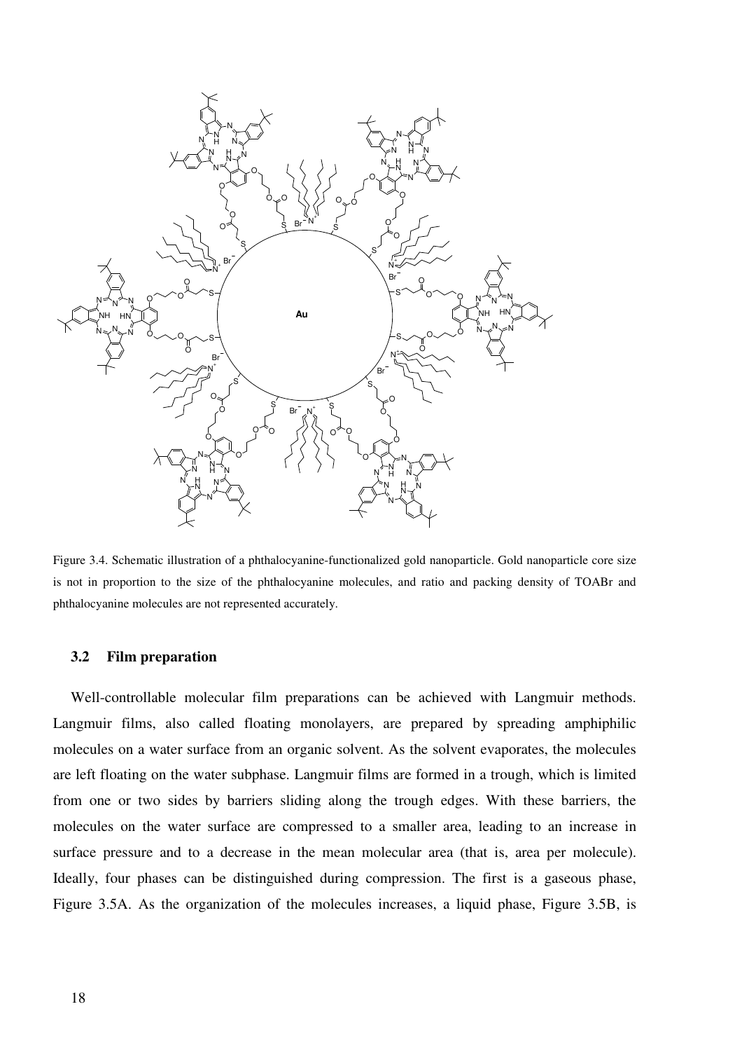Figure 3.4. Schematic illustration of a phthalocyanine-functionalized gold nanoparticle. Gold nanoparticle core size is not in proportion to the size of the phthalocyanine molecules, and ratio and packing density of TOABr and phthalocyanine molecules are not represented accurately.

## 3.2 Film preparation

Well-controllable molecular film preparations can be achieved with Langmuir methods. Langmuir films, also called floating monolayers, are prepared by spreading amphiphilic molecules on a water surface from an organic solvent. As the solvent evaporates, the molecules are left floating on the water subphase. Langmuir films are formed in a trough, which is limited from one or two sides by barriers sliding along the trough edges. With these barriers, the molecules on the water surface are compressed to a smaller area, leading to an increase in surface pressure and to a decrease in the mean molecular area (that is, area per molecule). Ideally, four phases can be distinguished during compression. The first is a gaseous phase, Figure 3.5A. As the organization of the molecules increases, a liquid phase, Figure 3.5B, is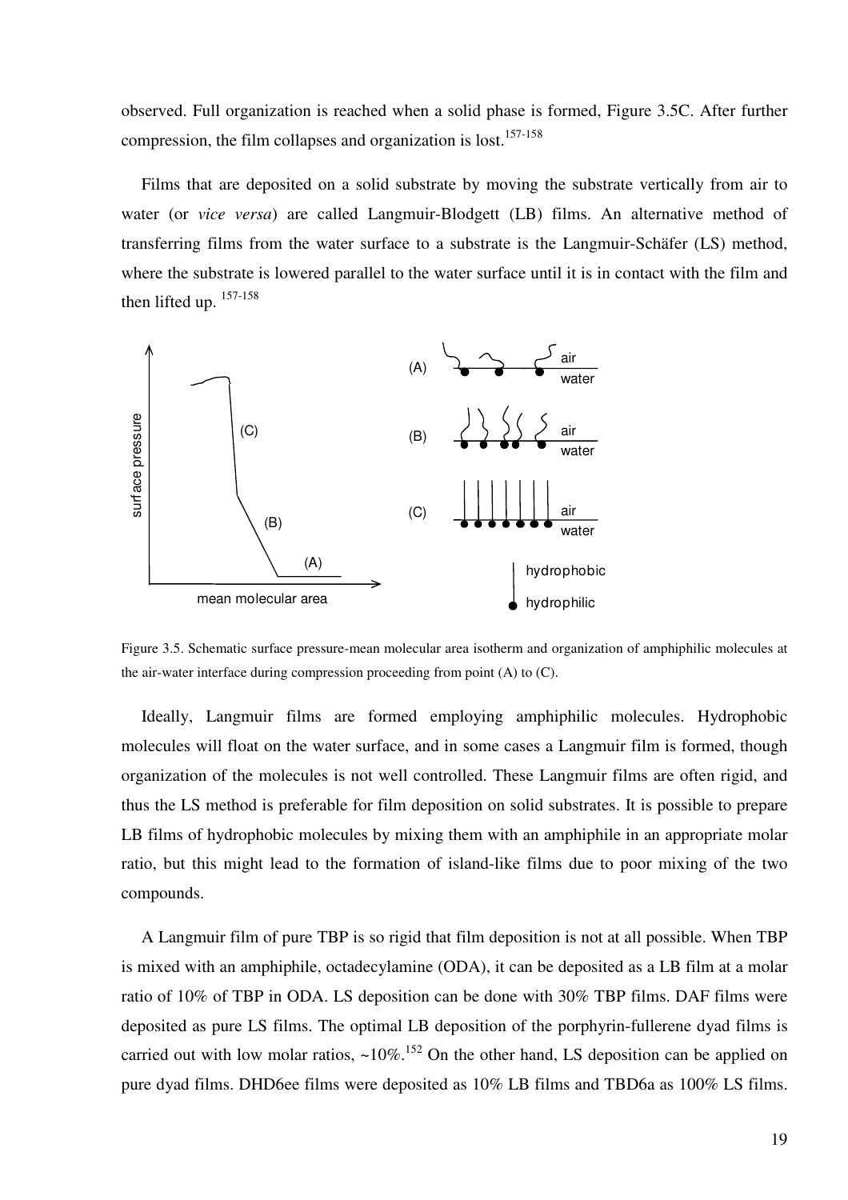observed. Full organization is reached when a solid phase is formed, Figure 3.5C. After further compression, the film collapses and organization is lost.[157-158]

Films that are deposited on a solid substrate by moving the substrate vertically from air to water (or *vice versa*) are called Langmuir-Blodgett (LB) films. An alternative method of transferring films from the water surface to a substrate is the Langmuir-Schäfer (LS) method, where the substrate is lowered parallel to the water surface until it is in contact with the film and then lifted up. [157-158]

surface pressure

mean molecular area

(A)

(B)

(C)

air

water

hydrophobic

hydrophilic

Figure 3.5. Schematic surface pressure-mean molecular area isotherm and organization of amphiphilic molecules at the air-water interface during compression proceeding from point (A) to (C).

Ideally, Langmuir films are formed employing amphiphilic molecules. Hydrophobic molecules will float on the water surface, and in some cases a Langmuir film is formed, though organization of the molecules is not well controlled. These Langmuir films are often rigid, and thus the LS method is preferable for film deposition on solid substrates. It is possible to prepare LB films of hydrophobic molecules by mixing them with an amphiphile in an appropriate molar ratio, but this might lead to the formation of island-like films due to poor mixing of the two compounds.

A Langmuir film of pure TBP is so rigid that film deposition is not at all possible. When TBP is mixed with an amphiphile, octadecylamine (ODA), it can be deposited as a LB film at a molar ratio of 10% of TBP in ODA. LS deposition can be done with 30% TBP films. DAF films were deposited as pure LS films. The optimal LB deposition of the porphyrin-fullerene dyad films is carried out with low molar ratios, ~10%.[152] On the other hand, LS deposition can be applied on pure dyad films. DHD6ee films were deposited as 10% LB films and TBD6a as 100% LS films.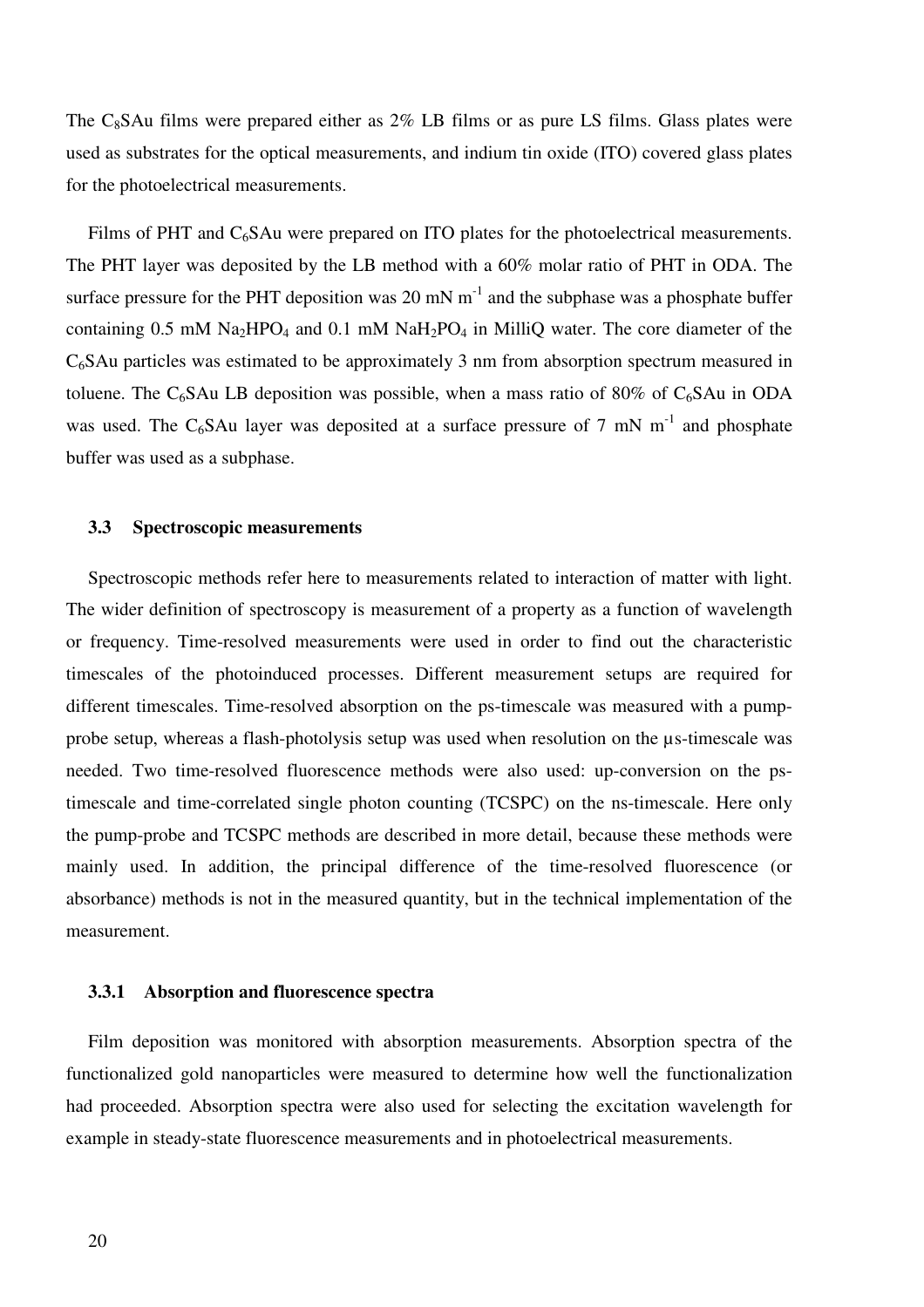The $C_8SAu$ films were prepared either as 2% LB films or as pure LS films. Glass plates were used as substrates for the optical measurements, and indium tin oxide (ITO) covered glass plates for the photoelectrical measurements.

Films of PHT and $C_6SAu$ were prepared on ITO plates for the photoelectrical measurements. The PHT layer was deposited by the LB method with a 60% molar ratio of PHT in ODA. The surface pressure for the PHT deposition was 20 mN $m^{-1}$ and the subphase was a phosphate buffer containing 0.5 mM $Na_2HPO_4$ and 0.1 mM $NaH_2PO_4$ in MilliQ water. The core diameter of the $C_6SAu$ particles was estimated to be approximately 3 nm from absorption spectrum measured in toluene. The $C_6SAu$ LB deposition was possible, when a mass ratio of 80% of $C_6SAu$ in ODA was used. The $C_6SAu$ layer was deposited at a surface pressure of 7 mN $m^{-1}$ and phosphate buffer was used as a subphase.

### 3.3 Spectroscopic measurements

Spectroscopic methods refer here to measurements related to interaction of matter with light. The wider definition of spectroscopy is measurement of a property as a function of wavelength or frequency. Time-resolved measurements were used in order to find out the characteristic timescales of the photoinduced processes. Different measurement setups are required for different timescales. Time-resolved absorption on the ps-timescale was measured with a pump-probe setup, whereas a flash-photolysis setup was used when resolution on the μs-timescale was needed. Two time-resolved fluorescence methods were also used: up-conversion on the ps-timescale and time-correlated single photon counting (TCSPC) on the ns-timescale. Here only the pump-probe and TCSPC methods are described in more detail, because these methods were mainly used. In addition, the principal difference of the time-resolved fluorescence (or absorbance) methods is not in the measured quantity, but in the technical implementation of the measurement.

#### 3.3.1 Absorption and fluorescence spectra

Film deposition was monitored with absorption measurements. Absorption spectra of the functionalized gold nanoparticles were measured to determine how well the functionalization had proceeded. Absorption spectra were also used for selecting the excitation wavelength for example in steady-state fluorescence measurements and in photoelectrical measurements.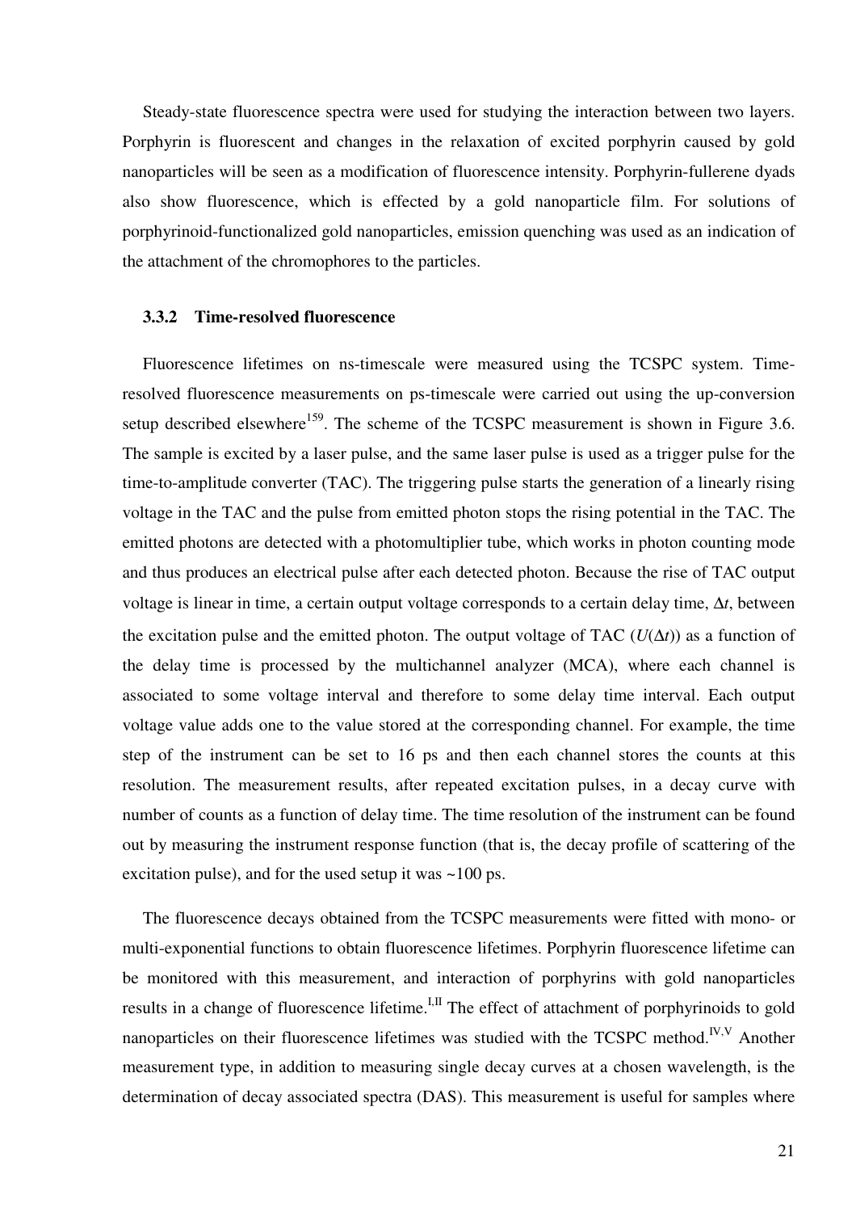Steady-state fluorescence spectra were used for studying the interaction between two layers. Porphyrin is fluorescent and changes in the relaxation of excited porphyrin caused by gold nanoparticles will be seen as a modification of fluorescence intensity. Porphyrin-fullerene dyads also show fluorescence, which is effected by a gold nanoparticle film. For solutions of porphyrinoid-functionalized gold nanoparticles, emission quenching was used as an indication of the attachment of the chromophores to the particles.

### 3.3.2 Time-resolved fluorescence

Fluorescence lifetimes on ns-timescale were measured using the TCSPC system. Time-resolved fluorescence measurements on ps-timescale were carried out using the up-conversion setup described elsewhere[159]. The scheme of the TCSPC measurement is shown in Figure 3.6. The sample is excited by a laser pulse, and the same laser pulse is used as a trigger pulse for the time-to-amplitude converter (TAC). The triggering pulse starts the generation of a linearly rising voltage in the TAC and the pulse from emitted photon stops the rising potential in the TAC. The emitted photons are detected with a photomultiplier tube, which works in photon counting mode and thus produces an electrical pulse after each detected photon. Because the rise of TAC output voltage is linear in time, a certain output voltage corresponds to a certain delay time, $\Delta t$, between the excitation pulse and the emitted photon. The output voltage of TAC ($U(\Delta t)$) as a function of the delay time is processed by the multichannel analyzer (MCA), where each channel is associated to some voltage interval and therefore to some delay time interval. Each output voltage value adds one to the value stored at the corresponding channel. For example, the time step of the instrument can be set to 16 ps and then each channel stores the counts at this resolution. The measurement results, after repeated excitation pulses, in a decay curve with number of counts as a function of delay time. The time resolution of the instrument can be found out by measuring the instrument response function (that is, the decay profile of scattering of the excitation pulse), and for the used setup it was ~100 ps.

The fluorescence decays obtained from the TCSPC measurements were fitted with mono- or multi-exponential functions to obtain fluorescence lifetimes. Porphyrin fluorescence lifetime can be monitored with this measurement, and interaction of porphyrins with gold nanoparticles results in a change of fluorescence lifetime.[I,II] The effect of attachment of porphyrinoids to gold nanoparticles on their fluorescence lifetimes was studied with the TCSPC method.[IV,V] Another measurement type, in addition to measuring single decay curves at a chosen wavelength, is the determination of decay associated spectra (DAS). This measurement is useful for samples where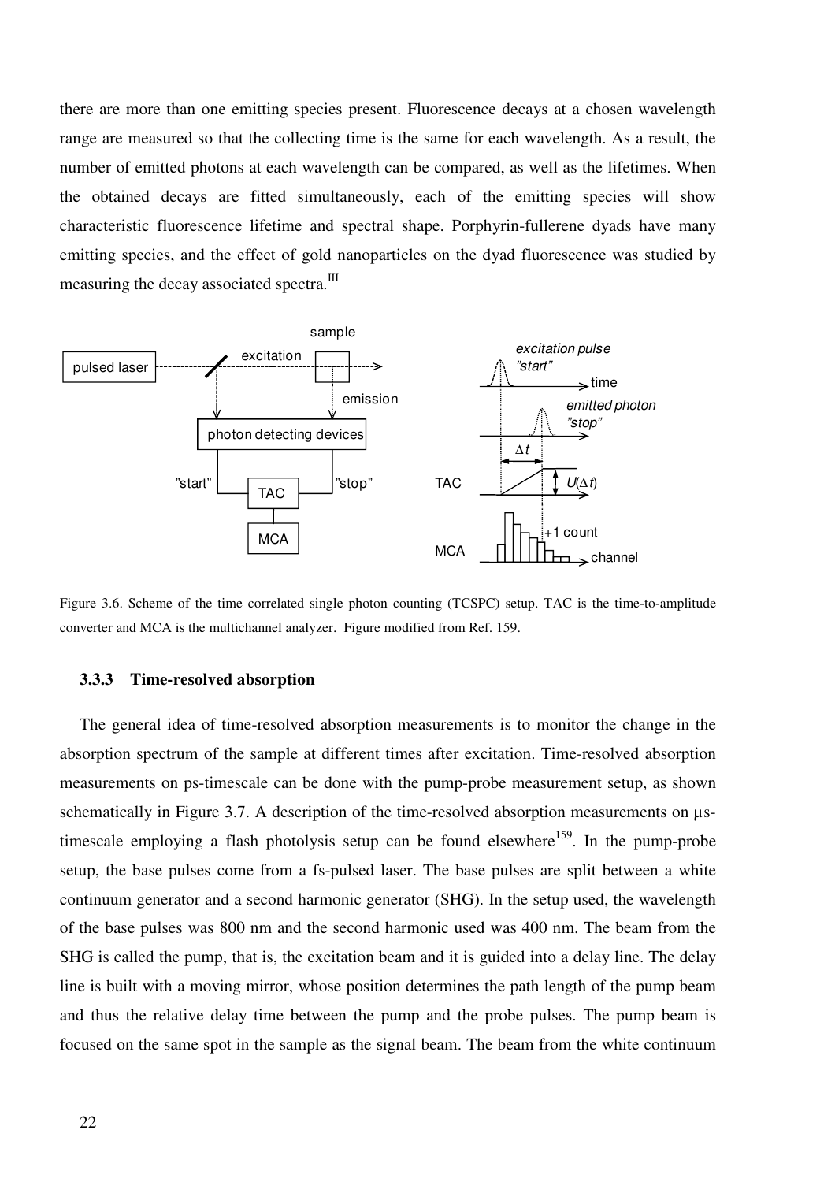there are more than one emitting species present. Fluorescence decays at a chosen wavelength range are measured so that the collecting time is the same for each wavelength. As a result, the number of emitted photons at each wavelength can be compared, as well as the lifetimes. When the obtained decays are fitted simultaneously, each of the emitting species will show characteristic fluorescence lifetime and spectral shape. Porphyrin-fullerene dyads have many emitting species, and the effect of gold nanoparticles on the dyad fluorescence was studied by measuring the decay associated spectra.[III]

sample
pulsed laser
excitation
emission
photon detecting devices
"start"
"stop"
TAC
MCA

excitation pulse
"start"
time
emitted photon
"stop"
$\Delta t$
TAC
$U(\Delta t)$
+1 count
MCA
channel

Figure 3.6. Scheme of the time correlated single photon counting (TCSPC) setup. TAC is the time-to-amplitude converter and MCA is the multichannel analyzer. Figure modified from Ref. 159.

### 3.3.3 Time-resolved absorption

The general idea of time-resolved absorption measurements is to monitor the change in the absorption spectrum of the sample at different times after excitation. Time-resolved absorption measurements on ps-timescale can be done with the pump-probe measurement setup, as shown schematically in Figure 3.7. A description of the time-resolved absorption measurements on µs-timescale employing a flash photolysis setup can be found elsewhere[159]. In the pump-probe setup, the base pulses come from a fs-pulsed laser. The base pulses are split between a white continuum generator and a second harmonic generator (SHG). In the setup used, the wavelength of the base pulses was 800 nm and the second harmonic used was 400 nm. The beam from the SHG is called the pump, that is, the excitation beam and it is guided into a delay line. The delay line is built with a moving mirror, whose position determines the path length of the pump beam and thus the relative delay time between the pump and the probe pulses. The pump beam is focused on the same spot in the sample as the signal beam. The beam from the white continuum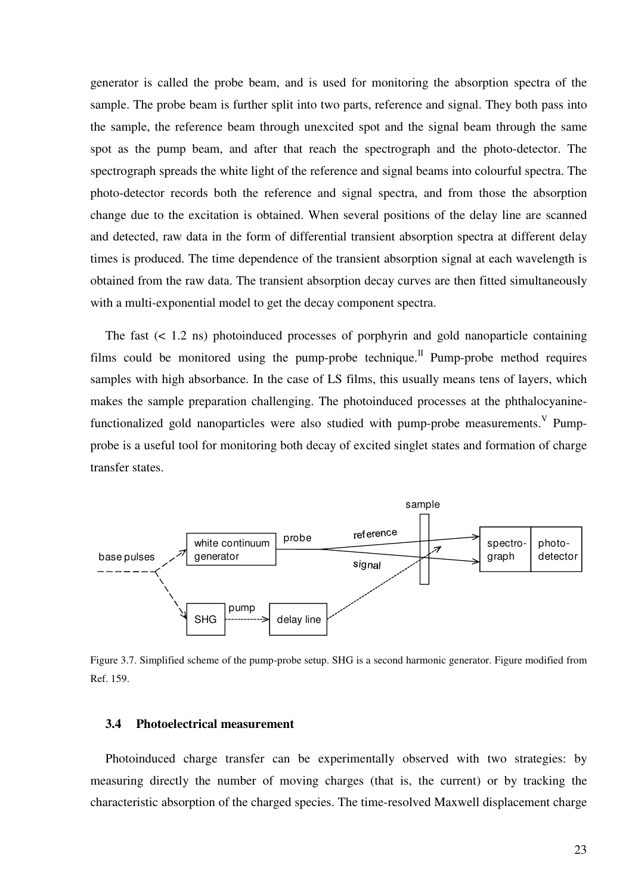generator is called the probe beam, and is used for monitoring the absorption spectra of the sample. The probe beam is further split into two parts, reference and signal. They both pass into the sample, the reference beam through unexcited spot and the signal beam through the same spot as the pump beam, and after that reach the spectrograph and the photo-detector. The spectrograph spreads the white light of the reference and signal beams into colourful spectra. The photo-detector records both the reference and signal spectra, and from those the absorption change due to the excitation is obtained. When several positions of the delay line are scanned and detected, raw data in the form of differential transient absorption spectra at different delay times is produced. The time dependence of the transient absorption signal at each wavelength is obtained from the raw data. The transient absorption decay curves are then fitted simultaneously with a multi-exponential model to get the decay component spectra.

The fast (< 1.2 ns) photoinduced processes of porphyrin and gold nanoparticle containing films could be monitored using the pump-probe technique.[II] Pump-probe method requires samples with high absorbance. In the case of LS films, this usually means tens of layers, which makes the sample preparation challenging. The photoinduced processes at the phthalocyanine-functionalized gold nanoparticles were also studied with pump-probe measurements.[V] Pump-probe is a useful tool for monitoring both decay of excited singlet states and formation of charge transfer states.

sample
base pulses
white continuum generator
probe
reference
signal
spectro-graph
photo-detector
SHG
pump
delay line

Figure 3.7. Simplified scheme of the pump-probe setup. SHG is a second harmonic generator. Figure modified from Ref. 159.

### 3.4 Photoelectrical measurement

Photoinduced charge transfer can be experimentally observed with two strategies: by measuring directly the number of moving charges (that is, the current) or by tracking the characteristic absorption of the charged species. The time-resolved Maxwell displacement charge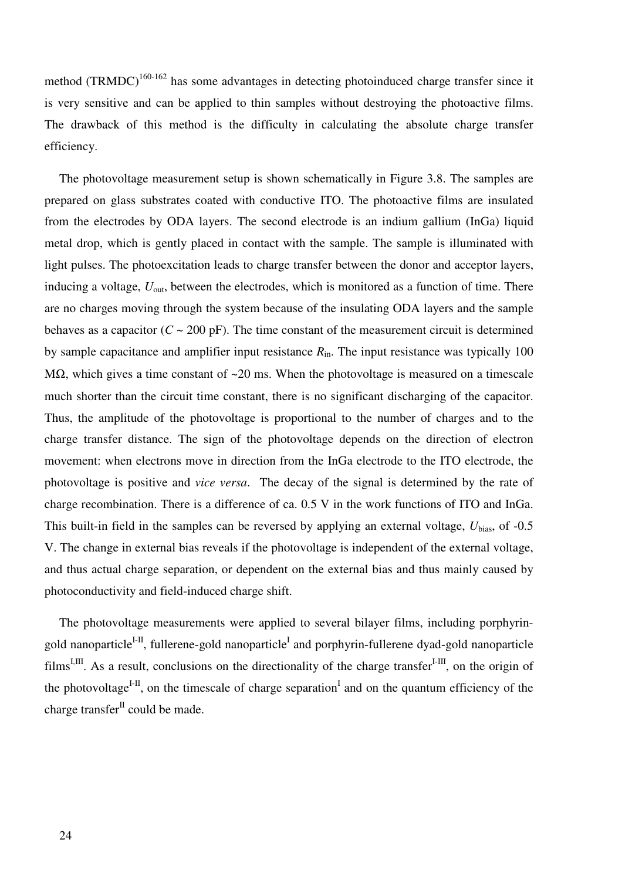method (TRMDC)[160-162] has some advantages in detecting photoinduced charge transfer since it is very sensitive and can be applied to thin samples without destroying the photoactive films. The drawback of this method is the difficulty in calculating the absolute charge transfer efficiency.

The photovoltage measurement setup is shown schematically in Figure 3.8. The samples are prepared on glass substrates coated with conductive ITO. The photoactive films are insulated from the electrodes by ODA layers. The second electrode is an indium gallium (InGa) liquid metal drop, which is gently placed in contact with the sample. The sample is illuminated with light pulses. The photoexcitation leads to charge transfer between the donor and acceptor layers, inducing a voltage, $U_{out}$, between the electrodes, which is monitored as a function of time. There are no charges moving through the system because of the insulating ODA layers and the sample behaves as a capacitor ($C \sim 200$ pF). The time constant of the measurement circuit is determined by sample capacitance and amplifier input resistance $R_{in}$. The input resistance was typically 100 MΩ, which gives a time constant of ~20 ms. When the photovoltage is measured on a timescale much shorter than the circuit time constant, there is no significant discharging of the capacitor. Thus, the amplitude of the photovoltage is proportional to the number of charges and to the charge transfer distance. The sign of the photovoltage depends on the direction of electron movement: when electrons move in direction from the InGa electrode to the ITO electrode, the photovoltage is positive and *vice versa*. The decay of the signal is determined by the rate of charge recombination. There is a difference of ca. 0.5 V in the work functions of ITO and InGa. This built-in field in the samples can be reversed by applying an external voltage, $U_{bias}$, of -0.5 V. The change in external bias reveals if the photovoltage is independent of the external voltage, and thus actual charge separation, or dependent on the external bias and thus mainly caused by photoconductivity and field-induced charge shift.

The photovoltage measurements were applied to several bilayer films, including porphyrin-gold nanoparticle[I-II], fullerene-gold nanoparticle[I] and porphyrin-fullerene dyad-gold nanoparticle films[I,III]. As a result, conclusions on the directionality of the charge transfer[I-III], on the origin of the photovoltage[I-II], on the timescale of charge separation[I] and on the quantum efficiency of the charge transfer[II] could be made.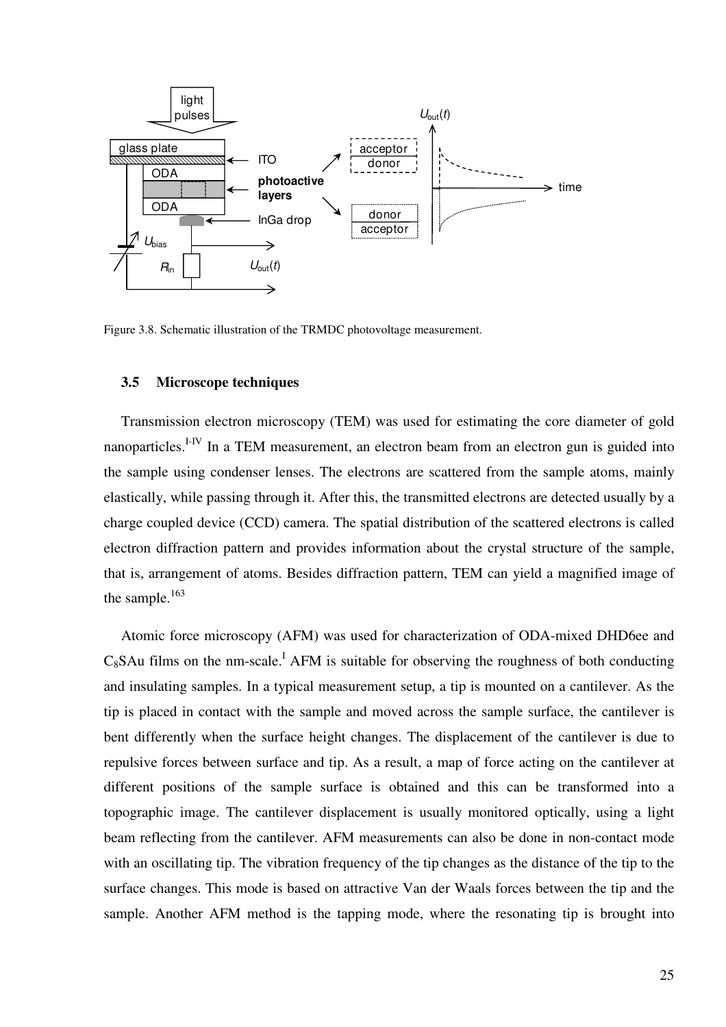light
pulses

glass plate

ITO

ODA

photoactive
layers

ODA

InGa drop

$U_{bias}$

$R_{in}$

$U_{out}(t)$

acceptor
donor

donor
acceptor

$U_{out}(t)$

time

Figure 3.8. Schematic illustration of the TRMDC photovoltage measurement.

### 3.5 Microscope techniques

Transmission electron microscopy (TEM) was used for estimating the core diameter of gold nanoparticles.[I-IV] In a TEM measurement, an electron beam from an electron gun is guided into the sample using condenser lenses. The electrons are scattered from the sample atoms, mainly elastically, while passing through it. After this, the transmitted electrons are detected usually by a charge coupled device (CCD) camera. The spatial distribution of the scattered electrons is called electron diffraction pattern and provides information about the crystal structure of the sample, that is, arrangement of atoms. Besides diffraction pattern, TEM can yield a magnified image of the sample.[163]

Atomic force microscopy (AFM) was used for characterization of ODA-mixed DHD6ee and $C_8SAu$ films on the nm-scale.[I] AFM is suitable for observing the roughness of both conducting and insulating samples. In a typical measurement setup, a tip is mounted on a cantilever. As the tip is placed in contact with the sample and moved across the sample surface, the cantilever is bent differently when the surface height changes. The displacement of the cantilever is due to repulsive forces between surface and tip. As a result, a map of force acting on the cantilever at different positions of the sample surface is obtained and this can be transformed into a topographic image. The cantilever displacement is usually monitored optically, using a light beam reflecting from the cantilever. AFM measurements can also be done in non-contact mode with an oscillating tip. The vibration frequency of the tip changes as the distance of the tip to the surface changes. This mode is based on attractive Van der Waals forces between the tip and the sample. Another AFM method is the tapping mode, where the resonating tip is brought into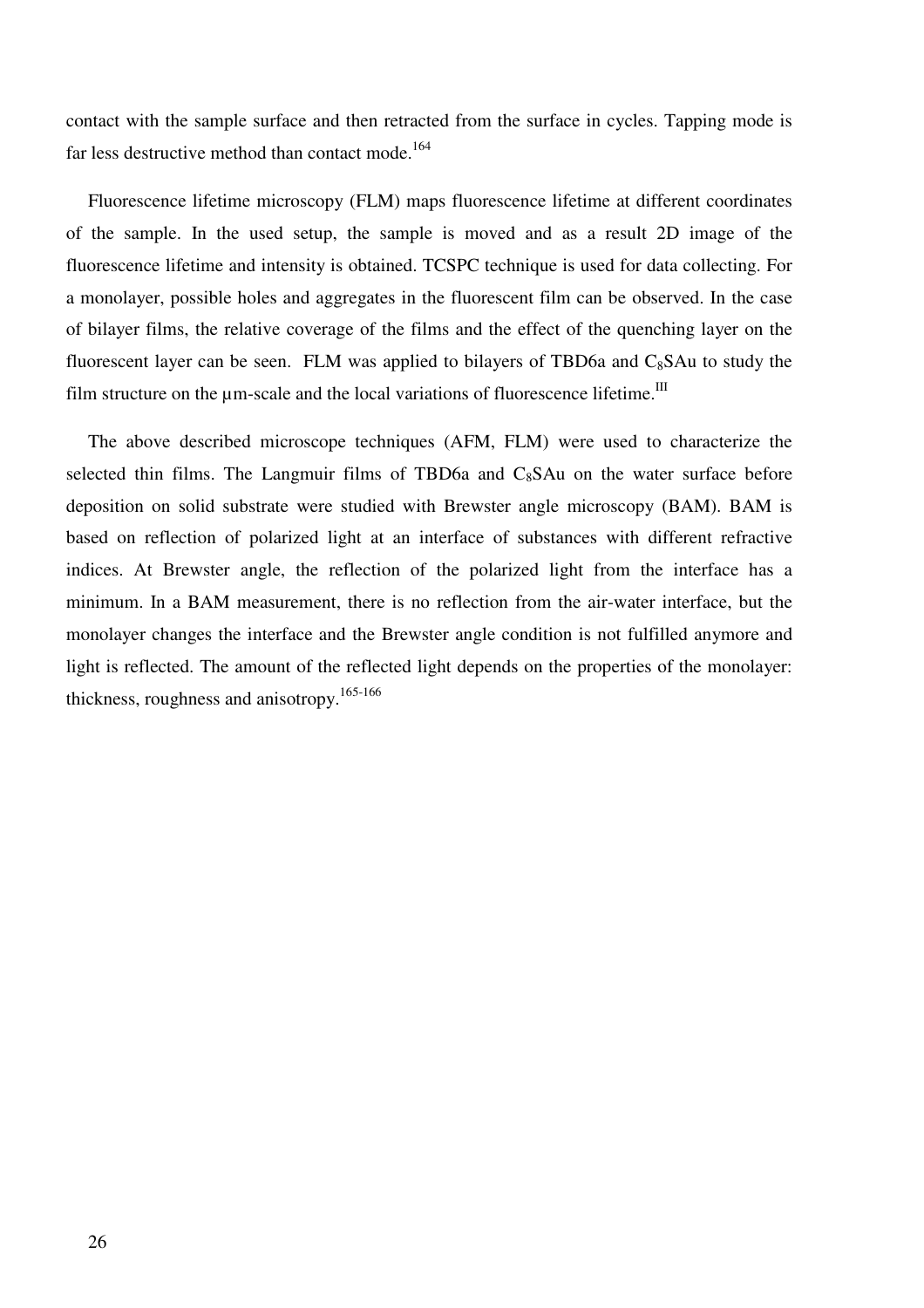contact with the sample surface and then retracted from the surface in cycles. Tapping mode is far less destructive method than contact mode.[164]

Fluorescence lifetime microscopy (FLM) maps fluorescence lifetime at different coordinates of the sample. In the used setup, the sample is moved and as a result 2D image of the fluorescence lifetime and intensity is obtained. TCSPC technique is used for data collecting. For a monolayer, possible holes and aggregates in the fluorescent film can be observed. In the case of bilayer films, the relative coverage of the films and the effect of the quenching layer on the fluorescent layer can be seen. FLM was applied to bilayers of TBD6a and $C_8$SAu to study the film structure on the µm-scale and the local variations of fluorescence lifetime.[III]

The above described microscope techniques (AFM, FLM) were used to characterize the selected thin films. The Langmuir films of TBD6a and $C_8$SAu on the water surface before deposition on solid substrate were studied with Brewster angle microscopy (BAM). BAM is based on reflection of polarized light at an interface of substances with different refractive indices. At Brewster angle, the reflection of the polarized light from the interface has a minimum. In a BAM measurement, there is no reflection from the air-water interface, but the monolayer changes the interface and the Brewster angle condition is not fulfilled anymore and light is reflected. The amount of the reflected light depends on the properties of the monolayer: thickness, roughness and anisotropy.[165-166]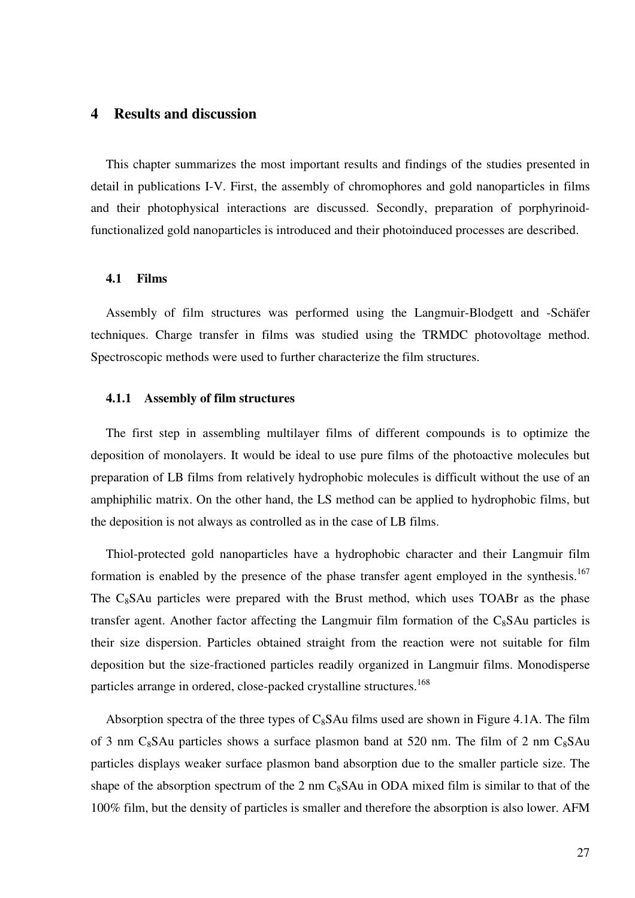# 4 Results and discussion

This chapter summarizes the most important results and findings of the studies presented in detail in publications I-V. First, the assembly of chromophores and gold nanoparticles in films and their photophysical interactions are discussed. Secondly, preparation of porphyrinoid-functionalized gold nanoparticles is introduced and their photoinduced processes are described.

## 4.1 Films

Assembly of film structures was performed using the Langmuir-Blodgett and -Schäfer techniques. Charge transfer in films was studied using the TRMDC photovoltage method. Spectroscopic methods were used to further characterize the film structures.

### 4.1.1 Assembly of film structures

The first step in assembling multilayer films of different compounds is to optimize the deposition of monolayers. It would be ideal to use pure films of the photoactive molecules but preparation of LB films from relatively hydrophobic molecules is difficult without the use of an amphiphilic matrix. On the other hand, the LS method can be applied to hydrophobic films, but the deposition is not always as controlled as in the case of LB films.

Thiol-protected gold nanoparticles have a hydrophobic character and their Langmuir film formation is enabled by the presence of the phase transfer agent employed in the synthesis.[167] The $C_8SAu$ particles were prepared with the Brust method, which uses TOABr as the phase transfer agent. Another factor affecting the Langmuir film formation of the $C_8SAu$ particles is their size dispersion. Particles obtained straight from the reaction were not suitable for film deposition but the size-fractioned particles readily organized in Langmuir films. Monodisperse particles arrange in ordered, close-packed crystalline structures.[168]

Absorption spectra of the three types of $C_8SAu$ films used are shown in Figure 4.1A. The film of 3 nm $C_8SAu$ particles shows a surface plasmon band at 520 nm. The film of 2 nm $C_8SAu$ particles displays weaker surface plasmon band absorption due to the smaller particle size. The shape of the absorption spectrum of the 2 nm $C_8SAu$ in ODA mixed film is similar to that of the 100% film, but the density of particles is smaller and therefore the absorption is also lower. AFM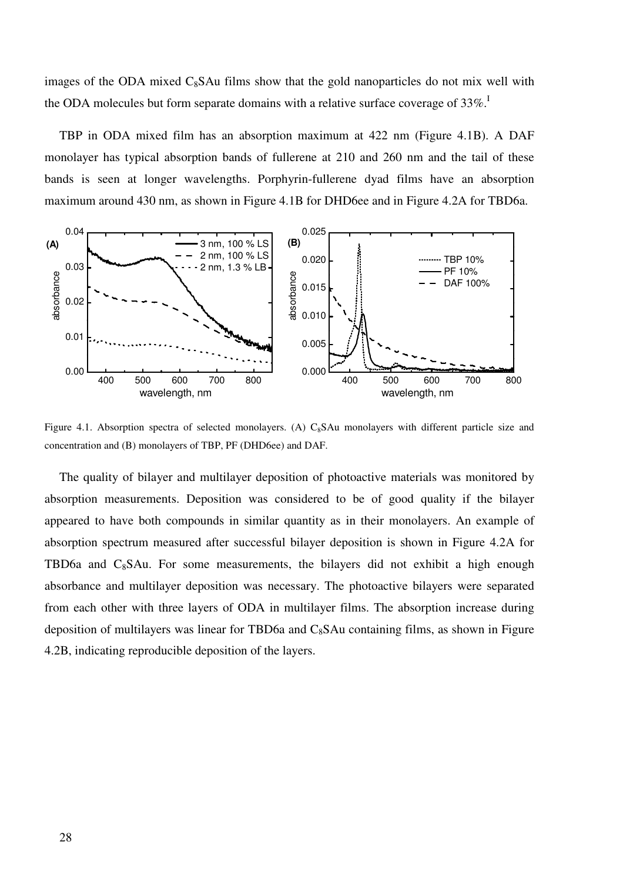images of the ODA mixed $C_8SAu$ films show that the gold nanoparticles do not mix well with the ODA molecules but form separate domains with a relative surface coverage of 33%.[I]

TBP in ODA mixed film has an absorption maximum at 422 nm (Figure 4.1B). A DAF monolayer has typical absorption bands of fullerene at 210 and 260 nm and the tail of these bands is seen at longer wavelengths. Porphyrin-fullerene dyad films have an absorption maximum around 430 nm, as shown in Figure 4.1B for DHD6ee and in Figure 4.2A for TBD6a.

(A)
0.04
0.03
0.02
0.01
0.00
absorbance
400 500 600 700 800
wavelength, nm
3 nm, 100 % LS
2 nm, 100 % LS
2 nm, 1.3 % LB

(B)
0.025
0.020
0.015
0.010
0.005
0.000
absorbance
400 500 600 700 800
wavelength, nm
TBP 10%
PF 10%
DAF 100%

Figure 4.1. Absorption spectra of selected monolayers. (A) $C_8SAu$ monolayers with different particle size and concentration and (B) monolayers of TBP, PF (DHD6ee) and DAF.

The quality of bilayer and multilayer deposition of photoactive materials was monitored by absorption measurements. Deposition was considered to be of good quality if the bilayer appeared to have both compounds in similar quantity as in their monolayers. An example of absorption spectrum measured after successful bilayer deposition is shown in Figure 4.2A for TBD6a and $C_8SAu$. For some measurements, the bilayers did not exhibit a high enough absorbance and multilayer deposition was necessary. The photoactive bilayers were separated from each other with three layers of ODA in multilayer films. The absorption increase during deposition of multilayers was linear for TBD6a and $C_8SAu$ containing films, as shown in Figure 4.2B, indicating reproducible deposition of the layers.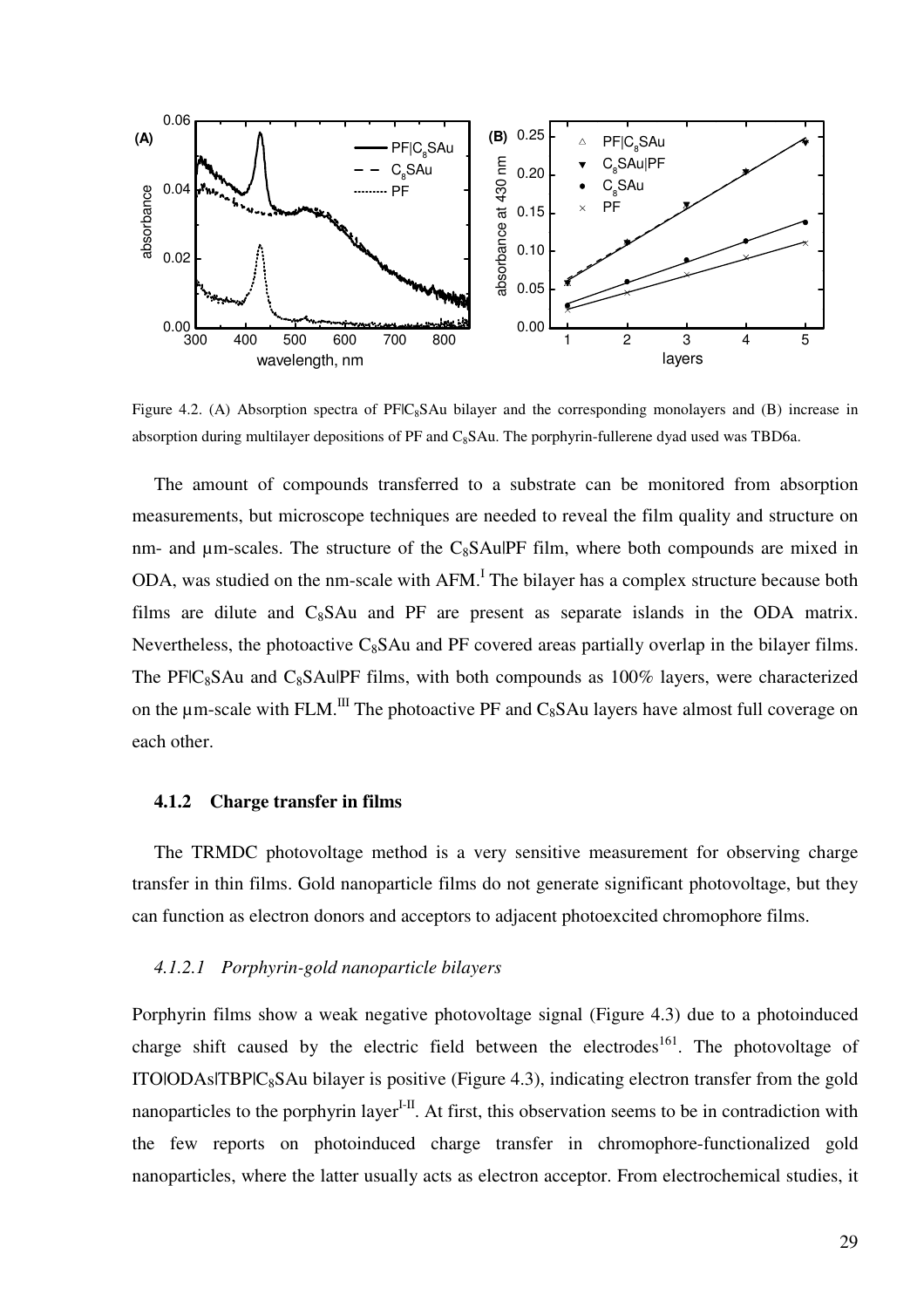(A)

absorbance

0.06

0.04

0.02

0.00

300 400 500 600 700 800

wavelength, nm

PF|$C_8$SAu

$C_8$SAu

PF

(B)

absorbance at 430 nm

0.25

0.20

0.15

0.10

0.05

0.00

1 2 3 4 5

layers

PF|$C_8$SAu

$C_8$SAu|PF

$C_8$SAu

PF

Figure 4.2. (A) Absorption spectra of PF|$C_8$SAu bilayer and the corresponding monolayers and (B) increase in absorption during multilayer depositions of PF and $C_8$SAu. The porphyrin-fullerene dyad used was TBD6a.

The amount of compounds transferred to a substrate can be monitored from absorption measurements, but microscope techniques are needed to reveal the film quality and structure on nm- and µm-scales. The structure of the $C_8$SAu|PF film, where both compounds are mixed in ODA, was studied on the nm-scale with AFM.[I] The bilayer has a complex structure because both films are dilute and $C_8$SAu and PF are present as separate islands in the ODA matrix. Nevertheless, the photoactive $C_8$SAu and PF covered areas partially overlap in the bilayer films. The PF|$C_8$SAu and $C_8$SAu|PF films, with both compounds as 100% layers, were characterized on the µm-scale with FLM.[III] The photoactive PF and $C_8$SAu layers have almost full coverage on each other.

### 4.1.2 Charge transfer in films

The TRMDC photovoltage method is a very sensitive measurement for observing charge transfer in thin films. Gold nanoparticle films do not generate significant photovoltage, but they can function as electron donors and acceptors to adjacent photoexcited chromophore films.

#### *4.1.2.1 Porphyrin-gold nanoparticle bilayers*

Porphyrin films show a weak negative photovoltage signal (Figure 4.3) due to a photoinduced charge shift caused by the electric field between the electrodes[161]. The photovoltage of ITO|ODAs|TBP|$C_8$SAu bilayer is positive (Figure 4.3), indicating electron transfer from the gold nanoparticles to the porphyrin layer[I-II]. At first, this observation seems to be in contradiction with the few reports on photoinduced charge transfer in chromophore-functionalized gold nanoparticles, where the latter usually acts as electron acceptor. From electrochemical studies, it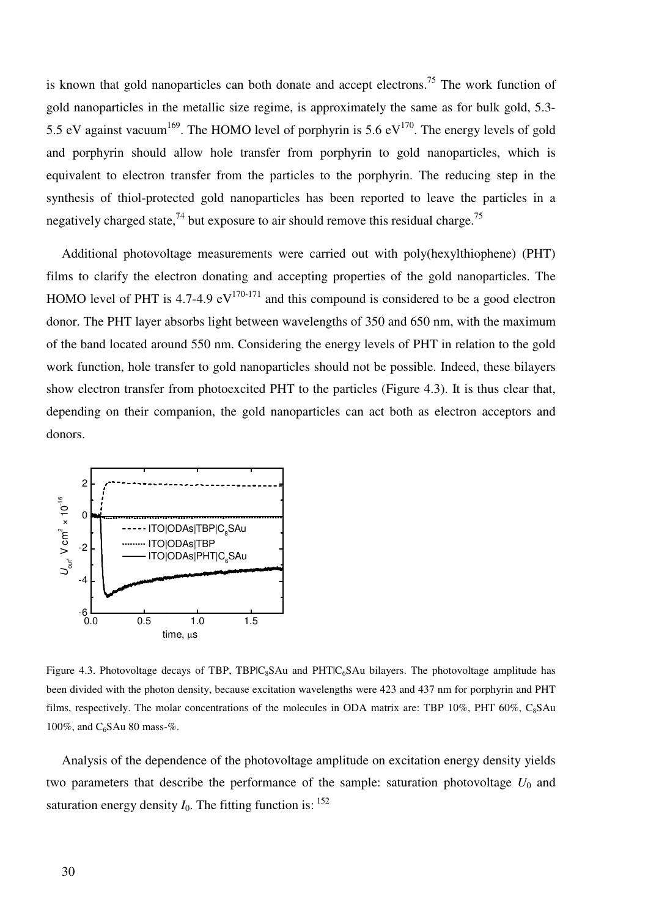is known that gold nanoparticles can both donate and accept electrons.[75] The work function of gold nanoparticles in the metallic size regime, is approximately the same as for bulk gold, 5.3-5.5 eV against vacuum[169]. The HOMO level of porphyrin is 5.6 eV[170]. The energy levels of gold and porphyrin should allow hole transfer from porphyrin to gold nanoparticles, which is equivalent to electron transfer from the particles to the porphyrin. The reducing step in the synthesis of thiol-protected gold nanoparticles has been reported to leave the particles in a negatively charged state,[74] but exposure to air should remove this residual charge.[75]

Additional photovoltage measurements were carried out with poly(hexylthiophene) (PHT) films to clarify the electron donating and accepting properties of the gold nanoparticles. The HOMO level of PHT is 4.7-4.9 eV[170-171] and this compound is considered to be a good electron donor. The PHT layer absorbs light between wavelengths of 350 and 650 nm, with the maximum of the band located around 550 nm. Considering the energy levels of PHT in relation to the gold work function, hole transfer to gold nanoparticles should not be possible. Indeed, these bilayers show electron transfer from photoexcited PHT to the particles (Figure 4.3). It is thus clear that, depending on their companion, the gold nanoparticles can act both as electron acceptors and donors.

2
0
-2
-4
-6
0.0
0.5
1.0
1.5
time, μs
$U_{out}$, V cm$^2$ × $10^{-16}$
ITO|ODAs|TBP|$C_8$SAu
ITO|ODAs|TBP
ITO|ODAs|PHT|$C_6$SAu

Figure 4.3. Photovoltage decays of TBP, TBP|$C_8$SAu and PHT|$C_6$SAu bilayers. The photovoltage amplitude has been divided with the photon density, because excitation wavelengths were 423 and 437 nm for porphyrin and PHT films, respectively. The molar concentrations of the molecules in ODA matrix are: TBP 10%, PHT 60%, $C_8$SAu 100%, and $C_6$SAu 80 mass-%.

Analysis of the dependence of the photovoltage amplitude on excitation energy density yields two parameters that describe the performance of the sample: saturation photovoltage $U_0$ and saturation energy density $I_0$. The fitting function is: [152]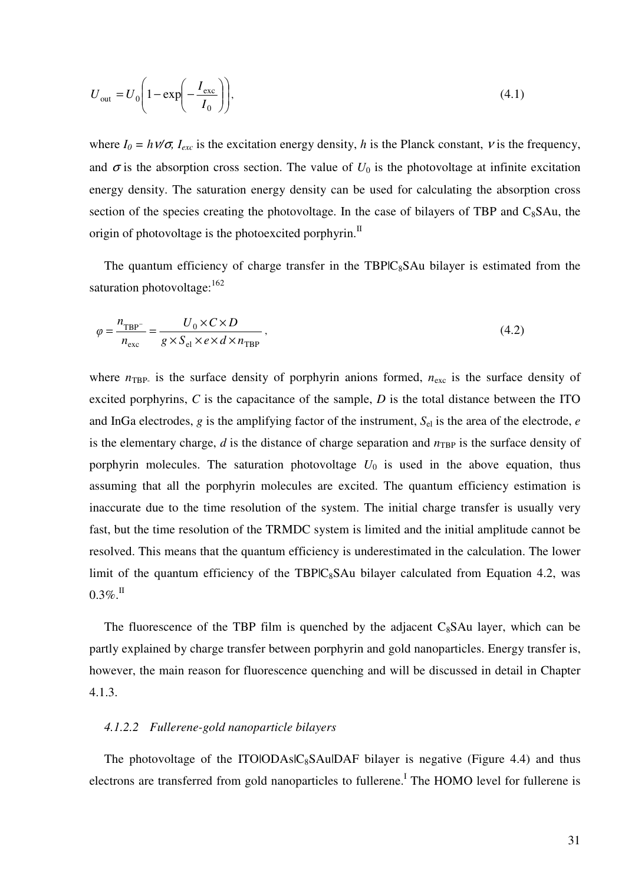$$U_{\mathrm{out}} = U_0 \left( 1 - \exp\left( -\frac{I_{\mathrm{exc}}}{I_0} \right) \right), \tag{4.1}$$

where $I_0 = h\nu/\sigma$, $I_{exc}$ is the excitation energy density, $h$ is the Planck constant, $\nu$ is the frequency, and $\sigma$ is the absorption cross section. The value of $U_0$ is the photovoltage at infinite excitation energy density. The saturation energy density can be used for calculating the absorption cross section of the species creating the photovoltage. In the case of bilayers of TBP and $C_8$SAu, the origin of photovoltage is the photoexcited porphyrin.[II]

The quantum efficiency of charge transfer in the TBP|$C_8$SAu bilayer is estimated from the saturation photovoltage:[162]

$$\varphi = \frac{n_{\mathrm{TBP}^-}}{n_{\mathrm{exc}}} = \frac{U_0 \times C \times D}{g \times S_{\mathrm{el}} \times e \times d \times n_{\mathrm{TBP}}}, \tag{4.2}$$

where $n_{\mathrm{TBP-}}$ is the surface density of porphyrin anions formed, $n_{\mathrm{exc}}$ is the surface density of excited porphyrins, $C$ is the capacitance of the sample, $D$ is the total distance between the ITO and InGa electrodes, $g$ is the amplifying factor of the instrument, $S_{\mathrm{el}}$ is the area of the electrode, $e$ is the elementary charge, $d$ is the distance of charge separation and $n_{\mathrm{TBP}}$ is the surface density of porphyrin molecules. The saturation photovoltage $U_0$ is used in the above equation, thus assuming that all the porphyrin molecules are excited. The quantum efficiency estimation is inaccurate due to the time resolution of the system. The initial charge transfer is usually very fast, but the time resolution of the TRMDC system is limited and the initial amplitude cannot be resolved. This means that the quantum efficiency is underestimated in the calculation. The lower limit of the quantum efficiency of the TBP|$C_8$SAu bilayer calculated from Equation 4.2, was 0.3%.[II]

The fluorescence of the TBP film is quenched by the adjacent $C_8$SAu layer, which can be partly explained by charge transfer between porphyrin and gold nanoparticles. Energy transfer is, however, the main reason for fluorescence quenching and will be discussed in detail in Chapter 4.1.3.

#### *4.1.2.2 Fullerene-gold nanoparticle bilayers*

The photovoltage of the ITO|ODAs|$C_8$SAu|DAF bilayer is negative (Figure 4.4) and thus electrons are transferred from gold nanoparticles to fullerene.[I] The HOMO level for fullerene is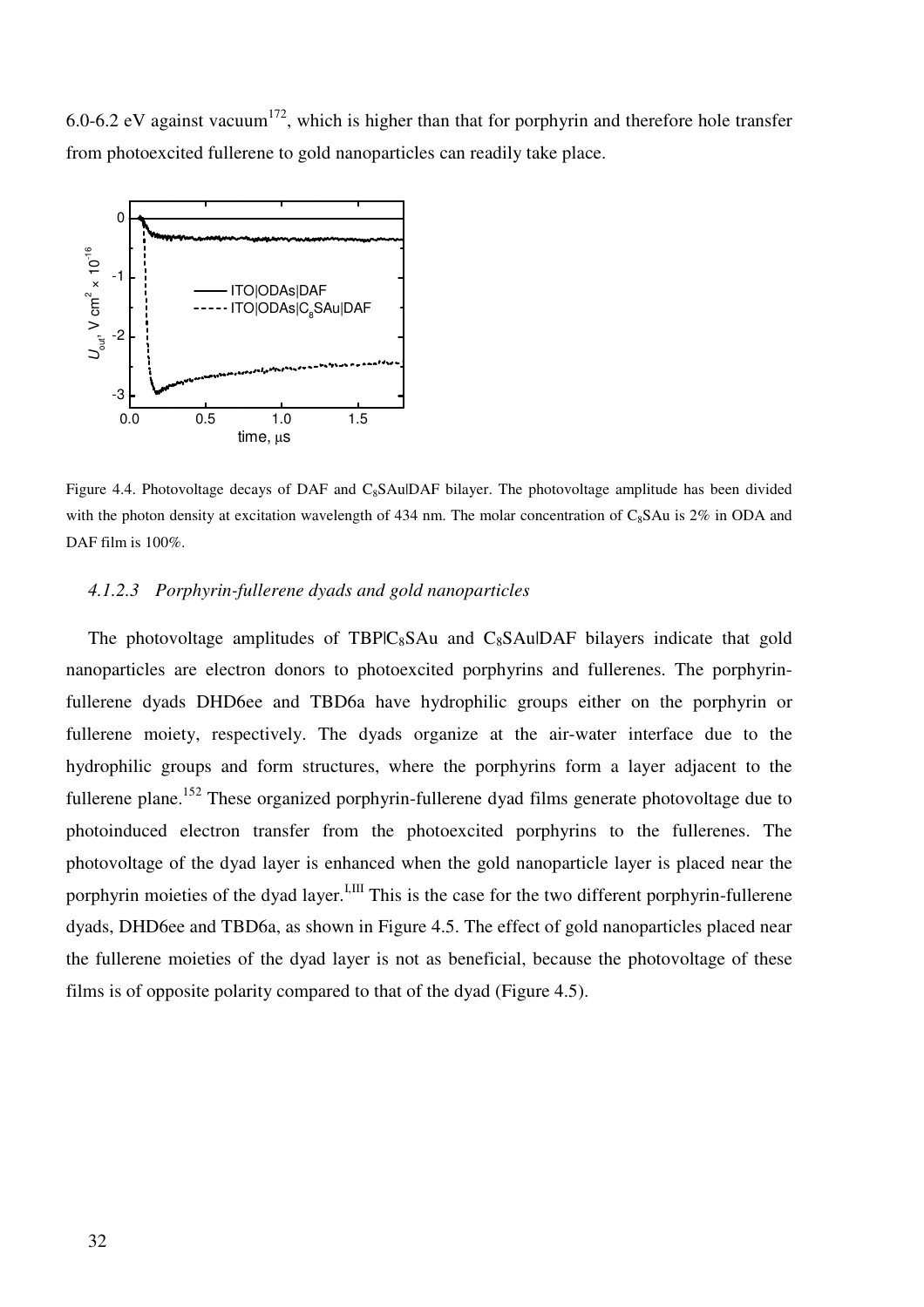6.0-6.2 eV against vacuum[172], which is higher than that for porphyrin and therefore hole transfer from photoexcited fullerene to gold nanoparticles can readily take place.

0
-1
-2
-3
$U_{out}$, V cm$^2$ × 10$^{16}$
0.0
0.5
1.0
1.5
time, μs
ITO|ODAs|DAF
ITO|ODAs|$C_8$SAu|DAF

Figure 4.4. Photovoltage decays of DAF and $C_8$SAu|DAF bilayer. The photovoltage amplitude has been divided with the photon density at excitation wavelength of 434 nm. The molar concentration of $C_8$SAu is 2% in ODA and DAF film is 100%.

#### *4.1.2.3 Porphyrin-fullerene dyads and gold nanoparticles*

The photovoltage amplitudes of TBP|$C_8$SAu and $C_8$SAu|DAF bilayers indicate that gold nanoparticles are electron donors to photoexcited porphyrins and fullerenes. The porphyrin-fullerene dyads DHD6ee and TBD6a have hydrophilic groups either on the porphyrin or fullerene moiety, respectively. The dyads organize at the air-water interface due to the hydrophilic groups and form structures, where the porphyrins form a layer adjacent to the fullerene plane.[152] These organized porphyrin-fullerene dyad films generate photovoltage due to photoinduced electron transfer from the photoexcited porphyrins to the fullerenes. The photovoltage of the dyad layer is enhanced when the gold nanoparticle layer is placed near the porphyrin moieties of the dyad layer.[I,III] This is the case for the two different porphyrin-fullerene dyads, DHD6ee and TBD6a, as shown in Figure 4.5. The effect of gold nanoparticles placed near the fullerene moieties of the dyad layer is not as beneficial, because the photovoltage of these films is of opposite polarity compared to that of the dyad (Figure 4.5).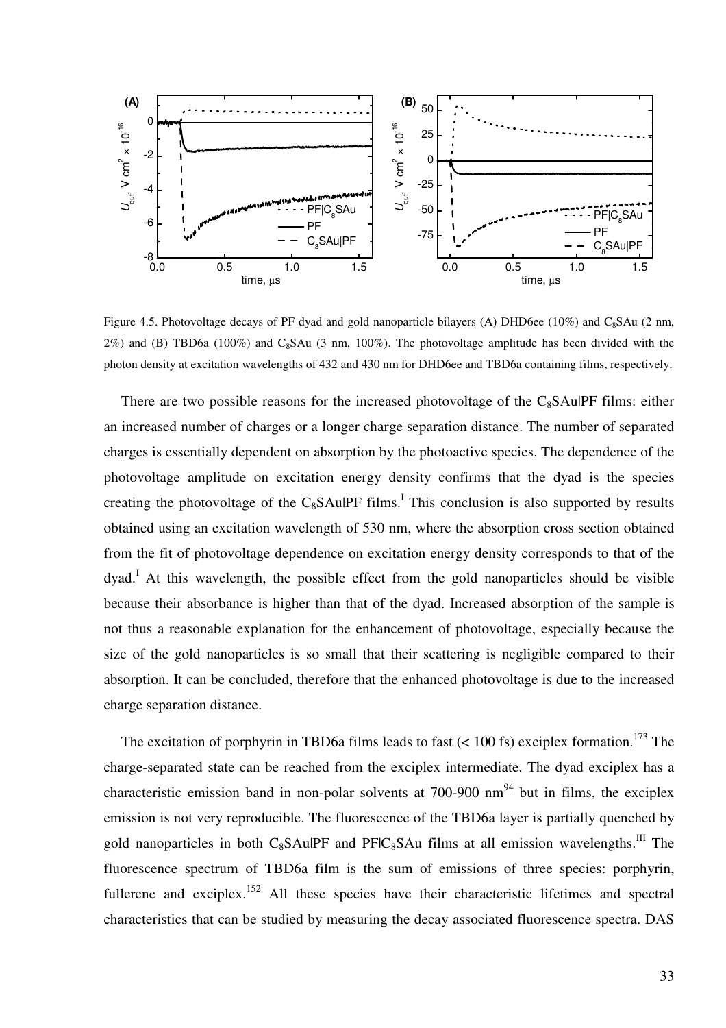(A)

0
-2
-4
-6
-8

$U_{out}$, V cm$^2$ × 10$^{-16}$

0.0 0.5 1.0 1.5

time, μs

PF|C$_8$SAu
PF
C$_8$SAu|PF

(B)

50
25
0
-25
-50
-75

$U_{out}$, V cm$^2$ × 10$^{-16}$

0.0 0.5 1.0 1.5

time, μs

PF|C$_8$SAu
PF
C$_8$SAu|PF

Figure 4.5. Photovoltage decays of PF dyad and gold nanoparticle bilayers (A) DHD6ee (10%) and $C_8$SAu (2 nm, 2%) and (B) TBD6a (100%) and $C_8$SAu (3 nm, 100%). The photovoltage amplitude has been divided with the photon density at excitation wavelengths of 432 and 430 nm for DHD6ee and TBD6a containing films, respectively.

There are two possible reasons for the increased photovoltage of the $C_8$SAu|PF films: either an increased number of charges or a longer charge separation distance. The number of separated charges is essentially dependent on absorption by the photoactive species. The dependence of the photovoltage amplitude on excitation energy density confirms that the dyad is the species creating the photovoltage of the $C_8$SAu|PF films.[I] This conclusion is also supported by results obtained using an excitation wavelength of 530 nm, where the absorption cross section obtained from the fit of photovoltage dependence on excitation energy density corresponds to that of the dyad.[I] At this wavelength, the possible effect from the gold nanoparticles should be visible because their absorbance is higher than that of the dyad. Increased absorption of the sample is not thus a reasonable explanation for the enhancement of photovoltage, especially because the size of the gold nanoparticles is so small that their scattering is negligible compared to their absorption. It can be concluded, therefore that the enhanced photovoltage is due to the increased charge separation distance.

The excitation of porphyrin in TBD6a films leads to fast (< 100 fs) exciplex formation.[173] The charge-separated state can be reached from the exciplex intermediate. The dyad exciplex has a characteristic emission band in non-polar solvents at 700-900 nm[94] but in films, the exciplex emission is not very reproducible. The fluorescence of the TBD6a layer is partially quenched by gold nanoparticles in both $C_8$SAu|PF and PF|$C_8$SAu films at all emission wavelengths.[III] The fluorescence spectrum of TBD6a film is the sum of emissions of three species: porphyrin, fullerene and exciplex.[152] All these species have their characteristic lifetimes and spectral characteristics that can be studied by measuring the decay associated fluorescence spectra. DAS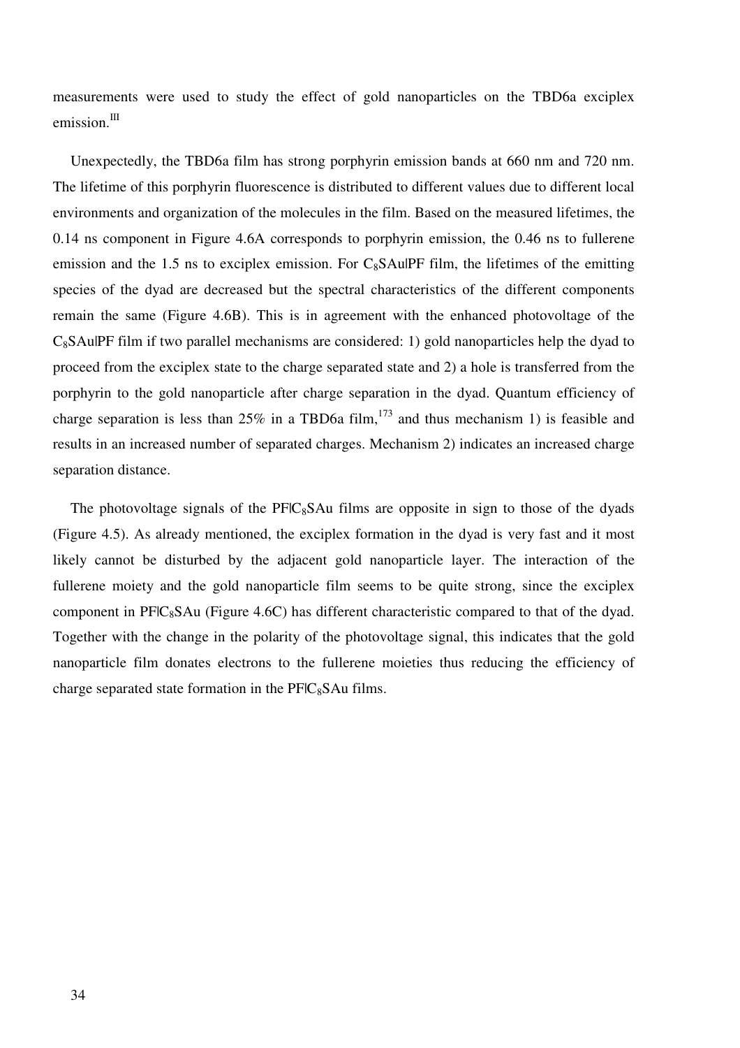measurements were used to study the effect of gold nanoparticles on the TBD6a exciplex emission.[III]

Unexpectedly, the TBD6a film has strong porphyrin emission bands at 660 nm and 720 nm. The lifetime of this porphyrin fluorescence is distributed to different values due to different local environments and organization of the molecules in the film. Based on the measured lifetimes, the 0.14 ns component in Figure 4.6A corresponds to porphyrin emission, the 0.46 ns to fullerene emission and the 1.5 ns to exciplex emission. For $C_8$SAu|PF film, the lifetimes of the emitting species of the dyad are decreased but the spectral characteristics of the different components remain the same (Figure 4.6B). This is in agreement with the enhanced photovoltage of the $C_8$SAu|PF film if two parallel mechanisms are considered: 1) gold nanoparticles help the dyad to proceed from the exciplex state to the charge separated state and 2) a hole is transferred from the porphyrin to the gold nanoparticle after charge separation in the dyad. Quantum efficiency of charge separation is less than 25% in a TBD6a film,[173] and thus mechanism 1) is feasible and results in an increased number of separated charges. Mechanism 2) indicates an increased charge separation distance.

The photovoltage signals of the PF|$C_8$SAu films are opposite in sign to those of the dyads (Figure 4.5). As already mentioned, the exciplex formation in the dyad is very fast and it most likely cannot be disturbed by the adjacent gold nanoparticle layer. The interaction of the fullerene moiety and the gold nanoparticle film seems to be quite strong, since the exciplex component in PF|$C_8$SAu (Figure 4.6C) has different characteristic compared to that of the dyad. Together with the change in the polarity of the photovoltage signal, this indicates that the gold nanoparticle film donates electrons to the fullerene moieties thus reducing the efficiency of charge separated state formation in the PF|$C_8$SAu films.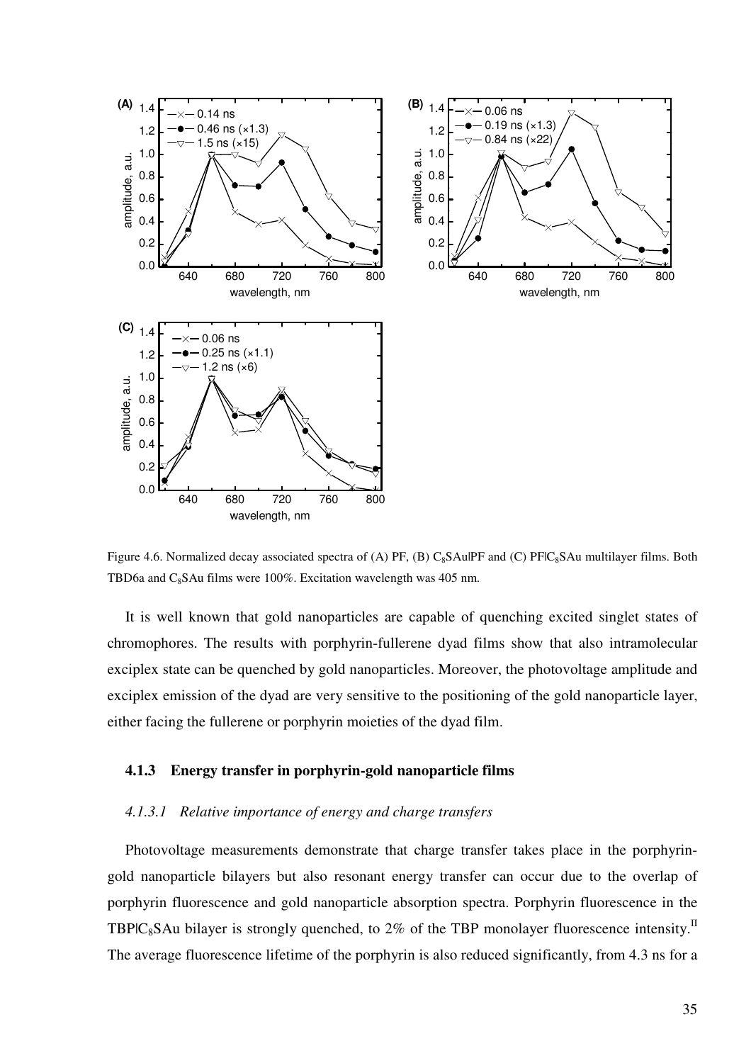(A)
amplitude, a.u.
1.4
1.2
1.0
0.8
0.6
0.4
0.2
0.0
640 680 720 760 800
wavelength, nm
0.14 ns
0.46 ns (×1.3)
1.5 ns (×15)

(B)
amplitude, a.u.
1.4
1.2
1.0
0.8
0.6
0.4
0.2
0.0
640 680 720 760 800
wavelength, nm
0.06 ns
0.19 ns (×1.3)
0.84 ns (×22)

(C)
amplitude, a.u.
1.4
1.2
1.0
0.8
0.6
0.4
0.2
0.0
640 680 720 760 800
wavelength, nm
0.06 ns
0.25 ns (×1.1)
1.2 ns (×6)

Figure 4.6. Normalized decay associated spectra of (A) PF, (B) $C_8$SAu|PF and (C) PF|$C_8$SAu multilayer films. Both TBD6a and $C_8$SAu films were 100%. Excitation wavelength was 405 nm.

It is well known that gold nanoparticles are capable of quenching excited singlet states of chromophores. The results with porphyrin-fullerene dyad films show that also intramolecular exciplex state can be quenched by gold nanoparticles. Moreover, the photovoltage amplitude and exciplex emission of the dyad are very sensitive to the positioning of the gold nanoparticle layer, either facing the fullerene or porphyrin moieties of the dyad film.

### 4.1.3 Energy transfer in porphyrin-gold nanoparticle films

#### *4.1.3.1 Relative importance of energy and charge transfers*

Photovoltage measurements demonstrate that charge transfer takes place in the porphyrin-gold nanoparticle bilayers but also resonant energy transfer can occur due to the overlap of porphyrin fluorescence and gold nanoparticle absorption spectra. Porphyrin fluorescence in the TBP|$C_8$SAu bilayer is strongly quenched, to 2% of the TBP monolayer fluorescence intensity.[II] The average fluorescence lifetime of the porphyrin is also reduced significantly, from 4.3 ns for a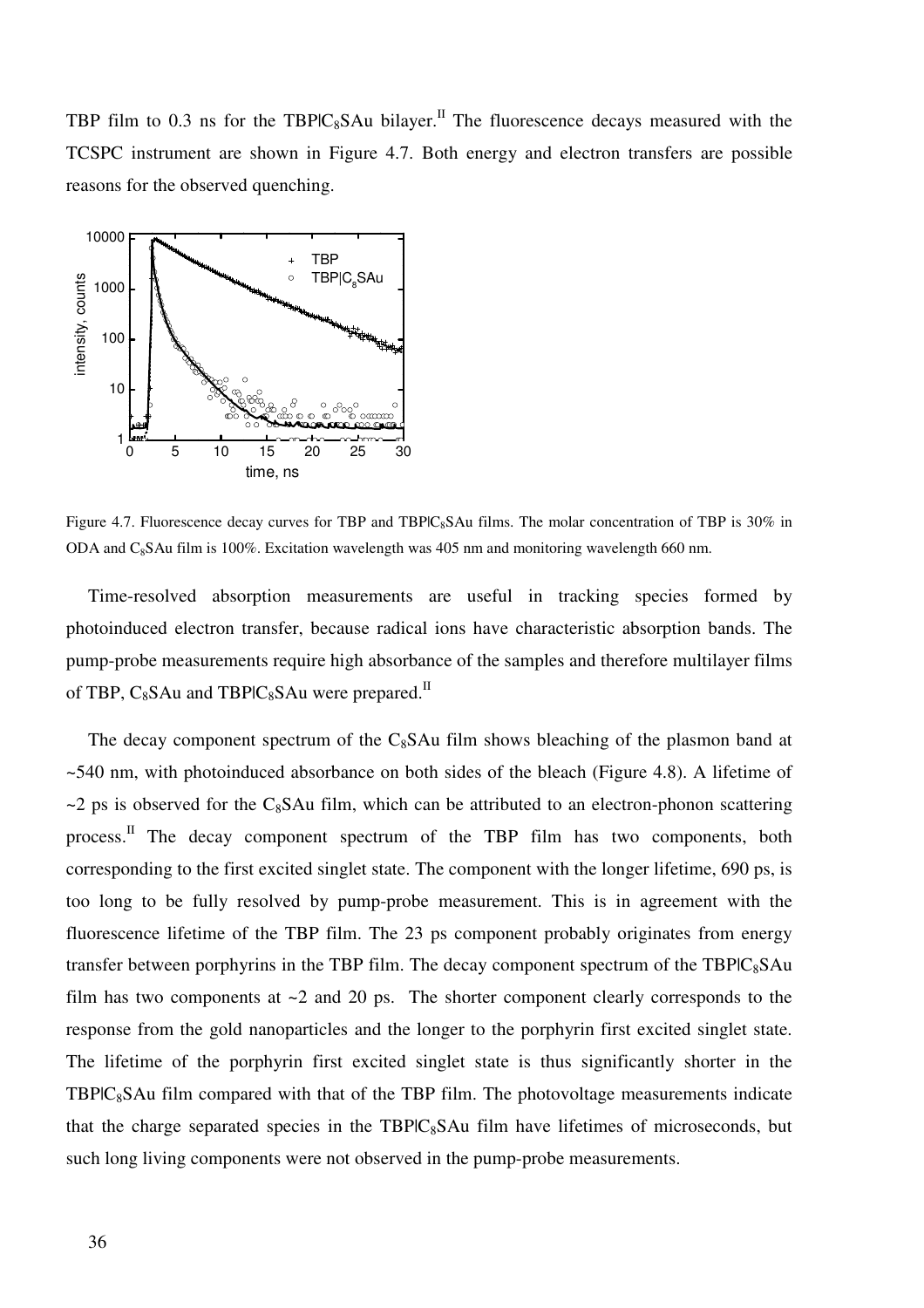TBP film to 0.3 ns for the TBP|$C_8$SAu bilayer.[II] The fluorescence decays measured with the TCSPC instrument are shown in Figure 4.7. Both energy and electron transfers are possible reasons for the observed quenching.

10000
1000
100
10
1
intensity, counts
0 5 10 15 20 25 30
time, ns
+ TBP
○ TBP|$C_8$SAu

Figure 4.7. Fluorescence decay curves for TBP and TBP|$C_8$SAu films. The molar concentration of TBP is 30% in ODA and $C_8$SAu film is 100%. Excitation wavelength was 405 nm and monitoring wavelength 660 nm.

Time-resolved absorption measurements are useful in tracking species formed by photoinduced electron transfer, because radical ions have characteristic absorption bands. The pump-probe measurements require high absorbance of the samples and therefore multilayer films of TBP, $C_8$SAu and TBP|$C_8$SAu were prepared.[II]

The decay component spectrum of the $C_8$SAu film shows bleaching of the plasmon band at ~540 nm, with photoinduced absorbance on both sides of the bleach (Figure 4.8). A lifetime of ~2 ps is observed for the $C_8$SAu film, which can be attributed to an electron-phonon scattering process.[II] The decay component spectrum of the TBP film has two components, both corresponding to the first excited singlet state. The component with the longer lifetime, 690 ps, is too long to be fully resolved by pump-probe measurement. This is in agreement with the fluorescence lifetime of the TBP film. The 23 ps component probably originates from energy transfer between porphyrins in the TBP film. The decay component spectrum of the TBP|$C_8$SAu film has two components at ~2 and 20 ps. The shorter component clearly corresponds to the response from the gold nanoparticles and the longer to the porphyrin first excited singlet state. The lifetime of the porphyrin first excited singlet state is thus significantly shorter in the TBP|$C_8$SAu film compared with that of the TBP film. The photovoltage measurements indicate that the charge separated species in the TBP|$C_8$SAu film have lifetimes of microseconds, but such long living components were not observed in the pump-probe measurements.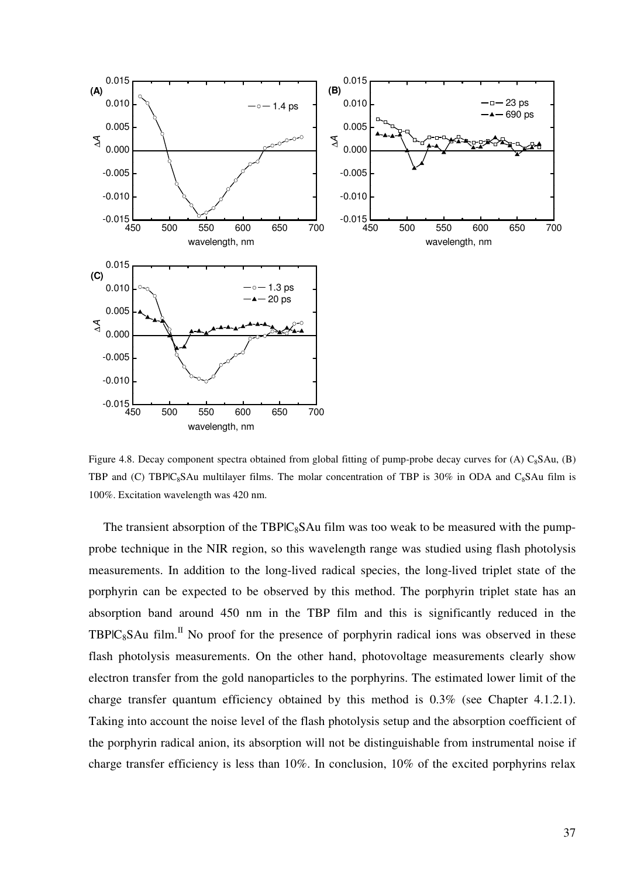(A)

0.015
0.010
0.005
0.000
-0.005
-0.010
-0.015

ΔA

1.4 ps

450 500 550 600 650 700

wavelength, nm

(B)

0.015
0.010
0.005
0.000
-0.005
-0.010
-0.015

ΔA

23 ps
690 ps

450 500 550 600 650 700

wavelength, nm

(C)

0.015
0.010
0.005
0.000
-0.005
-0.010
-0.015

ΔA

1.3 ps
20 ps

450 500 550 600 650 700

wavelength, nm

Figure 4.8. Decay component spectra obtained from global fitting of pump-probe decay curves for (A) $C_8$SAu, (B) TBP and (C) TBP|$C_8$SAu multilayer films. The molar concentration of TBP is 30% in ODA and $C_8$SAu film is 100%. Excitation wavelength was 420 nm.

The transient absorption of the TBP|$C_8$SAu film was too weak to be measured with the pump-probe technique in the NIR region, so this wavelength range was studied using flash photolysis measurements. In addition to the long-lived radical species, the long-lived triplet state of the porphyrin can be expected to be observed by this method. The porphyrin triplet state has an absorption band around 450 nm in the TBP film and this is significantly reduced in the TBP|$C_8$SAu film.[II] No proof for the presence of porphyrin radical ions was observed in these flash photolysis measurements. On the other hand, photovoltage measurements clearly show electron transfer from the gold nanoparticles to the porphyrins. The estimated lower limit of the charge transfer quantum efficiency obtained by this method is 0.3% (see Chapter 4.1.2.1). Taking into account the noise level of the flash photolysis setup and the absorption coefficient of the porphyrin radical anion, its absorption will not be distinguishable from instrumental noise if charge transfer efficiency is less than 10%. In conclusion, 10% of the excited porphyrins relax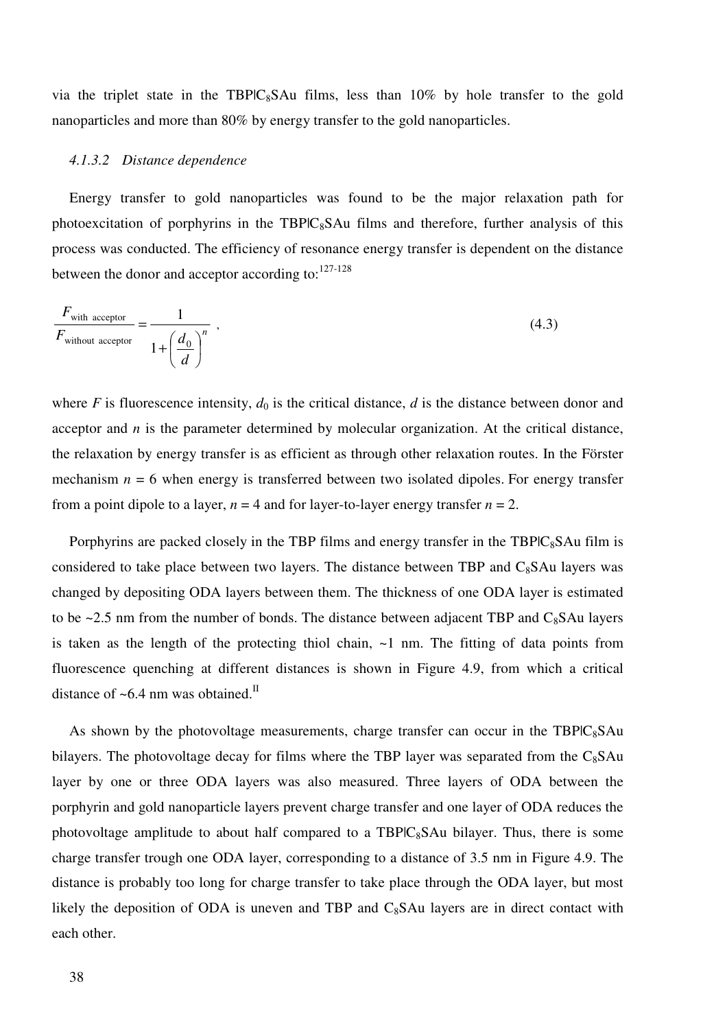via the triplet state in the TBP|$C_8$SAu films, less than 10% by hole transfer to the gold nanoparticles and more than 80% by energy transfer to the gold nanoparticles.

#### *4.1.3.2 Distance dependence*

Energy transfer to gold nanoparticles was found to be the major relaxation path for photoexcitation of porphyrins in the TBP|$C_8$SAu films and therefore, further analysis of this process was conducted. The efficiency of resonance energy transfer is dependent on the distance between the donor and acceptor according to:[127-128]

$$\frac{F_{\text{with acceptor}}}{F_{\text{without acceptor}}} = \frac{1}{1+\left(\frac{d_0}{d}\right)^n} \quad , \tag{4.3}$$

where $F$ is fluorescence intensity, $d_0$ is the critical distance, $d$ is the distance between donor and acceptor and $n$ is the parameter determined by molecular organization. At the critical distance, the relaxation by energy transfer is as efficient as through other relaxation routes. In the Förster mechanism $n = 6$ when energy is transferred between two isolated dipoles. For energy transfer from a point dipole to a layer, $n = 4$ and for layer-to-layer energy transfer $n = 2$.

Porphyrins are packed closely in the TBP films and energy transfer in the TBP|$C_8$SAu film is considered to take place between two layers. The distance between TBP and $C_8$SAu layers was changed by depositing ODA layers between them. The thickness of one ODA layer is estimated to be ~2.5 nm from the number of bonds. The distance between adjacent TBP and $C_8$SAu layers is taken as the length of the protecting thiol chain, ~1 nm. The fitting of data points from fluorescence quenching at different distances is shown in Figure 4.9, from which a critical distance of ~6.4 nm was obtained.[II]

As shown by the photovoltage measurements, charge transfer can occur in the TBP|$C_8$SAu bilayers. The photovoltage decay for films where the TBP layer was separated from the $C_8$SAu layer by one or three ODA layers was also measured. Three layers of ODA between the porphyrin and gold nanoparticle layers prevent charge transfer and one layer of ODA reduces the photovoltage amplitude to about half compared to a TBP|$C_8$SAu bilayer. Thus, there is some charge transfer trough one ODA layer, corresponding to a distance of 3.5 nm in Figure 4.9. The distance is probably too long for charge transfer to take place through the ODA layer, but most likely the deposition of ODA is uneven and TBP and $C_8$SAu layers are in direct contact with each other.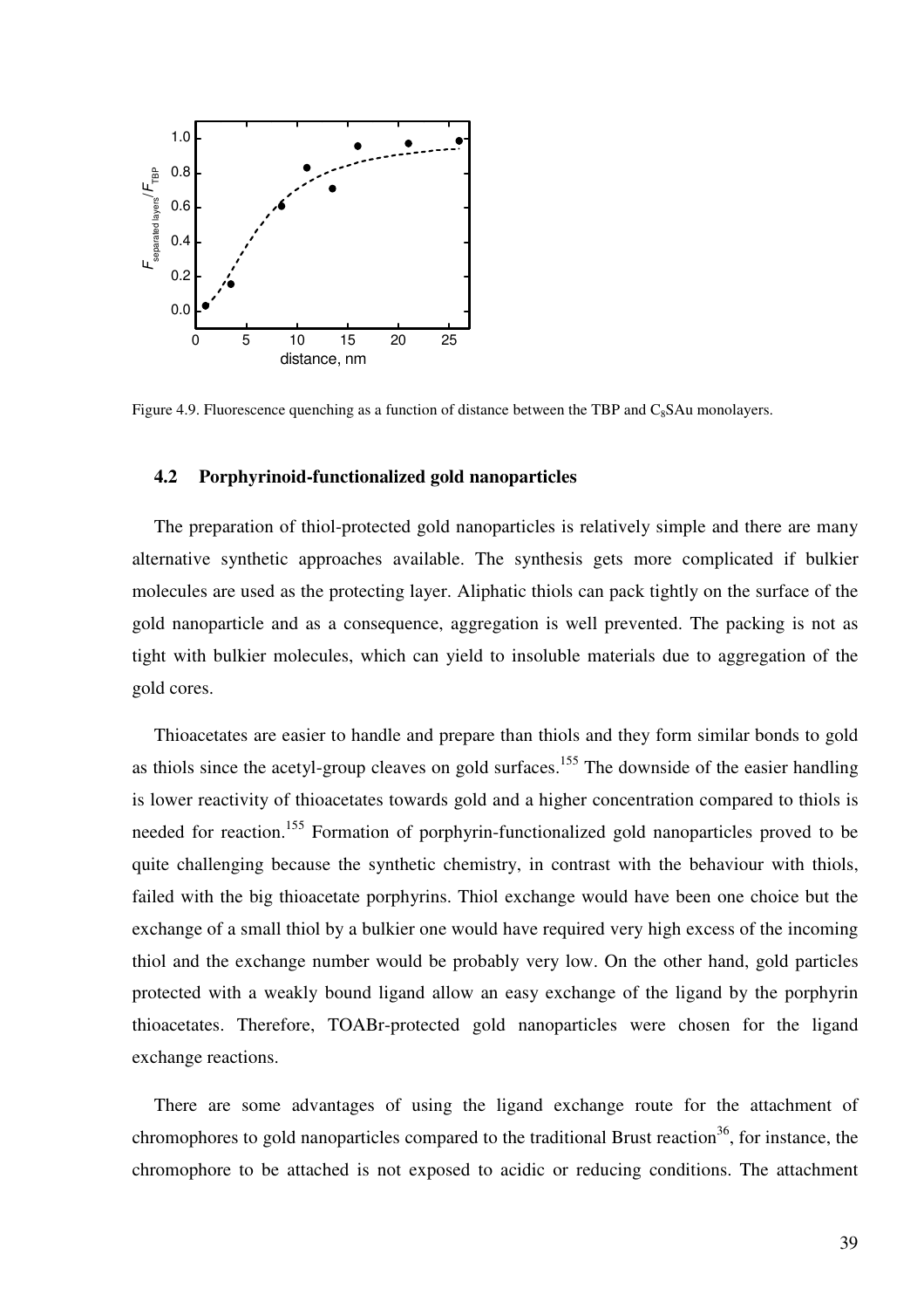1.0
0.8
0.6
0.4
0.2
0.0

$F_{\text{separated layers}}/F_{\text{TBP}}$

0 5 10 15 20 25

distance, nm

Figure 4.9. Fluorescence quenching as a function of distance between the TBP and $C_8$SAu monolayers.

### 4.2 Porphyrinoid-functionalized gold nanoparticles

The preparation of thiol-protected gold nanoparticles is relatively simple and there are many alternative synthetic approaches available. The synthesis gets more complicated if bulkier molecules are used as the protecting layer. Aliphatic thiols can pack tightly on the surface of the gold nanoparticle and as a consequence, aggregation is well prevented. The packing is not as tight with bulkier molecules, which can yield to insoluble materials due to aggregation of the gold cores.

Thioacetates are easier to handle and prepare than thiols and they form similar bonds to gold as thiols since the acetyl-group cleaves on gold surfaces.[155] The downside of the easier handling is lower reactivity of thioacetates towards gold and a higher concentration compared to thiols is needed for reaction.[155] Formation of porphyrin-functionalized gold nanoparticles proved to be quite challenging because the synthetic chemistry, in contrast with the behaviour with thiols, failed with the big thioacetate porphyrins. Thiol exchange would have been one choice but the exchange of a small thiol by a bulkier one would have required very high excess of the incoming thiol and the exchange number would be probably very low. On the other hand, gold particles protected with a weakly bound ligand allow an easy exchange of the ligand by the porphyrin thioacetates. Therefore, TOABr-protected gold nanoparticles were chosen for the ligand exchange reactions.

There are some advantages of using the ligand exchange route for the attachment of chromophores to gold nanoparticles compared to the traditional Brust reaction[36], for instance, the chromophore to be attached is not exposed to acidic or reducing conditions. The attachment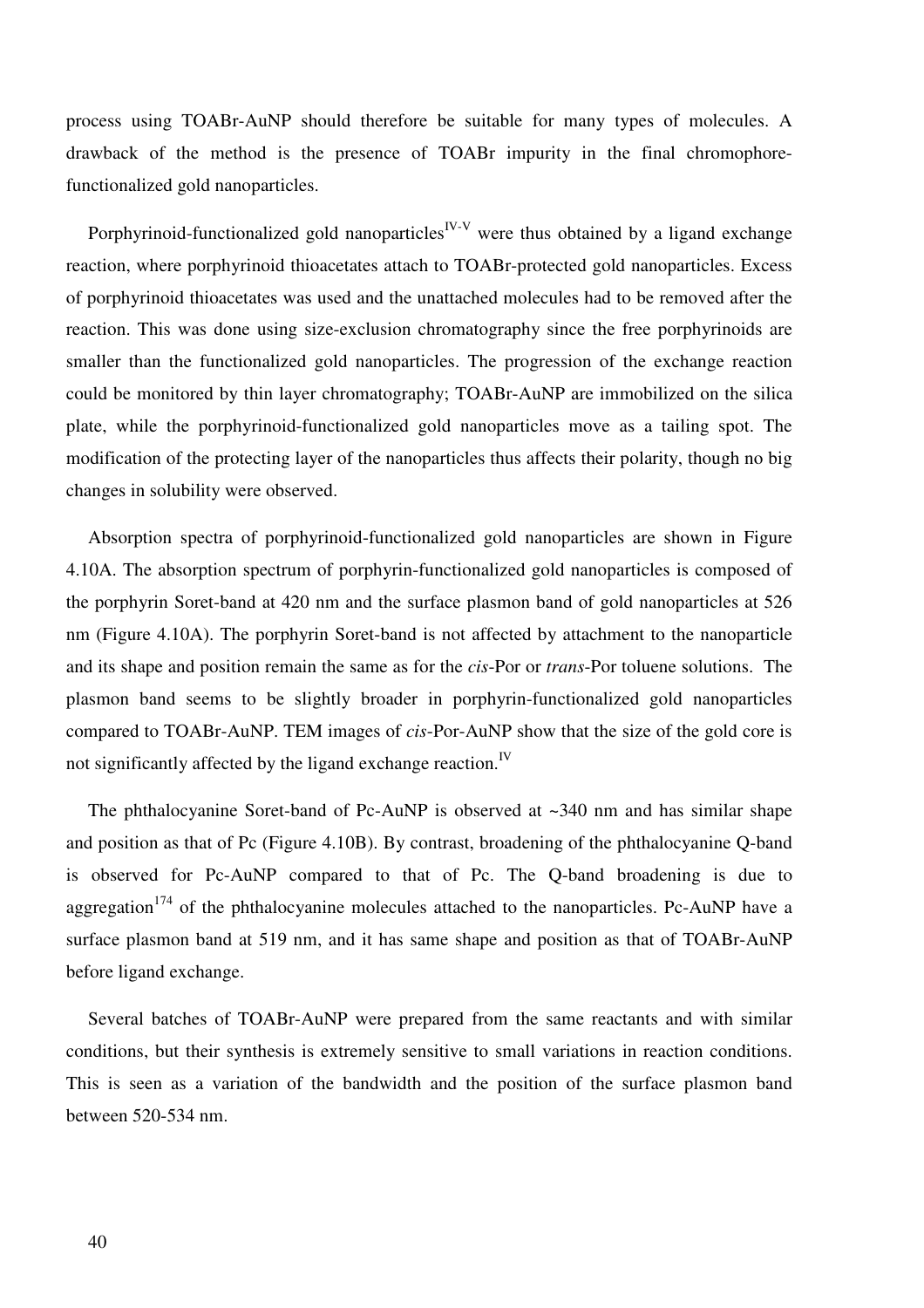process using TOABr-AuNP should therefore be suitable for many types of molecules. A drawback of the method is the presence of TOABr impurity in the final chromophore-functionalized gold nanoparticles.

Porphyrinoid-functionalized gold nanoparticles[IV-V] were thus obtained by a ligand exchange reaction, where porphyrinoid thioacetates attach to TOABr-protected gold nanoparticles. Excess of porphyrinoid thioacetates was used and the unattached molecules had to be removed after the reaction. This was done using size-exclusion chromatography since the free porphyrinoids are smaller than the functionalized gold nanoparticles. The progression of the exchange reaction could be monitored by thin layer chromatography; TOABr-AuNP are immobilized on the silica plate, while the porphyrinoid-functionalized gold nanoparticles move as a tailing spot. The modification of the protecting layer of the nanoparticles thus affects their polarity, though no big changes in solubility were observed.

Absorption spectra of porphyrinoid-functionalized gold nanoparticles are shown in Figure 4.10A. The absorption spectrum of porphyrin-functionalized gold nanoparticles is composed of the porphyrin Soret-band at 420 nm and the surface plasmon band of gold nanoparticles at 526 nm (Figure 4.10A). The porphyrin Soret-band is not affected by attachment to the nanoparticle and its shape and position remain the same as for the *cis*-Por or *trans*-Por toluene solutions. The plasmon band seems to be slightly broader in porphyrin-functionalized gold nanoparticles compared to TOABr-AuNP. TEM images of *cis*-Por-AuNP show that the size of the gold core is not significantly affected by the ligand exchange reaction.[IV]

The phthalocyanine Soret-band of Pc-AuNP is observed at ~340 nm and has similar shape and position as that of Pc (Figure 4.10B). By contrast, broadening of the phthalocyanine Q-band is observed for Pc-AuNP compared to that of Pc. The Q-band broadening is due to aggregation[174] of the phthalocyanine molecules attached to the nanoparticles. Pc-AuNP have a surface plasmon band at 519 nm, and it has same shape and position as that of TOABr-AuNP before ligand exchange.

Several batches of TOABr-AuNP were prepared from the same reactants and with similar conditions, but their synthesis is extremely sensitive to small variations in reaction conditions. This is seen as a variation of the bandwidth and the position of the surface plasmon band between 520-534 nm.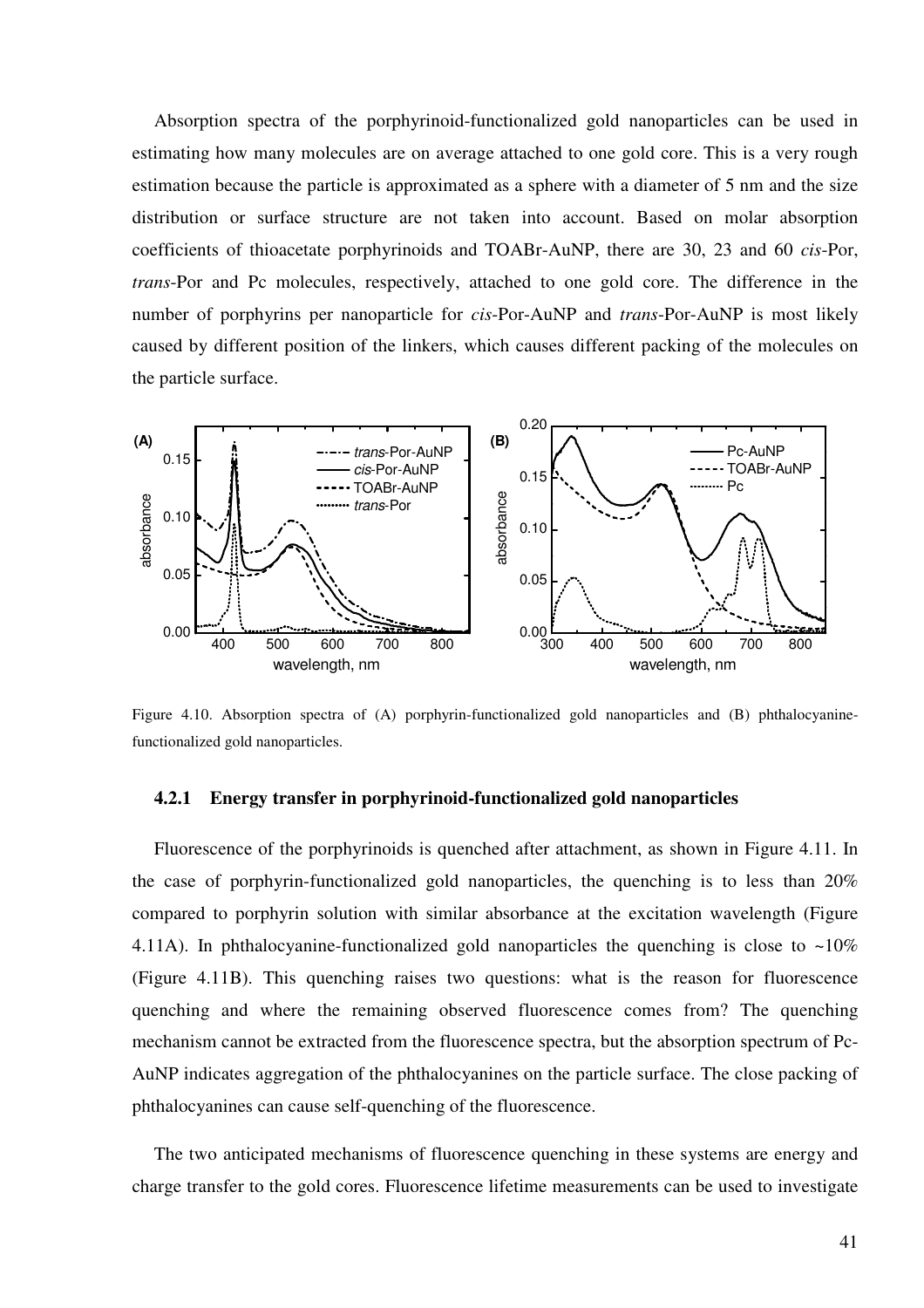Absorption spectra of the porphyrinoid-functionalized gold nanoparticles can be used in estimating how many molecules are on average attached to one gold core. This is a very rough estimation because the particle is approximated as a sphere with a diameter of 5 nm and the size distribution or surface structure are not taken into account. Based on molar absorption coefficients of thioacetate porphyrinoids and TOABr-AuNP, there are 30, 23 and 60 *cis*-Por, *trans*-Por and Pc molecules, respectively, attached to one gold core. The difference in the number of porphyrins per nanoparticle for *cis*-Por-AuNP and *trans*-Por-AuNP is most likely caused by different position of the linkers, which causes different packing of the molecules on the particle surface.

(A)

absorbance

0.00
0.05
0.10
0.15

400 500 600 700 800

wavelength, nm

*trans*-Por-AuNP
*cis*-Por-AuNP
TOABr-AuNP
*trans*-Por

(B)

absorbance

0.00
0.05
0.10
0.15
0.20

300 400 500 600 700 800

wavelength, nm

Pc-AuNP
TOABr-AuNP
Pc

Figure 4.10. Absorption spectra of (A) porphyrin-functionalized gold nanoparticles and (B) phthalocyanine-functionalized gold nanoparticles.

### 4.2.1 Energy transfer in porphyrinoid-functionalized gold nanoparticles

Fluorescence of the porphyrinoids is quenched after attachment, as shown in Figure 4.11. In the case of porphyrin-functionalized gold nanoparticles, the quenching is to less than 20% compared to porphyrin solution with similar absorbance at the excitation wavelength (Figure 4.11A). In phthalocyanine-functionalized gold nanoparticles the quenching is close to ~10% (Figure 4.11B). This quenching raises two questions: what is the reason for fluorescence quenching and where the remaining observed fluorescence comes from? The quenching mechanism cannot be extracted from the fluorescence spectra, but the absorption spectrum of Pc-AuNP indicates aggregation of the phthalocyanines on the particle surface. The close packing of phthalocyanines can cause self-quenching of the fluorescence.

The two anticipated mechanisms of fluorescence quenching in these systems are energy and charge transfer to the gold cores. Fluorescence lifetime measurements can be used to investigate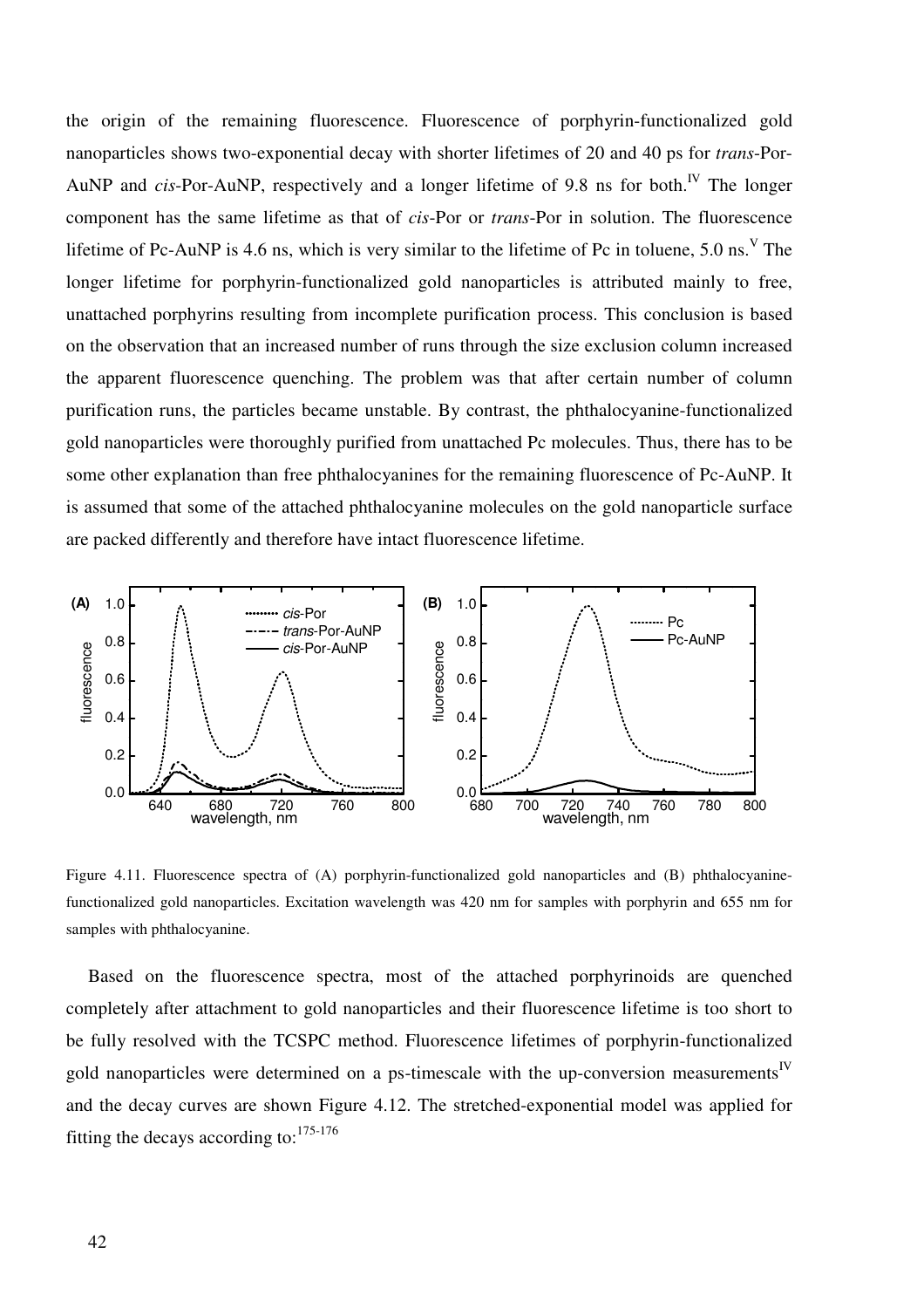the origin of the remaining fluorescence. Fluorescence of porphyrin-functionalized gold nanoparticles shows two-exponential decay with shorter lifetimes of 20 and 40 ps for *trans*-Por-AuNP and *cis*-Por-AuNP, respectively and a longer lifetime of 9.8 ns for both.[IV] The longer component has the same lifetime as that of *cis*-Por or *trans*-Por in solution. The fluorescence lifetime of Pc-AuNP is 4.6 ns, which is very similar to the lifetime of Pc in toluene, 5.0 ns.[V] The longer lifetime for porphyrin-functionalized gold nanoparticles is attributed mainly to free, unattached porphyrins resulting from incomplete purification process. This conclusion is based on the observation that an increased number of runs through the size exclusion column increased the apparent fluorescence quenching. The problem was that after certain number of column purification runs, the particles became unstable. By contrast, the phthalocyanine-functionalized gold nanoparticles were thoroughly purified from unattached Pc molecules. Thus, there has to be some other explanation than free phthalocyanines for the remaining fluorescence of Pc-AuNP. It is assumed that some of the attached phthalocyanine molecules on the gold nanoparticle surface are packed differently and therefore have intact fluorescence lifetime.

(A)
fluorescence
1.0
0.8
0.6
0.4
0.2
0.0
640 680 720 760 800
wavelength, nm
*cis*-Por
*trans*-Por-AuNP
*cis*-Por-AuNP

(B)
fluorescence
1.0
0.8
0.6
0.4
0.2
0.0
680 700 720 740 760 780 800
wavelength, nm
Pc
Pc-AuNP

Figure 4.11. Fluorescence spectra of (A) porphyrin-functionalized gold nanoparticles and (B) phthalocyanine-functionalized gold nanoparticles. Excitation wavelength was 420 nm for samples with porphyrin and 655 nm for samples with phthalocyanine.

Based on the fluorescence spectra, most of the attached porphyrinoids are quenched completely after attachment to gold nanoparticles and their fluorescence lifetime is too short to be fully resolved with the TCSPC method. Fluorescence lifetimes of porphyrin-functionalized gold nanoparticles were determined on a ps-timescale with the up-conversion measurements[IV] and the decay curves are shown Figure 4.12. The stretched-exponential model was applied for fitting the decays according to:[175-176]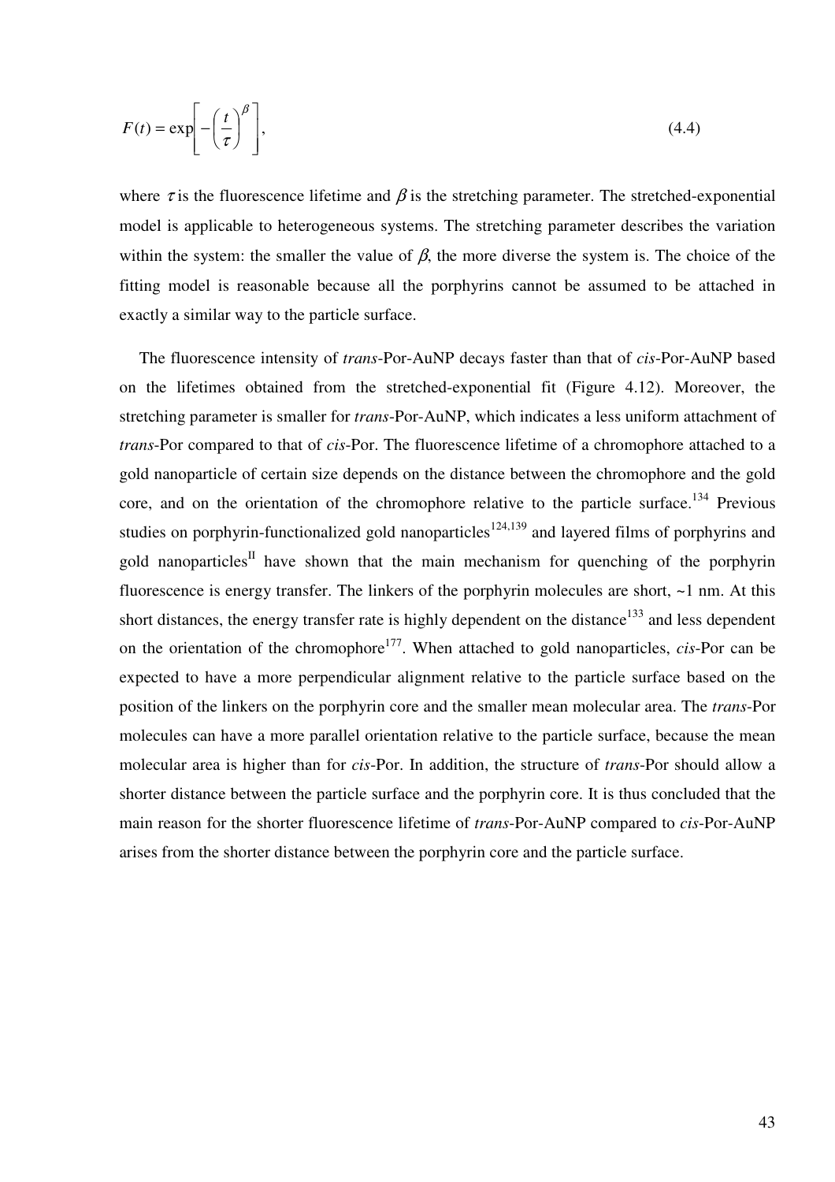$$F(t) = \exp\left[-\left(\frac{t}{\tau}\right)^{\beta}\right], \tag{4.4}$$

where $\tau$ is the fluorescence lifetime and $\beta$ is the stretching parameter. The stretched-exponential model is applicable to heterogeneous systems. The stretching parameter describes the variation within the system: the smaller the value of $\beta$, the more diverse the system is. The choice of the fitting model is reasonable because all the porphyrins cannot be assumed to be attached in exactly a similar way to the particle surface.

The fluorescence intensity of *trans*-Por-AuNP decays faster than that of *cis*-Por-AuNP based on the lifetimes obtained from the stretched-exponential fit (Figure 4.12). Moreover, the stretching parameter is smaller for *trans*-Por-AuNP, which indicates a less uniform attachment of *trans*-Por compared to that of *cis*-Por. The fluorescence lifetime of a chromophore attached to a gold nanoparticle of certain size depends on the distance between the chromophore and the gold core, and on the orientation of the chromophore relative to the particle surface.[134] Previous studies on porphyrin-functionalized gold nanoparticles[124,139] and layered films of porphyrins and gold nanoparticles[II] have shown that the main mechanism for quenching of the porphyrin fluorescence is energy transfer. The linkers of the porphyrin molecules are short, ~1 nm. At this short distances, the energy transfer rate is highly dependent on the distance[133] and less dependent on the orientation of the chromophore[177]. When attached to gold nanoparticles, *cis*-Por can be expected to have a more perpendicular alignment relative to the particle surface based on the position of the linkers on the porphyrin core and the smaller mean molecular area. The *trans*-Por molecules can have a more parallel orientation relative to the particle surface, because the mean molecular area is higher than for *cis*-Por. In addition, the structure of *trans*-Por should allow a shorter distance between the particle surface and the porphyrin core. It is thus concluded that the main reason for the shorter fluorescence lifetime of *trans*-Por-AuNP compared to *cis*-Por-AuNP arises from the shorter distance between the porphyrin core and the particle surface.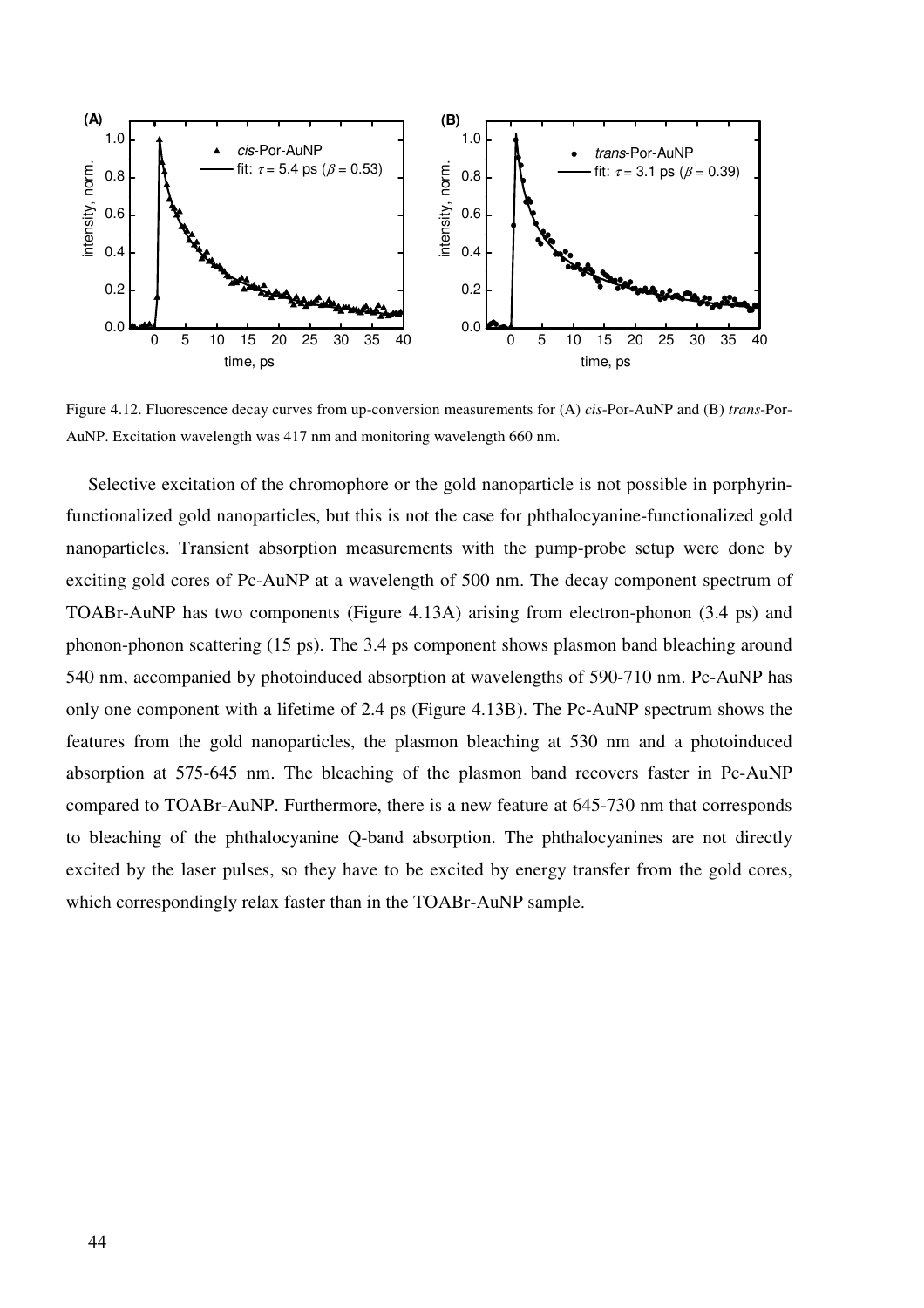(A)

1.0
0.8
0.6
0.4
0.2
0.0

intensity, norm.

0 5 10 15 20 25 30 35 40

time, ps

*cis*-Por-AuNP

fit: $\tau$ = 5.4 ps ($\beta$ = 0.53)

(B)

1.0
0.8
0.6
0.4
0.2
0.0

intensity, norm.

0 5 10 15 20 25 30 35 40

time, ps

*trans*-Por-AuNP

fit: $\tau$ = 3.1 ps ($\beta$ = 0.39)

Figure 4.12. Fluorescence decay curves from up-conversion measurements for (A) *cis*-Por-AuNP and (B) *trans*-Por-AuNP. Excitation wavelength was 417 nm and monitoring wavelength 660 nm.

Selective excitation of the chromophore or the gold nanoparticle is not possible in porphyrin-functionalized gold nanoparticles, but this is not the case for phthalocyanine-functionalized gold nanoparticles. Transient absorption measurements with the pump-probe setup were done by exciting gold cores of Pc-AuNP at a wavelength of 500 nm. The decay component spectrum of TOABr-AuNP has two components (Figure 4.13A) arising from electron-phonon (3.4 ps) and phonon-phonon scattering (15 ps). The 3.4 ps component shows plasmon band bleaching around 540 nm, accompanied by photoinduced absorption at wavelengths of 590-710 nm. Pc-AuNP has only one component with a lifetime of 2.4 ps (Figure 4.13B). The Pc-AuNP spectrum shows the features from the gold nanoparticles, the plasmon bleaching at 530 nm and a photoinduced absorption at 575-645 nm. The bleaching of the plasmon band recovers faster in Pc-AuNP compared to TOABr-AuNP. Furthermore, there is a new feature at 645-730 nm that corresponds to bleaching of the phthalocyanine Q-band absorption. The phthalocyanines are not directly excited by the laser pulses, so they have to be excited by energy transfer from the gold cores, which correspondingly relax faster than in the TOABr-AuNP sample.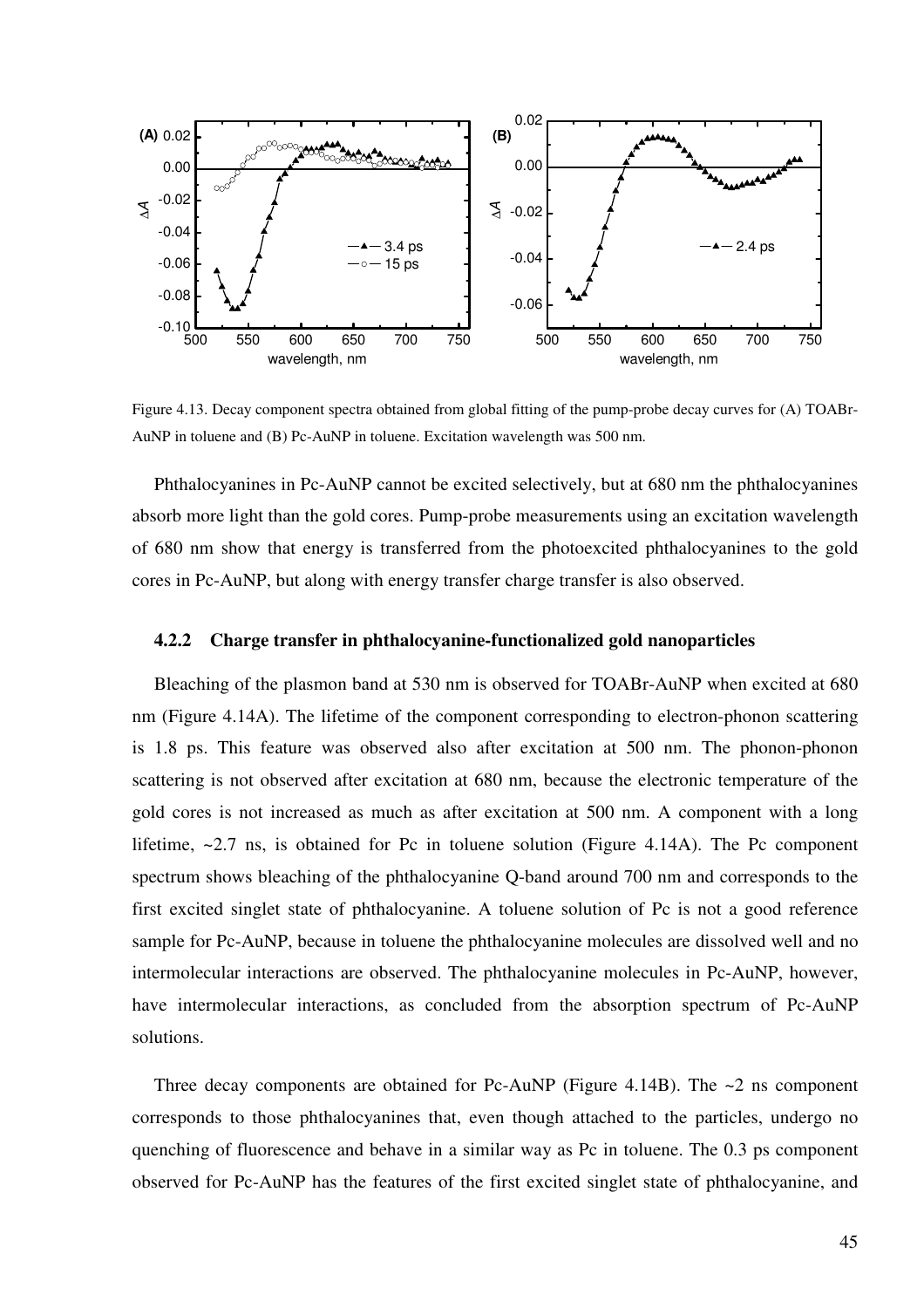(A) 0.02
0.00
-0.02
-0.04
-0.06
-0.08
-0.10
ΔA
500 550 600 650 700 750
wavelength, nm
3.4 ps
15 ps

(B) 0.02
0.00
-0.02
-0.04
-0.06
ΔA
500 550 600 650 700 750
wavelength, nm
2.4 ps

Figure 4.13. Decay component spectra obtained from global fitting of the pump-probe decay curves for (A) TOABr-AuNP in toluene and (B) Pc-AuNP in toluene. Excitation wavelength was 500 nm.

Phthalocyanines in Pc-AuNP cannot be excited selectively, but at 680 nm the phthalocyanines absorb more light than the gold cores. Pump-probe measurements using an excitation wavelength of 680 nm show that energy is transferred from the photoexcited phthalocyanines to the gold cores in Pc-AuNP, but along with energy transfer charge transfer is also observed.

### 4.2.2 Charge transfer in phthalocyanine-functionalized gold nanoparticles

Bleaching of the plasmon band at 530 nm is observed for TOABr-AuNP when excited at 680 nm (Figure 4.14A). The lifetime of the component corresponding to electron-phonon scattering is 1.8 ps. This feature was observed also after excitation at 500 nm. The phonon-phonon scattering is not observed after excitation at 680 nm, because the electronic temperature of the gold cores is not increased as much as after excitation at 500 nm. A component with a long lifetime, ~2.7 ns, is obtained for Pc in toluene solution (Figure 4.14A). The Pc component spectrum shows bleaching of the phthalocyanine Q-band around 700 nm and corresponds to the first excited singlet state of phthalocyanine. A toluene solution of Pc is not a good reference sample for Pc-AuNP, because in toluene the phthalocyanine molecules are dissolved well and no intermolecular interactions are observed. The phthalocyanine molecules in Pc-AuNP, however, have intermolecular interactions, as concluded from the absorption spectrum of Pc-AuNP solutions.

Three decay components are obtained for Pc-AuNP (Figure 4.14B). The ~2 ns component corresponds to those phthalocyanines that, even though attached to the particles, undergo no quenching of fluorescence and behave in a similar way as Pc in toluene. The 0.3 ps component observed for Pc-AuNP has the features of the first excited singlet state of phthalocyanine, and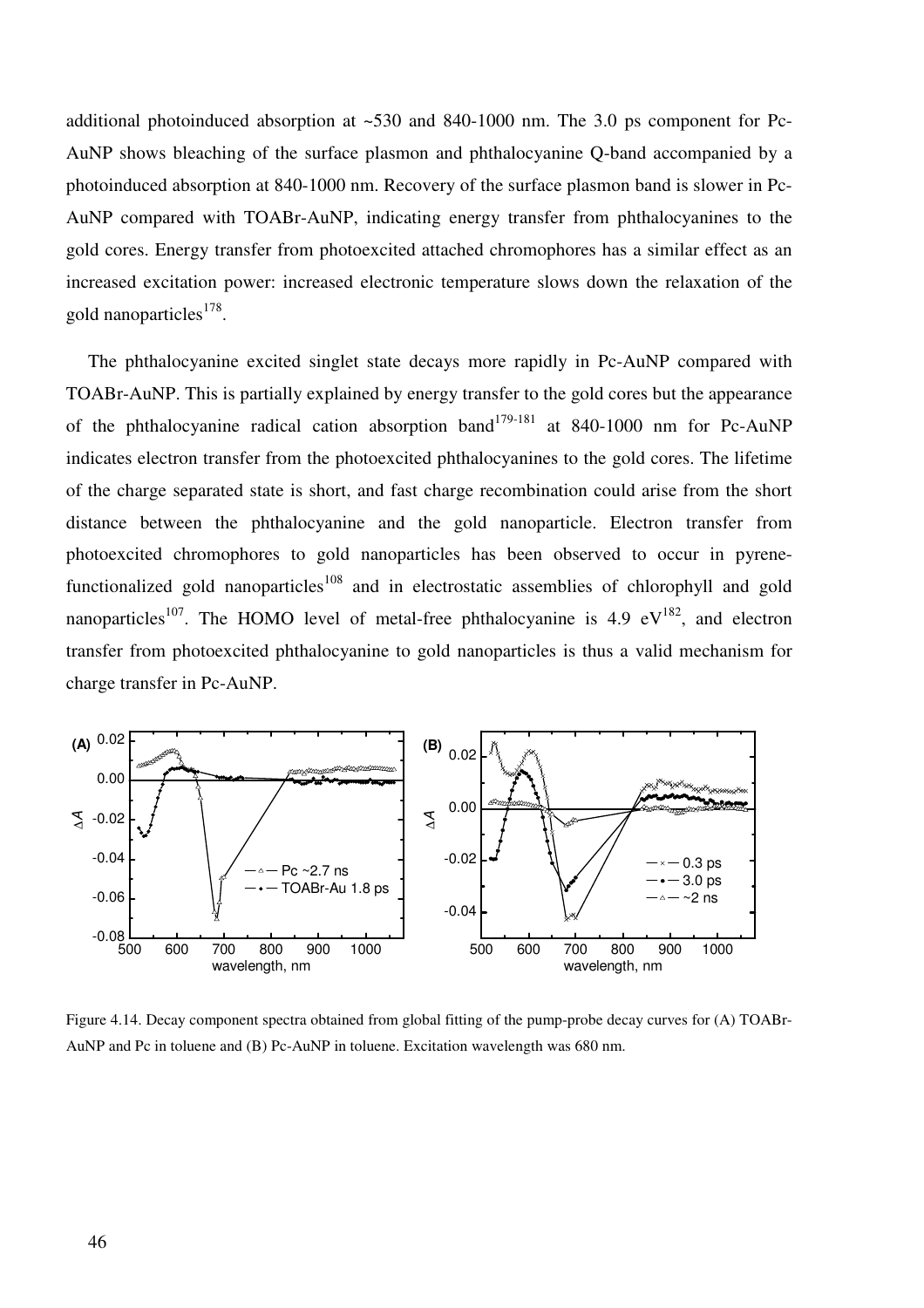additional photoinduced absorption at ~530 and 840-1000 nm. The 3.0 ps component for Pc-AuNP shows bleaching of the surface plasmon and phthalocyanine Q-band accompanied by a photoinduced absorption at 840-1000 nm. Recovery of the surface plasmon band is slower in Pc-AuNP compared with TOABr-AuNP, indicating energy transfer from phthalocyanines to the gold cores. Energy transfer from photoexcited attached chromophores has a similar effect as an increased excitation power: increased electronic temperature slows down the relaxation of the gold nanoparticles[178].

The phthalocyanine excited singlet state decays more rapidly in Pc-AuNP compared with TOABr-AuNP. This is partially explained by energy transfer to the gold cores but the appearance of the phthalocyanine radical cation absorption band[179-181] at 840-1000 nm for Pc-AuNP indicates electron transfer from the photoexcited phthalocyanines to the gold cores. The lifetime of the charge separated state is short, and fast charge recombination could arise from the short distance between the phthalocyanine and the gold nanoparticle. Electron transfer from photoexcited chromophores to gold nanoparticles has been observed to occur in pyrene-functionalized gold nanoparticles[108] and in electrostatic assemblies of chlorophyll and gold nanoparticles[107]. The HOMO level of metal-free phthalocyanine is 4.9 eV[182], and electron transfer from photoexcited phthalocyanine to gold nanoparticles is thus a valid mechanism for charge transfer in Pc-AuNP.

(A)
0.02
0.00
-0.02
-0.04
-0.06
-0.08
$\Delta A$
500 600 700 800 900 1000
wavelength, nm
Pc ~2.7 ns
TOABr-Au 1.8 ps

(B)
0.02
0.00
-0.02
-0.04
$\Delta A$
500 600 700 800 900 1000
wavelength, nm
0.3 ps
3.0 ps
~2 ns

Figure 4.14. Decay component spectra obtained from global fitting of the pump-probe decay curves for (A) TOABr-AuNP and Pc in toluene and (B) Pc-AuNP in toluene. Excitation wavelength was 680 nm.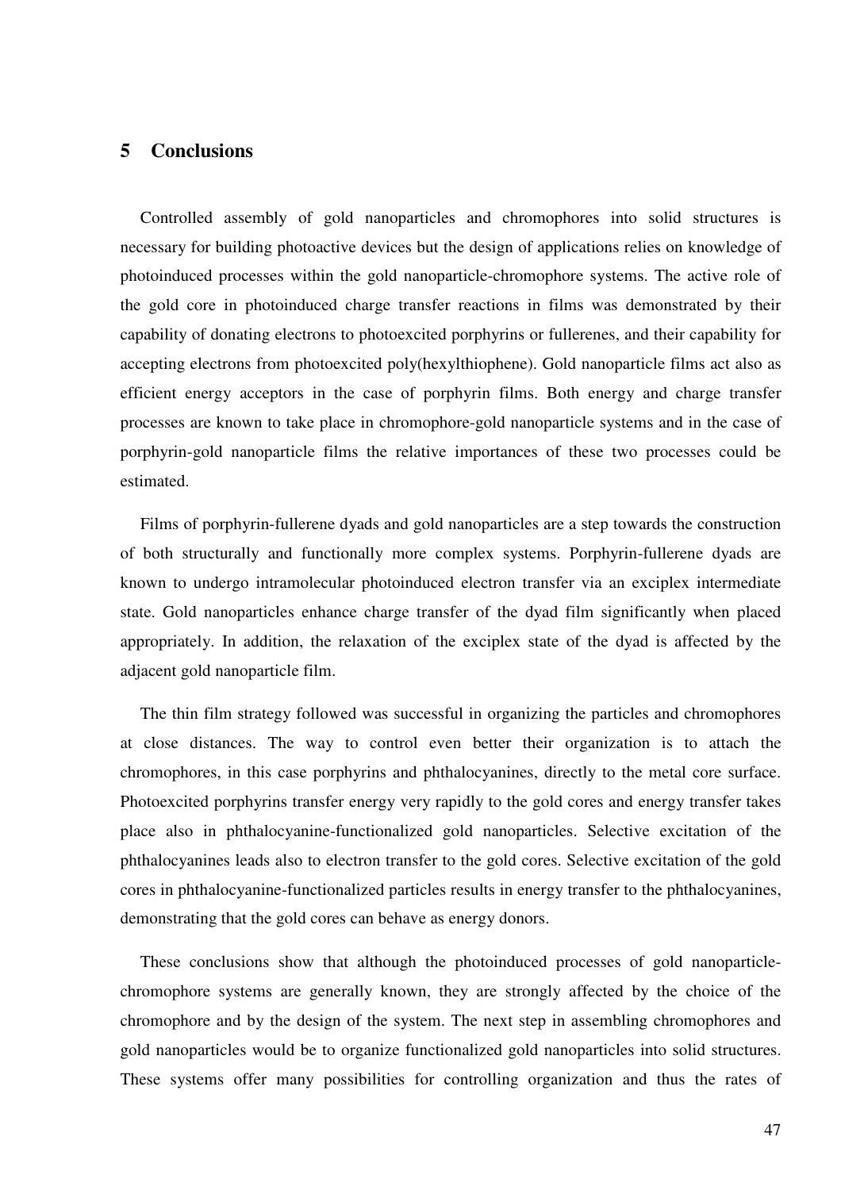# 5 Conclusions

Controlled assembly of gold nanoparticles and chromophores into solid structures is necessary for building photoactive devices but the design of applications relies on knowledge of photoinduced processes within the gold nanoparticle-chromophore systems. The active role of the gold core in photoinduced charge transfer reactions in films was demonstrated by their capability of donating electrons to photoexcited porphyrins or fullerenes, and their capability for accepting electrons from photoexcited poly(hexylthiophene). Gold nanoparticle films act also as efficient energy acceptors in the case of porphyrin films. Both energy and charge transfer processes are known to take place in chromophore-gold nanoparticle systems and in the case of porphyrin-gold nanoparticle films the relative importances of these two processes could be estimated.

Films of porphyrin-fullerene dyads and gold nanoparticles are a step towards the construction of both structurally and functionally more complex systems. Porphyrin-fullerene dyads are known to undergo intramolecular photoinduced electron transfer via an exciplex intermediate state. Gold nanoparticles enhance charge transfer of the dyad film significantly when placed appropriately. In addition, the relaxation of the exciplex state of the dyad is affected by the adjacent gold nanoparticle film.

The thin film strategy followed was successful in organizing the particles and chromophores at close distances. The way to control even better their organization is to attach the chromophores, in this case porphyrins and phthalocyanines, directly to the metal core surface. Photoexcited porphyrins transfer energy very rapidly to the gold cores and energy transfer takes place also in phthalocyanine-functionalized gold nanoparticles. Selective excitation of the phthalocyanines leads also to electron transfer to the gold cores. Selective excitation of the gold cores in phthalocyanine-functionalized particles results in energy transfer to the phthalocyanines, demonstrating that the gold cores can behave as energy donors.

These conclusions show that although the photoinduced processes of gold nanoparticle-chromophore systems are generally known, they are strongly affected by the choice of the chromophore and by the design of the system. The next step in assembling chromophores and gold nanoparticles would be to organize functionalized gold nanoparticles into solid structures. These systems offer many possibilities for controlling organization and thus the rates of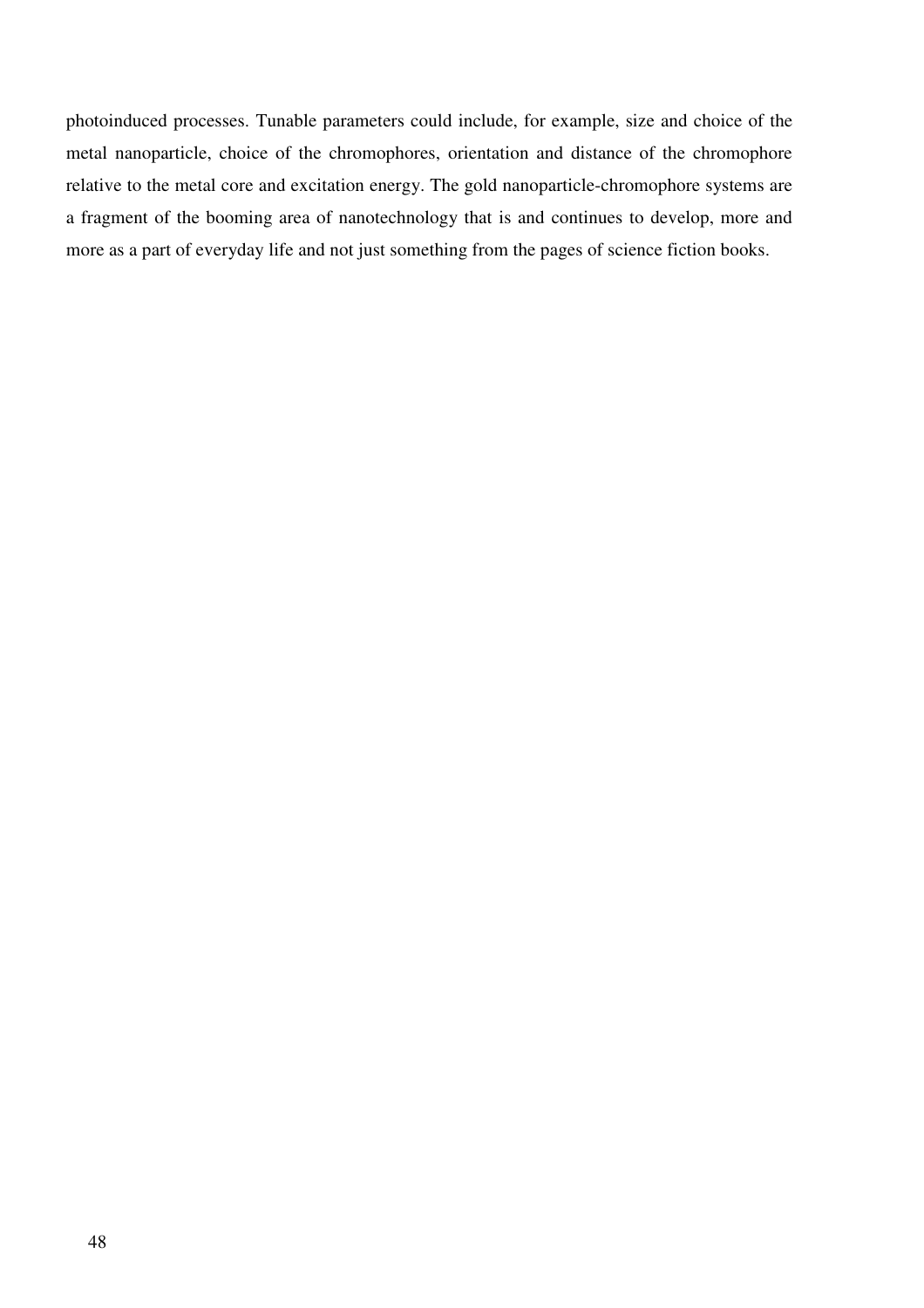photoinduced processes. Tunable parameters could include, for example, size and choice of the metal nanoparticle, choice of the chromophores, orientation and distance of the chromophore relative to the metal core and excitation energy. The gold nanoparticle-chromophore systems are a fragment of the booming area of nanotechnology that is and continues to develop, more and more as a part of everyday life and not just something from the pages of science fiction books.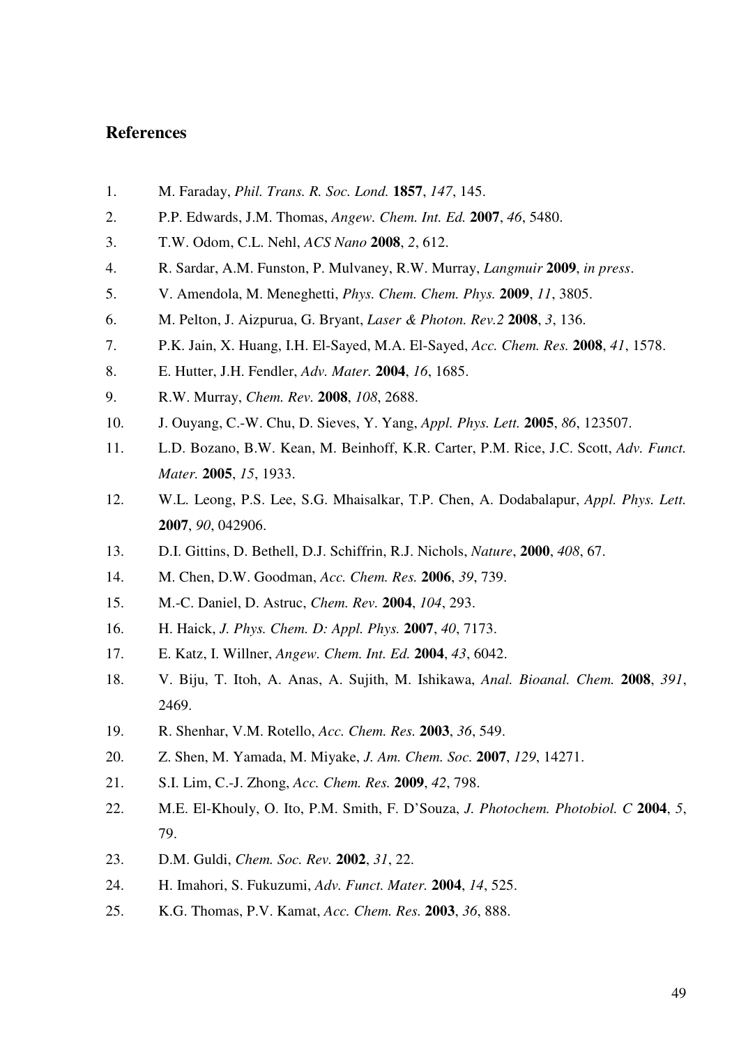## References

1. M. Faraday, *Phil. Trans. R. Soc. Lond.* **1857**, *147*, 145.
2. P.P. Edwards, J.M. Thomas, *Angew. Chem. Int. Ed.* **2007**, *46*, 5480.
3. T.W. Odom, C.L. Nehl, *ACS Nano* **2008**, *2*, 612.
4. R. Sardar, A.M. Funston, P. Mulvaney, R.W. Murray, *Langmuir* **2009**, *in press*.
5. V. Amendola, M. Meneghetti, *Phys. Chem. Chem. Phys.* **2009**, *11*, 3805.
6. M. Pelton, J. Aizpurua, G. Bryant, *Laser & Photon. Rev.2* **2008**, *3*, 136.
7. P.K. Jain, X. Huang, I.H. El-Sayed, M.A. El-Sayed, *Acc. Chem. Res.* **2008**, *41*, 1578.
8. E. Hutter, J.H. Fendler, *Adv. Mater.* **2004**, *16*, 1685.
9. R.W. Murray, *Chem. Rev.* **2008**, *108*, 2688.
10. J. Ouyang, C.-W. Chu, D. Sieves, Y. Yang, *Appl. Phys. Lett.* **2005**, *86*, 123507.
11. L.D. Bozano, B.W. Kean, M. Beinhoff, K.R. Carter, P.M. Rice, J.C. Scott, *Adv. Funct. Mater.* **2005**, *15*, 1933.
12. W.L. Leong, P.S. Lee, S.G. Mhaisalkar, T.P. Chen, A. Dodabalapur, *Appl. Phys. Lett.* **2007**, *90*, 042906.
13. D.I. Gittins, D. Bethell, D.J. Schiffrin, R.J. Nichols, *Nature*, **2000**, *408*, 67.
14. M. Chen, D.W. Goodman, *Acc. Chem. Res.* **2006**, *39*, 739.
15. M.-C. Daniel, D. Astruc, *Chem. Rev.* **2004**, *104*, 293.
16. H. Haick, *J. Phys. Chem. D: Appl. Phys.* **2007**, *40*, 7173.
17. E. Katz, I. Willner, *Angew. Chem. Int. Ed.* **2004**, *43*, 6042.
18. V. Biju, T. Itoh, A. Anas, A. Sujith, M. Ishikawa, *Anal. Bioanal. Chem.* **2008**, *391*, 2469.
19. R. Shenhar, V.M. Rotello, *Acc. Chem. Res.* **2003**, *36*, 549.
20. Z. Shen, M. Yamada, M. Miyake, *J. Am. Chem. Soc.* **2007**, *129*, 14271.
21. S.I. Lim, C.-J. Zhong, *Acc. Chem. Res.* **2009**, *42*, 798.
22. M.E. El-Khouly, O. Ito, P.M. Smith, F. D'Souza, *J. Photochem. Photobiol. C* **2004**, *5*, 79.
23. D.M. Guldi, *Chem. Soc. Rev.* **2002**, *31*, 22.
24. H. Imahori, S. Fukuzumi, *Adv. Funct. Mater.* **2004**, *14*, 525.
25. K.G. Thomas, P.V. Kamat, *Acc. Chem. Res.* **2003**, *36*, 888.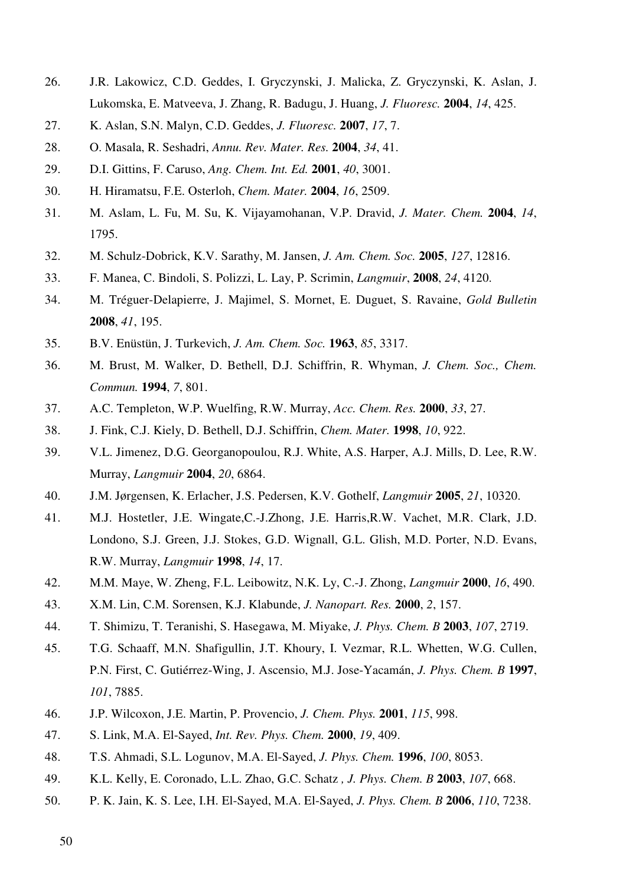26. J.R. Lakowicz, C.D. Geddes, I. Gryczynski, J. Malicka, Z. Gryczynski, K. Aslan, J. Lukomska, E. Matveeva, J. Zhang, R. Badugu, J. Huang, *J. Fluoresc.* **2004**, *14*, 425.
27. K. Aslan, S.N. Malyn, C.D. Geddes, *J. Fluoresc.* **2007**, *17*, 7.
28. O. Masala, R. Seshadri, *Annu. Rev. Mater. Res.* **2004**, *34*, 41.
29. D.I. Gittins, F. Caruso, *Ang. Chem. Int. Ed.* **2001**, *40*, 3001.
30. H. Hiramatsu, F.E. Osterloh, *Chem. Mater.* **2004**, *16*, 2509.
31. M. Aslam, L. Fu, M. Su, K. Vijayamohanan, V.P. Dravid, *J. Mater. Chem.* **2004**, *14*, 1795.
32. M. Schulz-Dobrick, K.V. Sarathy, M. Jansen, *J. Am. Chem. Soc.* **2005**, *127*, 12816.
33. F. Manea, C. Bindoli, S. Polizzi, L. Lay, P. Scrimin, *Langmuir*, **2008**, *24*, 4120.
34. M. Tréguer-Delapierre, J. Majimel, S. Mornet, E. Duguet, S. Ravaine, *Gold Bulletin* **2008**, *41*, 195.
35. B.V. Enüstün, J. Turkevich, *J. Am. Chem. Soc.* **1963**, *85*, 3317.
36. M. Brust, M. Walker, D. Bethell, D.J. Schiffrin, R. Whyman, *J. Chem. Soc., Chem. Commun.* **1994**, *7*, 801.
37. A.C. Templeton, W.P. Wuelfing, R.W. Murray, *Acc. Chem. Res.* **2000**, *33*, 27.
38. J. Fink, C.J. Kiely, D. Bethell, D.J. Schiffrin, *Chem. Mater.* **1998**, *10*, 922.
39. V.L. Jimenez, D.G. Georganopoulou, R.J. White, A.S. Harper, A.J. Mills, D. Lee, R.W. Murray, *Langmuir* **2004**, *20*, 6864.
40. J.M. Jørgensen, K. Erlacher, J.S. Pedersen, K.V. Gothelf, *Langmuir* **2005**, *21*, 10320.
41. M.J. Hostetler, J.E. Wingate,C.-J.Zhong, J.E. Harris,R.W. Vachet, M.R. Clark, J.D. Londono, S.J. Green, J.J. Stokes, G.D. Wignall, G.L. Glish, M.D. Porter, N.D. Evans, R.W. Murray, *Langmuir* **1998**, *14*, 17.
42. M.M. Maye, W. Zheng, F.L. Leibowitz, N.K. Ly, C.-J. Zhong, *Langmuir* **2000**, *16*, 490.
43. X.M. Lin, C.M. Sorensen, K.J. Klabunde, *J. Nanopart. Res.* **2000**, *2*, 157.
44. T. Shimizu, T. Teranishi, S. Hasegawa, M. Miyake, *J. Phys. Chem. B* **2003**, *107*, 2719.
45. T.G. Schaaff, M.N. Shafigullin, J.T. Khoury, I. Vezmar, R.L. Whetten, W.G. Cullen, P.N. First, C. Gutiérrez-Wing, J. Ascensio, M.J. Jose-Yacamán, *J. Phys. Chem. B* **1997**, *101*, 7885.
46. J.P. Wilcoxon, J.E. Martin, P. Provencio, *J. Chem. Phys.* **2001**, *115*, 998.
47. S. Link, M.A. El-Sayed, *Int. Rev. Phys. Chem.* **2000**, *19*, 409.
48. T.S. Ahmadi, S.L. Logunov, M.A. El-Sayed, *J. Phys. Chem.* **1996**, *100*, 8053.
49. K.L. Kelly, E. Coronado, L.L. Zhao, G.C. Schatz *, J. Phys. Chem. B* **2003**, *107*, 668.
50. P. K. Jain, K. S. Lee, I.H. El-Sayed, M.A. El-Sayed, *J. Phys. Chem. B* **2006**, *110*, 7238.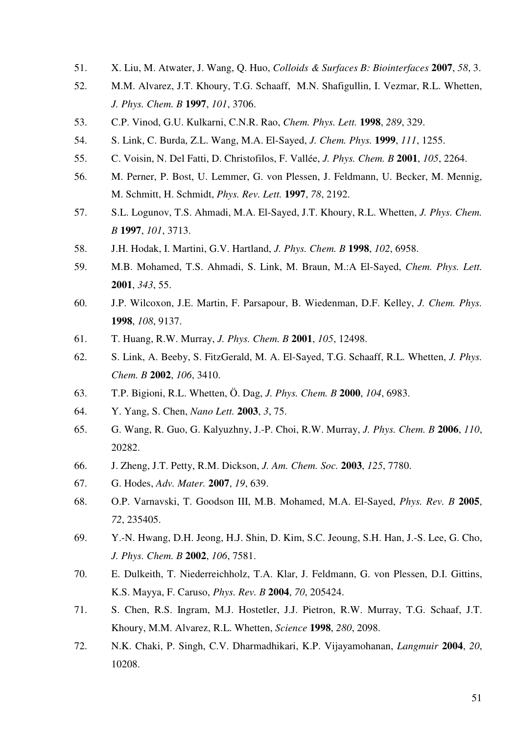51. X. Liu, M. Atwater, J. Wang, Q. Huo, *Colloids & Surfaces B: Biointerfaces* **2007**, *58*, 3.
52. M.M. Alvarez, J.T. Khoury, T.G. Schaaff, M.N. Shafigullin, I. Vezmar, R.L. Whetten, *J. Phys. Chem. B* **1997**, *101*, 3706.
53. C.P. Vinod, G.U. Kulkarni, C.N.R. Rao, *Chem. Phys. Lett.* **1998**, *289*, 329.
54. S. Link, C. Burda, Z.L. Wang, M.A. El-Sayed, *J. Chem. Phys.* **1999**, *111*, 1255.
55. C. Voisin, N. Del Fatti, D. Christofilos, F. Vallée, *J. Phys. Chem. B* **2001**, *105*, 2264.
56. M. Perner, P. Bost, U. Lemmer, G. von Plessen, J. Feldmann, U. Becker, M. Mennig, M. Schmitt, H. Schmidt, *Phys. Rev. Lett.* **1997**, *78*, 2192.
57. S.L. Logunov, T.S. Ahmadi, M.A. El-Sayed, J.T. Khoury, R.L. Whetten, *J. Phys. Chem. B* **1997**, *101*, 3713.
58. J.H. Hodak, I. Martini, G.V. Hartland, *J. Phys. Chem. B* **1998**, *102*, 6958.
59. M.B. Mohamed, T.S. Ahmadi, S. Link, M. Braun, M.:A El-Sayed, *Chem. Phys. Lett.* **2001**, *343*, 55.
60. J.P. Wilcoxon, J.E. Martin, F. Parsapour, B. Wiedenman, D.F. Kelley, *J. Chem. Phys.* **1998**, *108*, 9137.
61. T. Huang, R.W. Murray, *J. Phys. Chem. B* **2001**, *105*, 12498.
62. S. Link, A. Beeby, S. FitzGerald, M. A. El-Sayed, T.G. Schaaff, R.L. Whetten, *J. Phys. Chem. B* **2002**, *106*, 3410.
63. T.P. Bigioni, R.L. Whetten, Ö. Dag, *J. Phys. Chem. B* **2000**, *104*, 6983.
64. Y. Yang, S. Chen, *Nano Lett.* **2003**, *3*, 75.
65. G. Wang, R. Guo, G. Kalyuzhny, J.-P. Choi, R.W. Murray, *J. Phys. Chem. B* **2006**, *110*, 20282.
66. J. Zheng, J.T. Petty, R.M. Dickson, *J. Am. Chem. Soc.* **2003**, *125*, 7780.
67. G. Hodes, *Adv. Mater.* **2007**, *19*, 639.
68. O.P. Varnavski, T. Goodson III, M.B. Mohamed, M.A. El-Sayed, *Phys. Rev. B* **2005**, *72*, 235405.
69. Y.-N. Hwang, D.H. Jeong, H.J. Shin, D. Kim, S.C. Jeoung, S.H. Han, J.-S. Lee, G. Cho, *J. Phys. Chem. B* **2002**, *106*, 7581.
70. E. Dulkeith, T. Niederreichholz, T.A. Klar, J. Feldmann, G. von Plessen, D.I. Gittins, K.S. Mayya, F. Caruso, *Phys. Rev. B* **2004**, *70*, 205424.
71. S. Chen, R.S. Ingram, M.J. Hostetler, J.J. Pietron, R.W. Murray, T.G. Schaaf, J.T. Khoury, M.M. Alvarez, R.L. Whetten, *Science* **1998**, *280*, 2098.
72. N.K. Chaki, P. Singh, C.V. Dharmadhikari, K.P. Vijayamohanan, *Langmuir* **2004**, *20*, 10208.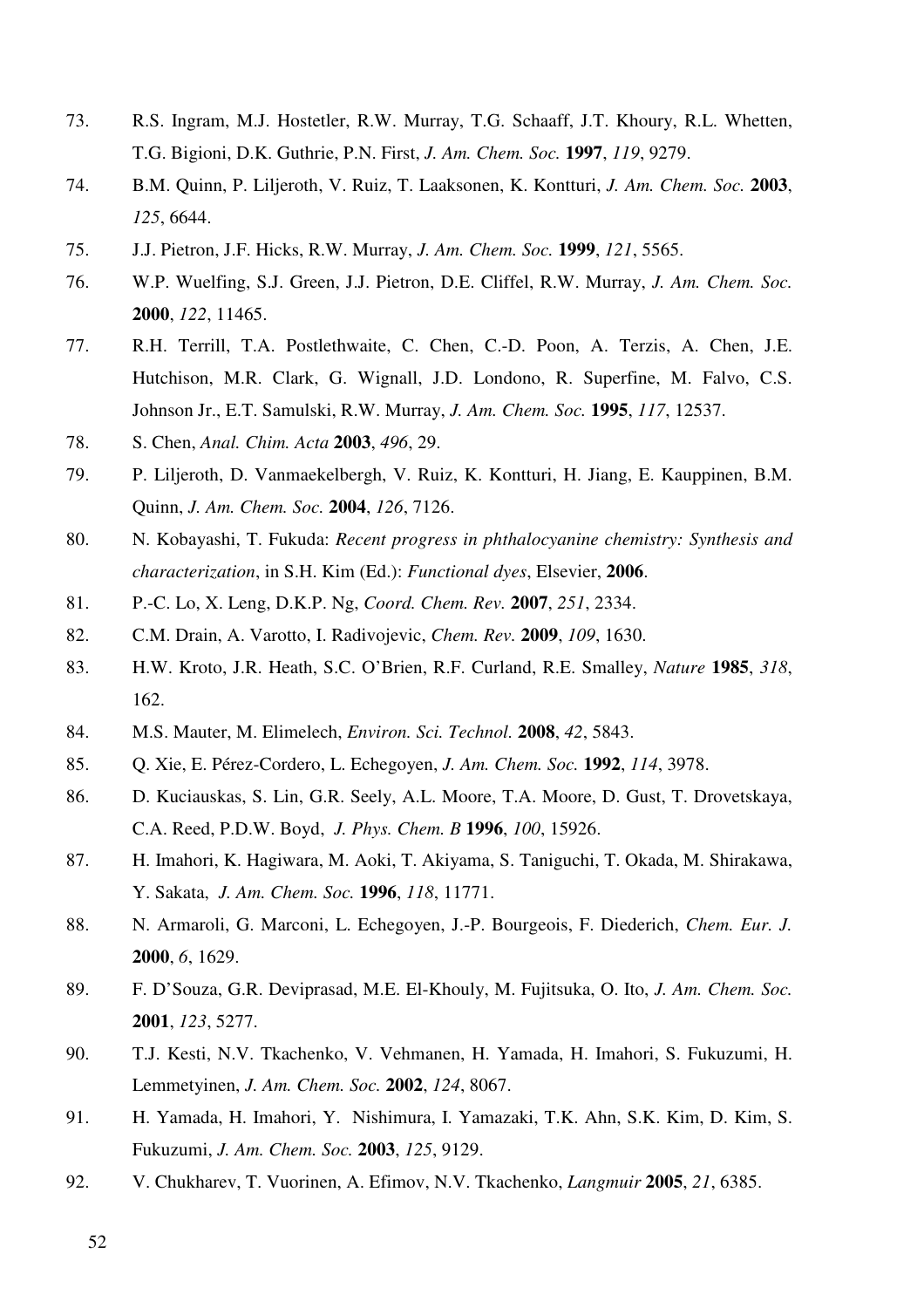73. R.S. Ingram, M.J. Hostetler, R.W. Murray, T.G. Schaaff, J.T. Khoury, R.L. Whetten, T.G. Bigioni, D.K. Guthrie, P.N. First, *J. Am. Chem. Soc.* **1997**, *119*, 9279.

74. B.M. Quinn, P. Liljeroth, V. Ruiz, T. Laaksonen, K. Kontturi, *J. Am. Chem. Soc.* **2003**, *125*, 6644.

75. J.J. Pietron, J.F. Hicks, R.W. Murray, *J. Am. Chem. Soc.* **1999**, *121*, 5565.

76. W.P. Wuelfing, S.J. Green, J.J. Pietron, D.E. Cliffel, R.W. Murray, *J. Am. Chem. Soc.* **2000**, *122*, 11465.

77. R.H. Terrill, T.A. Postlethwaite, C. Chen, C.-D. Poon, A. Terzis, A. Chen, J.E. Hutchison, M.R. Clark, G. Wignall, J.D. Londono, R. Superfine, M. Falvo, C.S. Johnson Jr., E.T. Samulski, R.W. Murray, *J. Am. Chem. Soc.* **1995**, *117*, 12537.

78. S. Chen, *Anal. Chim. Acta* **2003**, *496*, 29.

79. P. Liljeroth, D. Vanmaekelbergh, V. Ruiz, K. Kontturi, H. Jiang, E. Kauppinen, B.M. Quinn, *J. Am. Chem. Soc.* **2004**, *126*, 7126.

80. N. Kobayashi, T. Fukuda: *Recent progress in phthalocyanine chemistry: Synthesis and characterization*, in S.H. Kim (Ed.): *Functional dyes*, Elsevier, **2006**.

81. P.-C. Lo, X. Leng, D.K.P. Ng, *Coord. Chem. Rev.* **2007**, *251*, 2334.

82. C.M. Drain, A. Varotto, I. Radivojevic, *Chem. Rev.* **2009**, *109*, 1630.

83. H.W. Kroto, J.R. Heath, S.C. O'Brien, R.F. Curland, R.E. Smalley, *Nature* **1985**, *318*, 162.

84. M.S. Mauter, M. Elimelech, *Environ. Sci. Technol.* **2008**, *42*, 5843.

85. Q. Xie, E. Pérez-Cordero, L. Echegoyen, *J. Am. Chem. Soc.* **1992**, *114*, 3978.

86. D. Kuciauskas, S. Lin, G.R. Seely, A.L. Moore, T.A. Moore, D. Gust, T. Drovetskaya, C.A. Reed, P.D.W. Boyd, *J. Phys. Chem. B* **1996**, *100*, 15926.

87. H. Imahori, K. Hagiwara, M. Aoki, T. Akiyama, S. Taniguchi, T. Okada, M. Shirakawa, Y. Sakata, *J. Am. Chem. Soc.* **1996**, *118*, 11771.

88. N. Armaroli, G. Marconi, L. Echegoyen, J.-P. Bourgeois, F. Diederich, *Chem. Eur. J.* **2000**, *6*, 1629.

89. F. D'Souza, G.R. Deviprasad, M.E. El-Khouly, M. Fujitsuka, O. Ito, *J. Am. Chem. Soc.* **2001**, *123*, 5277.

90. T.J. Kesti, N.V. Tkachenko, V. Vehmanen, H. Yamada, H. Imahori, S. Fukuzumi, H. Lemmetyinen, *J. Am. Chem. Soc.* **2002**, *124*, 8067.

91. H. Yamada, H. Imahori, Y. Nishimura, I. Yamazaki, T.K. Ahn, S.K. Kim, D. Kim, S. Fukuzumi, *J. Am. Chem. Soc.* **2003**, *125*, 9129.

92. V. Chukharev, T. Vuorinen, A. Efimov, N.V. Tkachenko, *Langmuir* **2005**, *21*, 6385.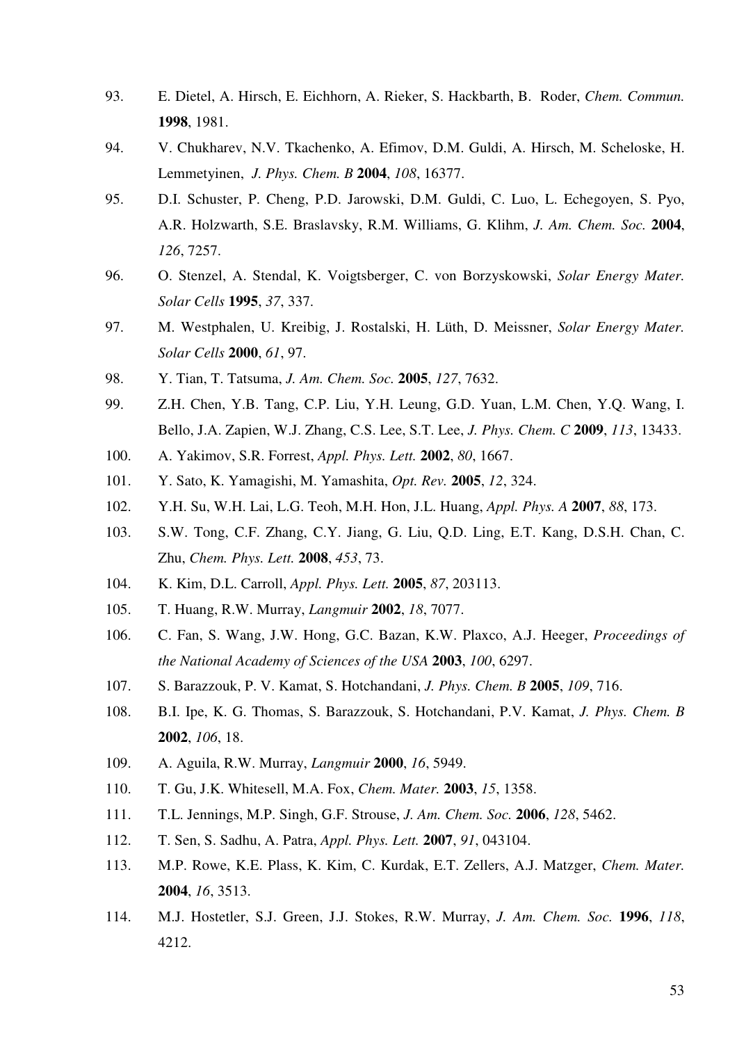93. E. Dietel, A. Hirsch, E. Eichhorn, A. Rieker, S. Hackbarth, B. Roder, *Chem. Commun.* **1998**, 1981.
94. V. Chukharev, N.V. Tkachenko, A. Efimov, D.M. Guldi, A. Hirsch, M. Scheloske, H. Lemmetyinen, *J. Phys. Chem. B* **2004**, *108*, 16377.
95. D.I. Schuster, P. Cheng, P.D. Jarowski, D.M. Guldi, C. Luo, L. Echegoyen, S. Pyo, A.R. Holzwarth, S.E. Braslavsky, R.M. Williams, G. Klihm, *J. Am. Chem. Soc.* **2004**, *126*, 7257.
96. O. Stenzel, A. Stendal, K. Voigtsberger, C. von Borzyskowski, *Solar Energy Mater. Solar Cells* **1995**, *37*, 337.
97. M. Westphalen, U. Kreibig, J. Rostalski, H. Lüth, D. Meissner, *Solar Energy Mater. Solar Cells* **2000**, *61*, 97.
98. Y. Tian, T. Tatsuma, *J. Am. Chem. Soc.* **2005**, *127*, 7632.
99. Z.H. Chen, Y.B. Tang, C.P. Liu, Y.H. Leung, G.D. Yuan, L.M. Chen, Y.Q. Wang, I. Bello, J.A. Zapien, W.J. Zhang, C.S. Lee, S.T. Lee, *J. Phys. Chem. C* **2009**, *113*, 13433.
100. A. Yakimov, S.R. Forrest, *Appl. Phys. Lett.* **2002**, *80*, 1667.
101. Y. Sato, K. Yamagishi, M. Yamashita, *Opt. Rev.* **2005**, *12*, 324.
102. Y.H. Su, W.H. Lai, L.G. Teoh, M.H. Hon, J.L. Huang, *Appl. Phys. A* **2007**, *88*, 173.
103. S.W. Tong, C.F. Zhang, C.Y. Jiang, G. Liu, Q.D. Ling, E.T. Kang, D.S.H. Chan, C. Zhu, *Chem. Phys. Lett.* **2008**, *453*, 73.
104. K. Kim, D.L. Carroll, *Appl. Phys. Lett.* **2005**, *87*, 203113.
105. T. Huang, R.W. Murray, *Langmuir* **2002**, *18*, 7077.
106. C. Fan, S. Wang, J.W. Hong, G.C. Bazan, K.W. Plaxco, A.J. Heeger, *Proceedings of the National Academy of Sciences of the USA* **2003**, *100*, 6297.
107. S. Barazzouk, P. V. Kamat, S. Hotchandani, *J. Phys. Chem. B* **2005**, *109*, 716.
108. B.I. Ipe, K. G. Thomas, S. Barazzouk, S. Hotchandani, P.V. Kamat, *J. Phys. Chem. B* **2002**, *106*, 18.
109. A. Aguila, R.W. Murray, *Langmuir* **2000**, *16*, 5949.
110. T. Gu, J.K. Whitesell, M.A. Fox, *Chem. Mater.* **2003**, *15*, 1358.
111. T.L. Jennings, M.P. Singh, G.F. Strouse, *J. Am. Chem. Soc.* **2006**, *128*, 5462.
112. T. Sen, S. Sadhu, A. Patra, *Appl. Phys. Lett.* **2007**, *91*, 043104.
113. M.P. Rowe, K.E. Plass, K. Kim, C. Kurdak, E.T. Zellers, A.J. Matzger, *Chem. Mater.* **2004**, *16*, 3513.
114. M.J. Hostetler, S.J. Green, J.J. Stokes, R.W. Murray, *J. Am. Chem. Soc.* **1996**, *118*, 4212.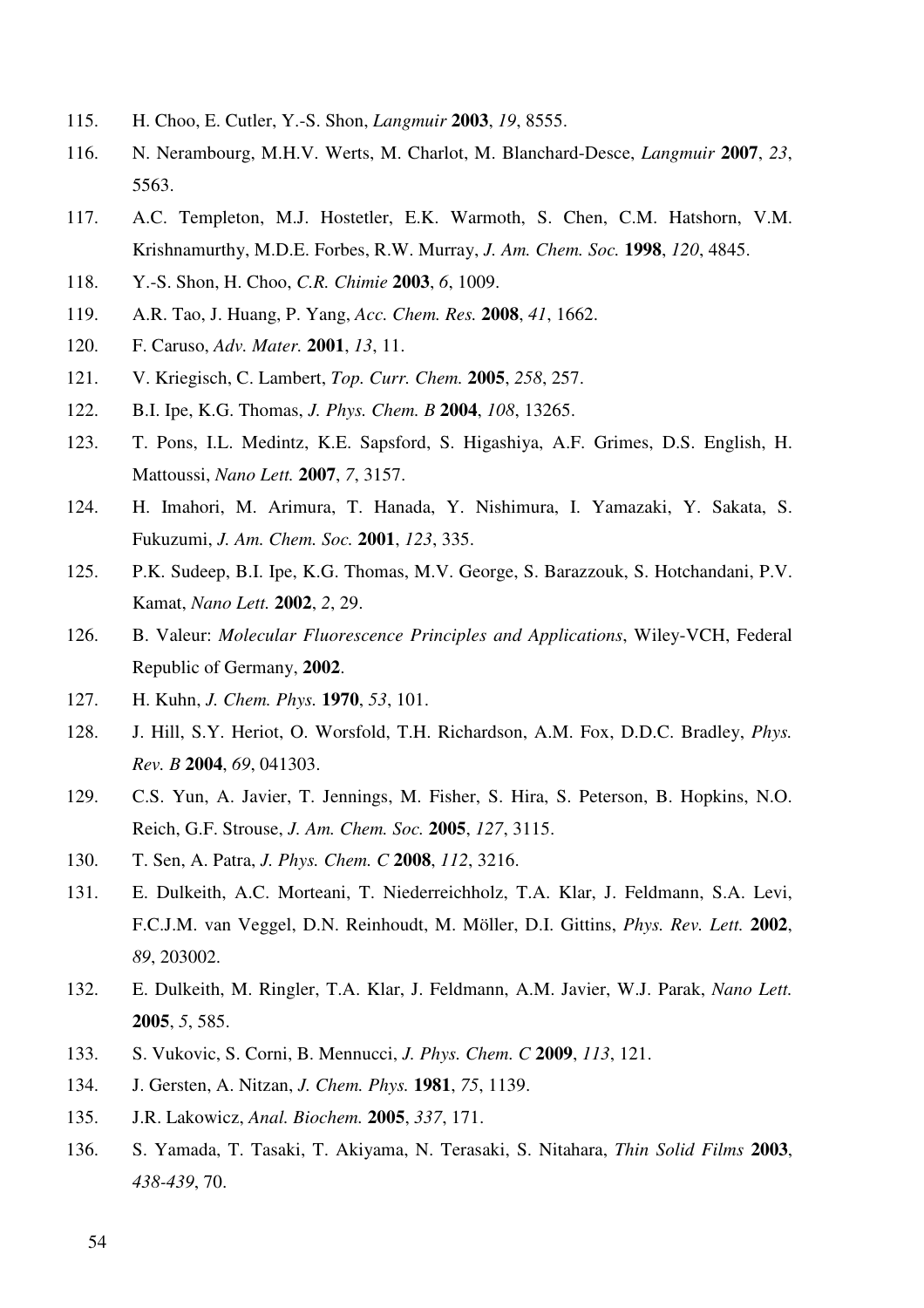115. H. Choo, E. Cutler, Y.-S. Shon, *Langmuir* **2003**, *19*, 8555.

116. N. Nerambourg, M.H.V. Werts, M. Charlot, M. Blanchard-Desce, *Langmuir* **2007**, *23*, 5563.

117. A.C. Templeton, M.J. Hostetler, E.K. Warmoth, S. Chen, C.M. Hatshorn, V.M. Krishnamurthy, M.D.E. Forbes, R.W. Murray, *J. Am. Chem. Soc.* **1998**, *120*, 4845.

118. Y.-S. Shon, H. Choo, *C.R. Chimie* **2003**, *6*, 1009.

119. A.R. Tao, J. Huang, P. Yang, *Acc. Chem. Res.* **2008**, *41*, 1662.

120. F. Caruso, *Adv. Mater.* **2001**, *13*, 11.

121. V. Kriegisch, C. Lambert, *Top. Curr. Chem.* **2005**, *258*, 257.

122. B.I. Ipe, K.G. Thomas, *J. Phys. Chem. B* **2004**, *108*, 13265.

123. T. Pons, I.L. Medintz, K.E. Sapsford, S. Higashiya, A.F. Grimes, D.S. English, H. Mattoussi, *Nano Lett.* **2007**, *7*, 3157.

124. H. Imahori, M. Arimura, T. Hanada, Y. Nishimura, I. Yamazaki, Y. Sakata, S. Fukuzumi, *J. Am. Chem. Soc.* **2001**, *123*, 335.

125. P.K. Sudeep, B.I. Ipe, K.G. Thomas, M.V. George, S. Barazzouk, S. Hotchandani, P.V. Kamat, *Nano Lett.* **2002**, *2*, 29.

126. B. Valeur: *Molecular Fluorescence Principles and Applications*, Wiley-VCH, Federal Republic of Germany, **2002**.

127. H. Kuhn, *J. Chem. Phys.* **1970**, *53*, 101.

128. J. Hill, S.Y. Heriot, O. Worsfold, T.H. Richardson, A.M. Fox, D.D.C. Bradley, *Phys. Rev. B* **2004**, *69*, 041303.

129. C.S. Yun, A. Javier, T. Jennings, M. Fisher, S. Hira, S. Peterson, B. Hopkins, N.O. Reich, G.F. Strouse, *J. Am. Chem. Soc.* **2005**, *127*, 3115.

130. T. Sen, A. Patra, *J. Phys. Chem. C* **2008**, *112*, 3216.

131. E. Dulkeith, A.C. Morteani, T. Niederreichholz, T.A. Klar, J. Feldmann, S.A. Levi, F.C.J.M. van Veggel, D.N. Reinhoudt, M. Möller, D.I. Gittins, *Phys. Rev. Lett.* **2002**, *89*, 203002.

132. E. Dulkeith, M. Ringler, T.A. Klar, J. Feldmann, A.M. Javier, W.J. Parak, *Nano Lett.* **2005**, *5*, 585.

133. S. Vukovic, S. Corni, B. Mennucci, *J. Phys. Chem. C* **2009**, *113*, 121.

134. J. Gersten, A. Nitzan, *J. Chem. Phys.* **1981**, *75*, 1139.

135. J.R. Lakowicz, *Anal. Biochem.* **2005**, *337*, 171.

136. S. Yamada, T. Tasaki, T. Akiyama, N. Terasaki, S. Nitahara, *Thin Solid Films* **2003**, *438-439*, 70.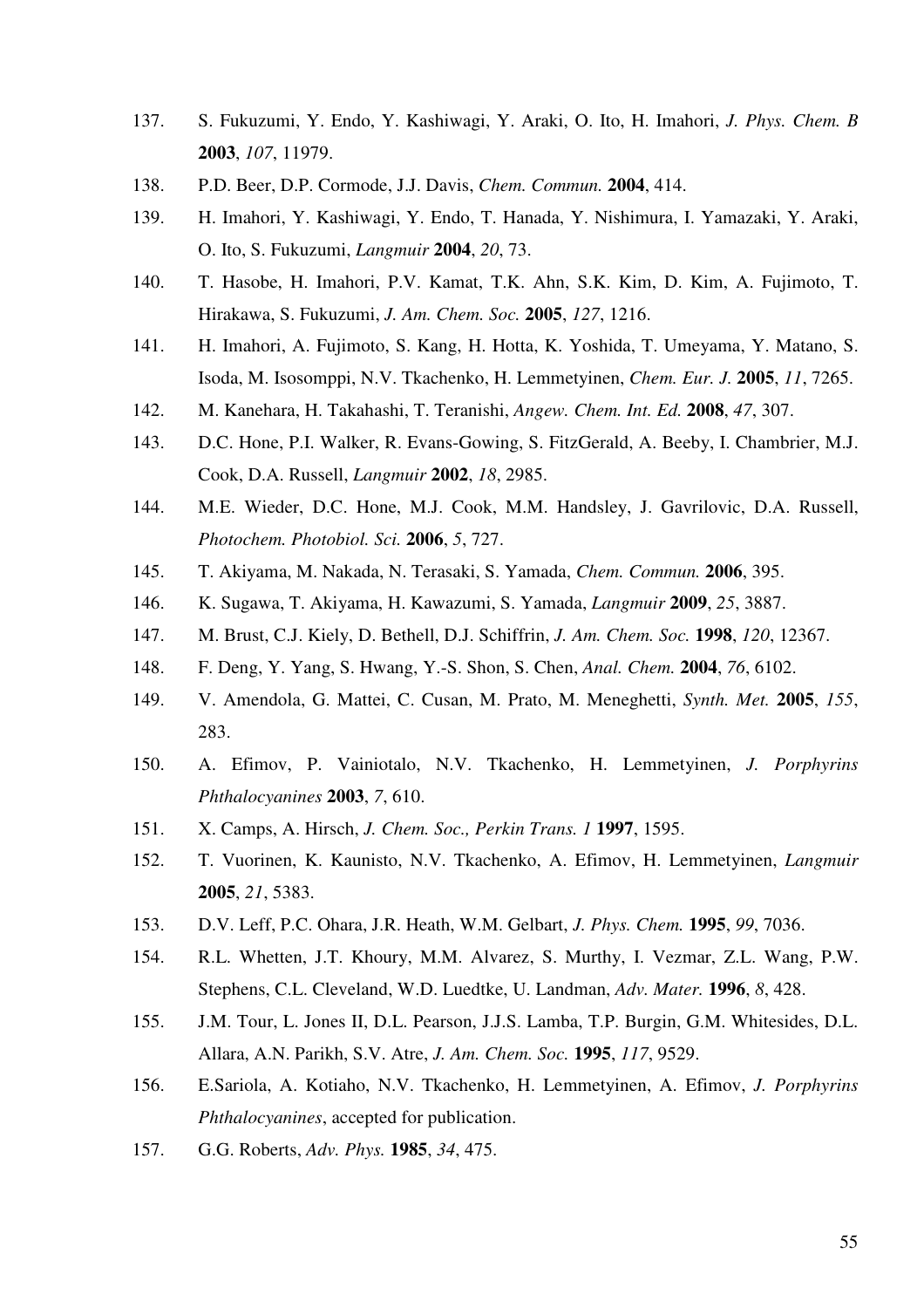137. S. Fukuzumi, Y. Endo, Y. Kashiwagi, Y. Araki, O. Ito, H. Imahori, *J. Phys. Chem. B* **2003**, *107*, 11979.
138. P.D. Beer, D.P. Cormode, J.J. Davis, *Chem. Commun.* **2004**, 414.
139. H. Imahori, Y. Kashiwagi, Y. Endo, T. Hanada, Y. Nishimura, I. Yamazaki, Y. Araki, O. Ito, S. Fukuzumi, *Langmuir* **2004**, *20*, 73.
140. T. Hasobe, H. Imahori, P.V. Kamat, T.K. Ahn, S.K. Kim, D. Kim, A. Fujimoto, T. Hirakawa, S. Fukuzumi, *J. Am. Chem. Soc.* **2005**, *127*, 1216.
141. H. Imahori, A. Fujimoto, S. Kang, H. Hotta, K. Yoshida, T. Umeyama, Y. Matano, S. Isoda, M. Isosomppi, N.V. Tkachenko, H. Lemmetyinen, *Chem. Eur. J.* **2005**, *11*, 7265.
142. M. Kanehara, H. Takahashi, T. Teranishi, *Angew. Chem. Int. Ed.* **2008**, *47*, 307.
143. D.C. Hone, P.I. Walker, R. Evans-Gowing, S. FitzGerald, A. Beeby, I. Chambrier, M.J. Cook, D.A. Russell, *Langmuir* **2002**, *18*, 2985.
144. M.E. Wieder, D.C. Hone, M.J. Cook, M.M. Handsley, J. Gavrilovic, D.A. Russell, *Photochem. Photobiol. Sci.* **2006**, *5*, 727.
145. T. Akiyama, M. Nakada, N. Terasaki, S. Yamada, *Chem. Commun.* **2006**, 395.
146. K. Sugawa, T. Akiyama, H. Kawazumi, S. Yamada, *Langmuir* **2009**, *25*, 3887.
147. M. Brust, C.J. Kiely, D. Bethell, D.J. Schiffrin, *J. Am. Chem. Soc.* **1998**, *120*, 12367.
148. F. Deng, Y. Yang, S. Hwang, Y.-S. Shon, S. Chen, *Anal. Chem.* **2004**, *76*, 6102.
149. V. Amendola, G. Mattei, C. Cusan, M. Prato, M. Meneghetti, *Synth. Met.* **2005**, *155*, 283.
150. A. Efimov, P. Vainiotalo, N.V. Tkachenko, H. Lemmetyinen, *J. Porphyrins Phthalocyanines* **2003**, *7*, 610.
151. X. Camps, A. Hirsch, *J. Chem. Soc., Perkin Trans. 1* **1997**, 1595.
152. T. Vuorinen, K. Kaunisto, N.V. Tkachenko, A. Efimov, H. Lemmetyinen, *Langmuir* **2005**, *21*, 5383.
153. D.V. Leff, P.C. Ohara, J.R. Heath, W.M. Gelbart, *J. Phys. Chem.* **1995**, *99*, 7036.
154. R.L. Whetten, J.T. Khoury, M.M. Alvarez, S. Murthy, I. Vezmar, Z.L. Wang, P.W. Stephens, C.L. Cleveland, W.D. Luedtke, U. Landman, *Adv. Mater.* **1996**, *8*, 428.
155. J.M. Tour, L. Jones II, D.L. Pearson, J.J.S. Lamba, T.P. Burgin, G.M. Whitesides, D.L. Allara, A.N. Parikh, S.V. Atre, *J. Am. Chem. Soc.* **1995**, *117*, 9529.
156. E.Sariola, A. Kotiaho, N.V. Tkachenko, H. Lemmetyinen, A. Efimov, *J. Porphyrins Phthalocyanines*, accepted for publication.
157. G.G. Roberts, *Adv. Phys.* **1985**, *34*, 475.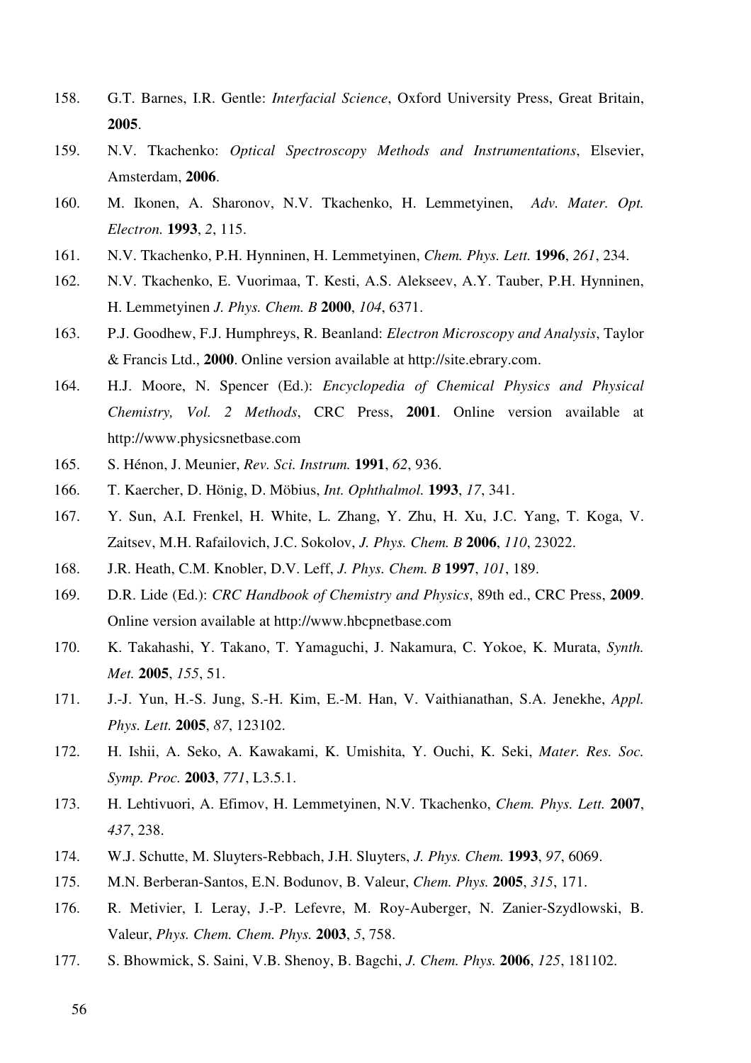158. G.T. Barnes, I.R. Gentle: *Interfacial Science*, Oxford University Press, Great Britain, **2005**.

159. N.V. Tkachenko: *Optical Spectroscopy Methods and Instrumentations*, Elsevier, Amsterdam, **2006**.

160. M. Ikonen, A. Sharonov, N.V. Tkachenko, H. Lemmetyinen, *Adv. Mater. Opt. Electron.* **1993**, *2*, 115.

161. N.V. Tkachenko, P.H. Hynninen, H. Lemmetyinen, *Chem. Phys. Lett.* **1996**, *261*, 234.

162. N.V. Tkachenko, E. Vuorimaa, T. Kesti, A.S. Alekseev, A.Y. Tauber, P.H. Hynninen, H. Lemmetyinen *J. Phys. Chem. B* **2000**, *104*, 6371.

163. P.J. Goodhew, F.J. Humphreys, R. Beanland: *Electron Microscopy and Analysis*, Taylor & Francis Ltd., **2000**. Online version available at http://site.ebrary.com.

164. H.J. Moore, N. Spencer (Ed.): *Encyclopedia of Chemical Physics and Physical Chemistry, Vol. 2 Methods*, CRC Press, **2001**. Online version available at http://www.physicsnetbase.com

165. S. Hénon, J. Meunier, *Rev. Sci. Instrum.* **1991**, *62*, 936.

166. T. Kaercher, D. Hönig, D. Möbius, *Int. Ophthalmol.* **1993**, *17*, 341.

167. Y. Sun, A.I. Frenkel, H. White, L. Zhang, Y. Zhu, H. Xu, J.C. Yang, T. Koga, V. Zaitsev, M.H. Rafailovich, J.C. Sokolov, *J. Phys. Chem. B* **2006**, *110*, 23022.

168. J.R. Heath, C.M. Knobler, D.V. Leff, *J. Phys. Chem. B* **1997**, *101*, 189.

169. D.R. Lide (Ed.): *CRC Handbook of Chemistry and Physics*, 89th ed., CRC Press, **2009**. Online version available at http://www.hbcpnetbase.com

170. K. Takahashi, Y. Takano, T. Yamaguchi, J. Nakamura, C. Yokoe, K. Murata, *Synth. Met.* **2005**, *155*, 51.

171. J.-J. Yun, H.-S. Jung, S.-H. Kim, E.-M. Han, V. Vaithianathan, S.A. Jenekhe, *Appl. Phys. Lett.* **2005**, *87*, 123102.

172. H. Ishii, A. Seko, A. Kawakami, K. Umishita, Y. Ouchi, K. Seki, *Mater. Res. Soc. Symp. Proc.* **2003**, *771*, L3.5.1.

173. H. Lehtivuori, A. Efimov, H. Lemmetyinen, N.V. Tkachenko, *Chem. Phys. Lett.* **2007**, *437*, 238.

174. W.J. Schutte, M. Sluyters-Rebbach, J.H. Sluyters, *J. Phys. Chem.* **1993**, *97*, 6069.

175. M.N. Berberan-Santos, E.N. Bodunov, B. Valeur, *Chem. Phys.* **2005**, *315*, 171.

176. R. Metivier, I. Leray, J.-P. Lefevre, M. Roy-Auberger, N. Zanier-Szydlowski, B. Valeur, *Phys. Chem. Chem. Phys.* **2003**, *5*, 758.

177. S. Bhowmick, S. Saini, V.B. Shenoy, B. Bagchi, *J. Chem. Phys.* **2006**, *125*, 181102.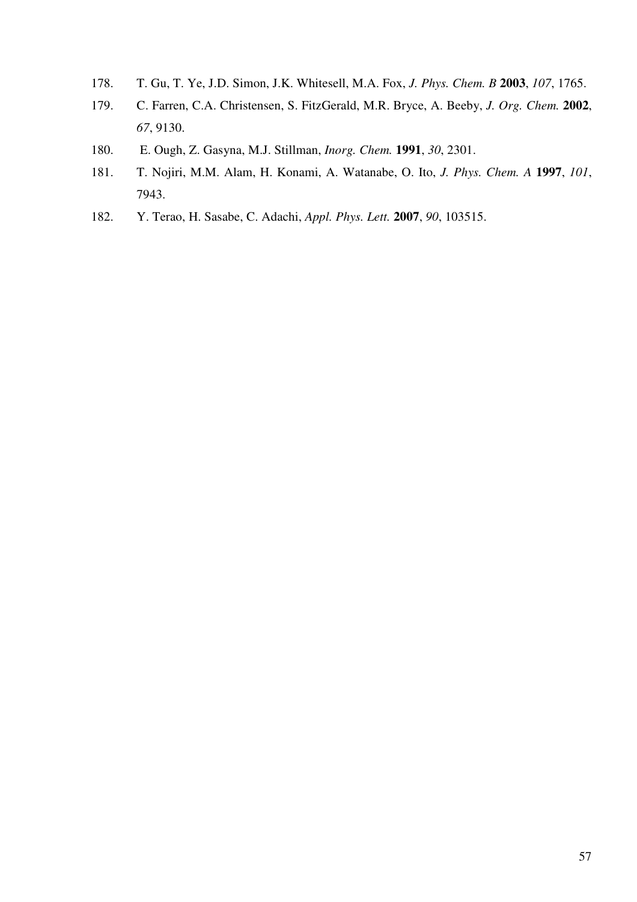178. T. Gu, T. Ye, J.D. Simon, J.K. Whitesell, M.A. Fox, *J. Phys. Chem. B* **2003**, *107*, 1765.
179. C. Farren, C.A. Christensen, S. FitzGerald, M.R. Bryce, A. Beeby, *J. Org. Chem.* **2002**, *67*, 9130.
180. E. Ough, Z. Gasyna, M.J. Stillman, *Inorg. Chem.* **1991**, *30*, 2301.
181. T. Nojiri, M.M. Alam, H. Konami, A. Watanabe, O. Ito, *J. Phys. Chem. A* **1997**, *101*, 7943.
182. Y. Terao, H. Sasabe, C. Adachi, *Appl. Phys. Lett.* **2007**, *90*, 103515.